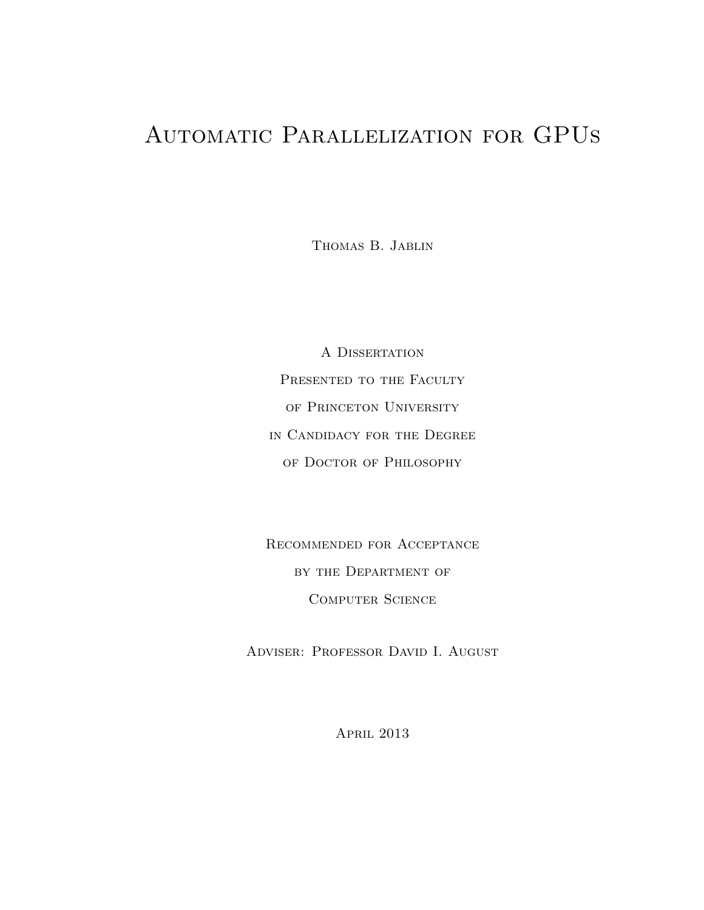# Automatic Parallelization for GPUs

Thomas B. Jablin

A Dissertation
Presented to the Faculty
of Princeton University
in Candidacy for the Degree
of Doctor of Philosophy

Recommended for Acceptance
by the Department of
Computer Science

Adviser: Professor David I. August

April 2013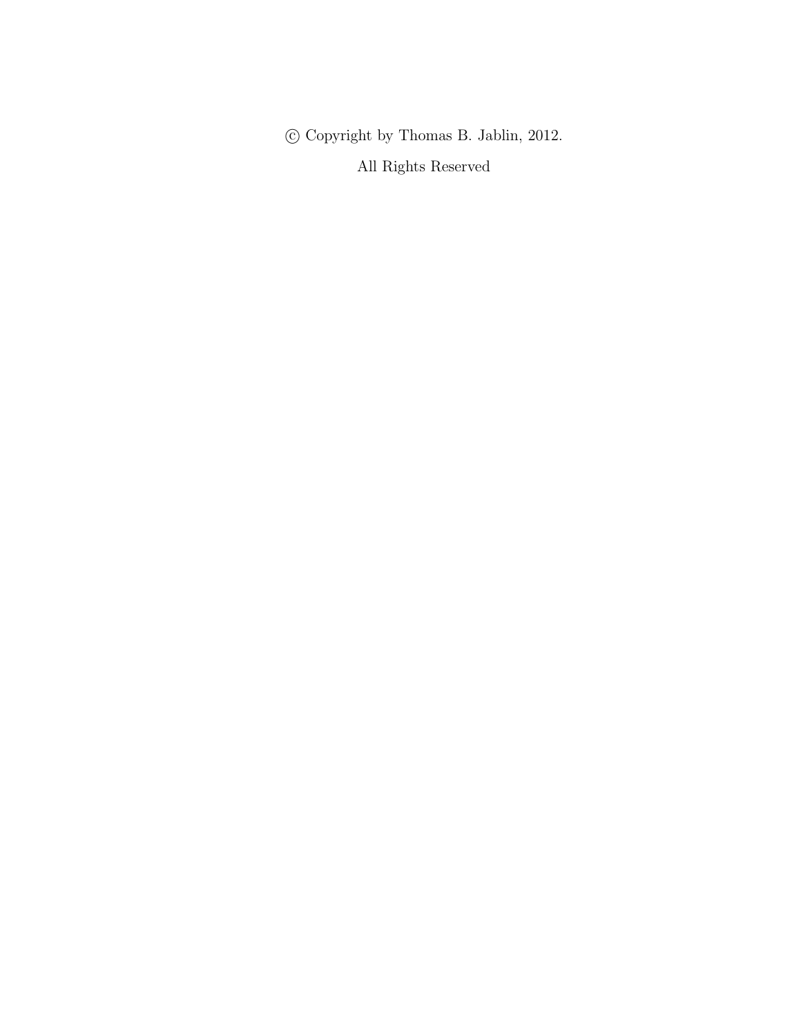© Copyright by Thomas B. Jablin, 2012.

All Rights Reserved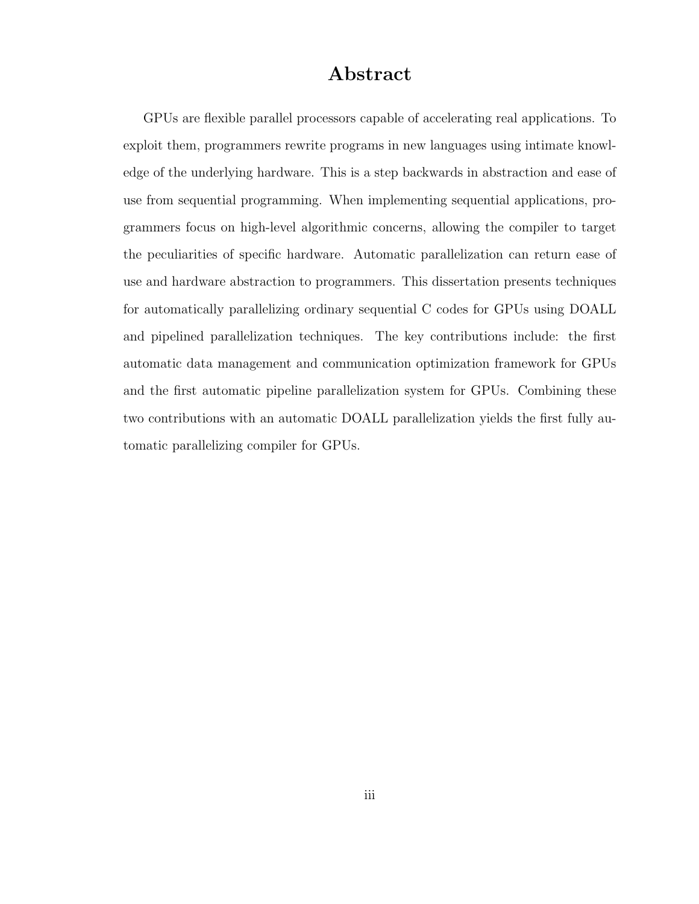# Abstract

GPUs are flexible parallel processors capable of accelerating real applications. To exploit them, programmers rewrite programs in new languages using intimate knowledge of the underlying hardware. This is a step backwards in abstraction and ease of use from sequential programming. When implementing sequential applications, programmers focus on high-level algorithmic concerns, allowing the compiler to target the peculiarities of specific hardware. Automatic parallelization can return ease of use and hardware abstraction to programmers. This dissertation presents techniques for automatically parallelizing ordinary sequential C codes for GPUs using DOALL and pipelined parallelization techniques. The key contributions include: the first automatic data management and communication optimization framework for GPUs and the first automatic pipeline parallelization system for GPUs. Combining these two contributions with an automatic DOALL parallelization yields the first fully automatic parallelizing compiler for GPUs.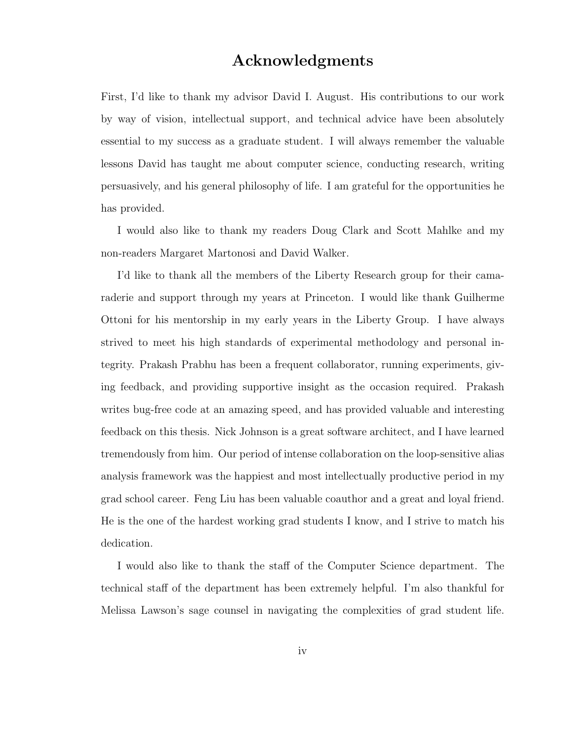# Acknowledgments

First, I'd like to thank my advisor David I. August. His contributions to our work by way of vision, intellectual support, and technical advice have been absolutely essential to my success as a graduate student. I will always remember the valuable lessons David has taught me about computer science, conducting research, writing persuasively, and his general philosophy of life. I am grateful for the opportunities he has provided.

I would also like to thank my readers Doug Clark and Scott Mahlke and my non-readers Margaret Martonosi and David Walker.

I'd like to thank all the members of the Liberty Research group for their camaraderie and support through my years at Princeton. I would like thank Guilherme Ottoni for his mentorship in my early years in the Liberty Group. I have always strived to meet his high standards of experimental methodology and personal integrity. Prakash Prabhu has been a frequent collaborator, running experiments, giving feedback, and providing supportive insight as the occasion required. Prakash writes bug-free code at an amazing speed, and has provided valuable and interesting feedback on this thesis. Nick Johnson is a great software architect, and I have learned tremendously from him. Our period of intense collaboration on the loop-sensitive alias analysis framework was the happiest and most intellectually productive period in my grad school career. Feng Liu has been valuable coauthor and a great and loyal friend. He is the one of the hardest working grad students I know, and I strive to match his dedication.

I would also like to thank the staff of the Computer Science department. The technical staff of the department has been extremely helpful. I'm also thankful for Melissa Lawson's sage counsel in navigating the complexities of grad student life.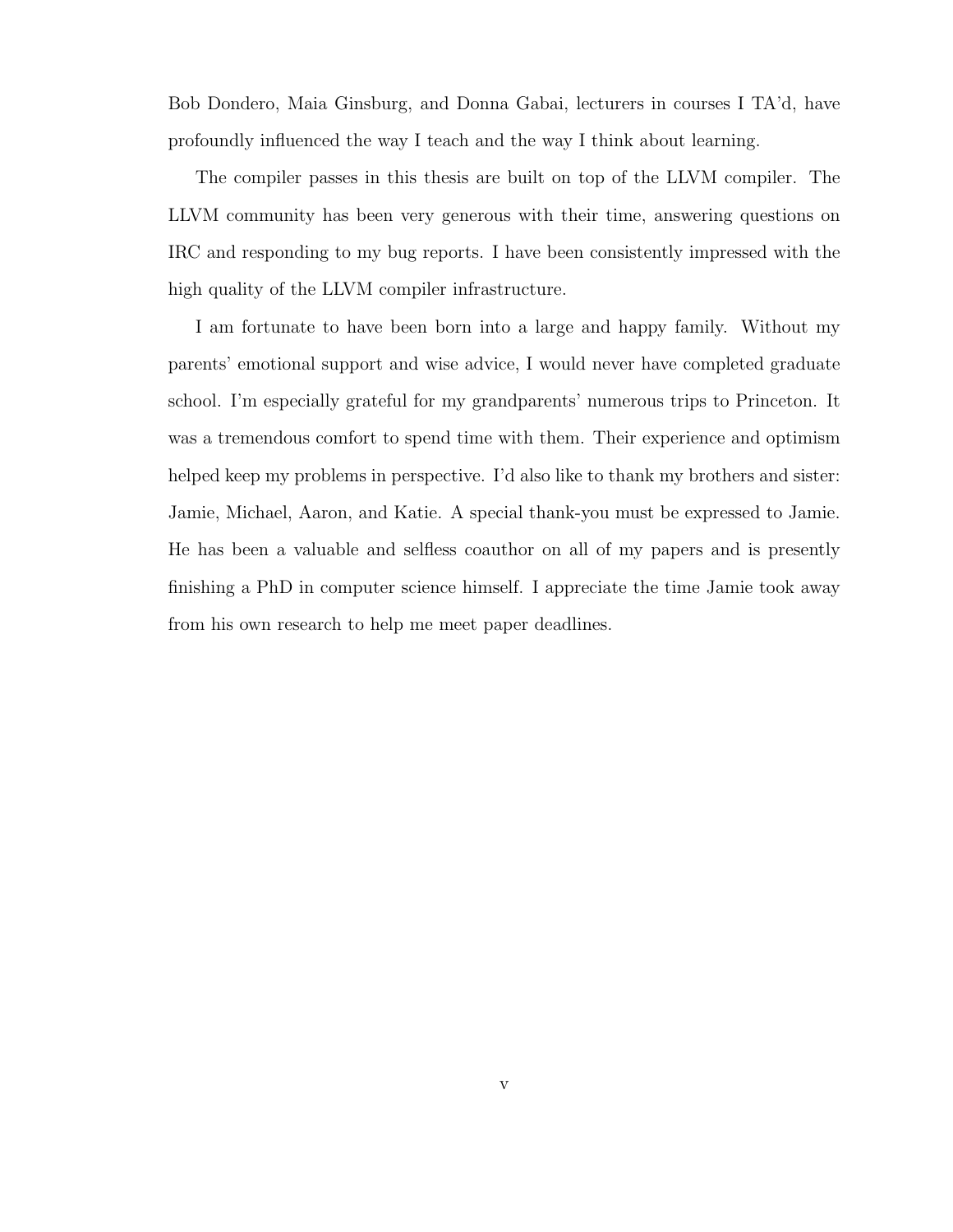Bob Dondero, Maia Ginsburg, and Donna Gabai, lecturers in courses I TA'd, have profoundly influenced the way I teach and the way I think about learning.

The compiler passes in this thesis are built on top of the LLVM compiler. The LLVM community has been very generous with their time, answering questions on IRC and responding to my bug reports. I have been consistently impressed with the high quality of the LLVM compiler infrastructure.

I am fortunate to have been born into a large and happy family. Without my parents' emotional support and wise advice, I would never have completed graduate school. I'm especially grateful for my grandparents' numerous trips to Princeton. It was a tremendous comfort to spend time with them. Their experience and optimism helped keep my problems in perspective. I'd also like to thank my brothers and sister: Jamie, Michael, Aaron, and Katie. A special thank-you must be expressed to Jamie. He has been a valuable and selfless coauthor on all of my papers and is presently finishing a PhD in computer science himself. I appreciate the time Jamie took away from his own research to help me meet paper deadlines.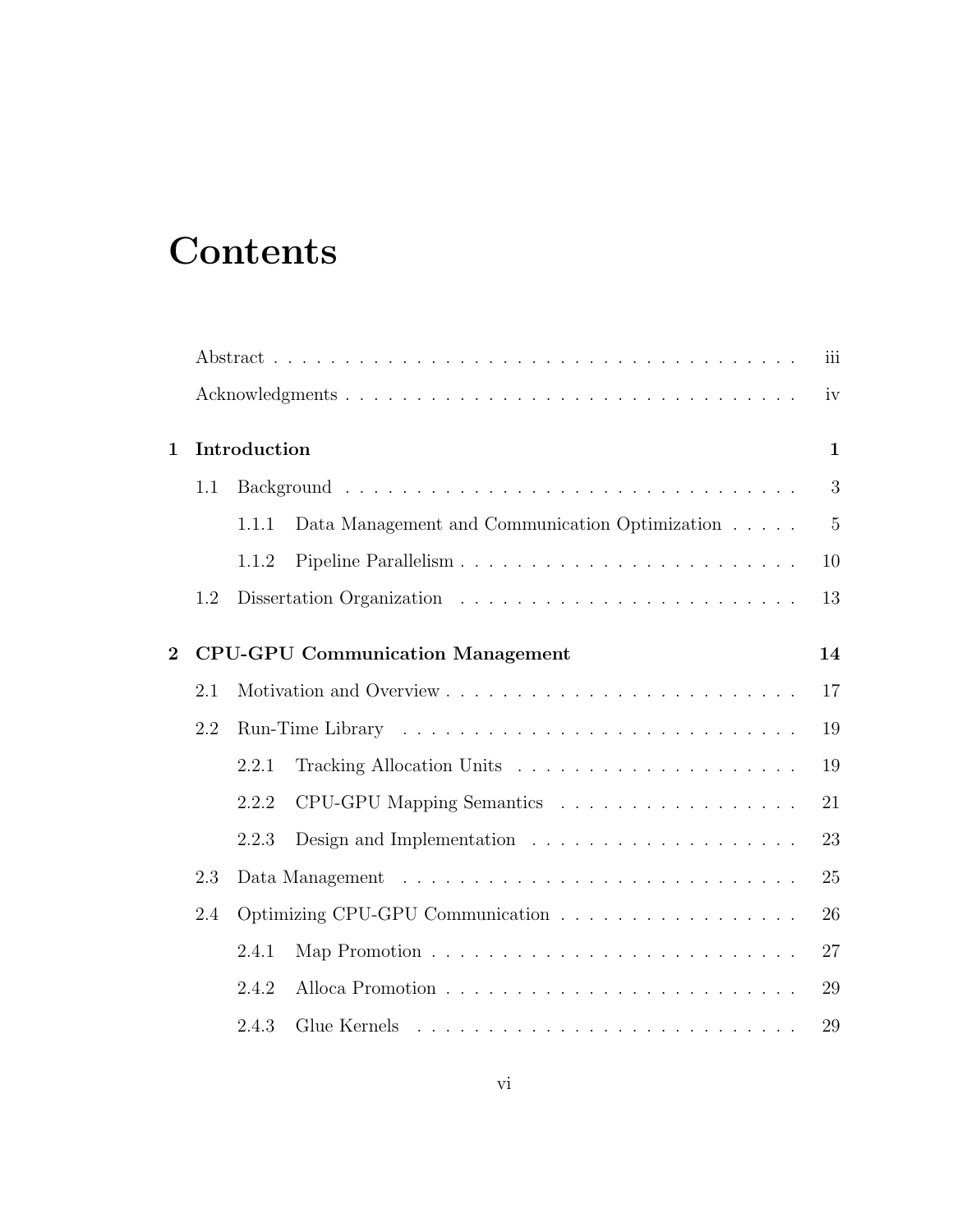# Contents

| | | |
|---|---|---|
| | Abstract | iii |
| | Acknowledgments | iv |
| **1** | **Introduction** | **1** |
| 1.1 | Background | 3 |
| 1.1.1 | Data Management and Communication Optimization | 5 |
| 1.1.2 | Pipeline Parallelism | 10 |
| 1.2 | Dissertation Organization | 13 |
| **2** | **CPU-GPU Communication Management** | **14** |
| 2.1 | Motivation and Overview | 17 |
| 2.2 | Run-Time Library | 19 |
| 2.2.1 | Tracking Allocation Units | 19 |
| 2.2.2 | CPU-GPU Mapping Semantics | 21 |
| 2.2.3 | Design and Implementation | 23 |
| 2.3 | Data Management | 25 |
| 2.4 | Optimizing CPU-GPU Communication | 26 |
| 2.4.1 | Map Promotion | 27 |
| 2.4.2 | Alloca Promotion | 29 |
| 2.4.3 | Glue Kernels | 29 |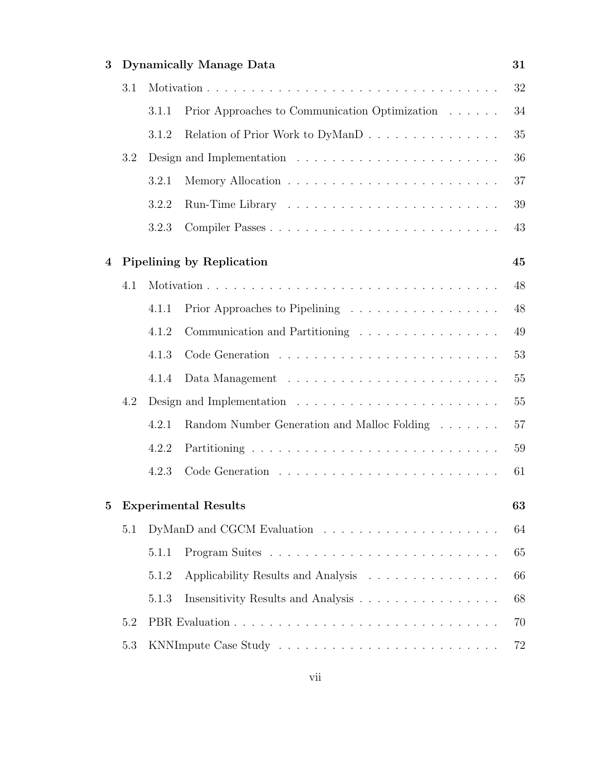**3 Dynamically Manage Data** 31

- 3.1 Motivation . . . . . . . . . . . . . . . . . . . . . . . . . . . . . . . . . . 32
  - 3.1.1 Prior Approaches to Communication Optimization . . . . . . 34
  - 3.1.2 Relation of Prior Work to DyManD . . . . . . . . . . . . . . . . 35
- 3.2 Design and Implementation . . . . . . . . . . . . . . . . . . . . . . . . 36
  - 3.2.1 Memory Allocation . . . . . . . . . . . . . . . . . . . . . . . . . 37
  - 3.2.2 Run-Time Library . . . . . . . . . . . . . . . . . . . . . . . . . 39
  - 3.2.3 Compiler Passes . . . . . . . . . . . . . . . . . . . . . . . . . . 43

**4 Pipelining by Replication** 45

- 4.1 Motivation . . . . . . . . . . . . . . . . . . . . . . . . . . . . . . . . . . 48
  - 4.1.1 Prior Approaches to Pipelining . . . . . . . . . . . . . . . . . . 48
  - 4.1.2 Communication and Partitioning . . . . . . . . . . . . . . . . . 49
  - 4.1.3 Code Generation . . . . . . . . . . . . . . . . . . . . . . . . . . 53
  - 4.1.4 Data Management . . . . . . . . . . . . . . . . . . . . . . . . . 55
- 4.2 Design and Implementation . . . . . . . . . . . . . . . . . . . . . . . . 55
  - 4.2.1 Random Number Generation and Malloc Folding . . . . . . . 57
  - 4.2.2 Partitioning . . . . . . . . . . . . . . . . . . . . . . . . . . . . . 59
  - 4.2.3 Code Generation . . . . . . . . . . . . . . . . . . . . . . . . . . 61

**5 Experimental Results** 63

- 5.1 DyManD and CGCM Evaluation . . . . . . . . . . . . . . . . . . . . . 64
  - 5.1.1 Program Suites . . . . . . . . . . . . . . . . . . . . . . . . . . . 65
  - 5.1.2 Applicability Results and Analysis . . . . . . . . . . . . . . . . 66
  - 5.1.3 Insensitivity Results and Analysis . . . . . . . . . . . . . . . . 68
- 5.2 PBR Evaluation . . . . . . . . . . . . . . . . . . . . . . . . . . . . . . . 70
- 5.3 KNNImpute Case Study . . . . . . . . . . . . . . . . . . . . . . . . . . 72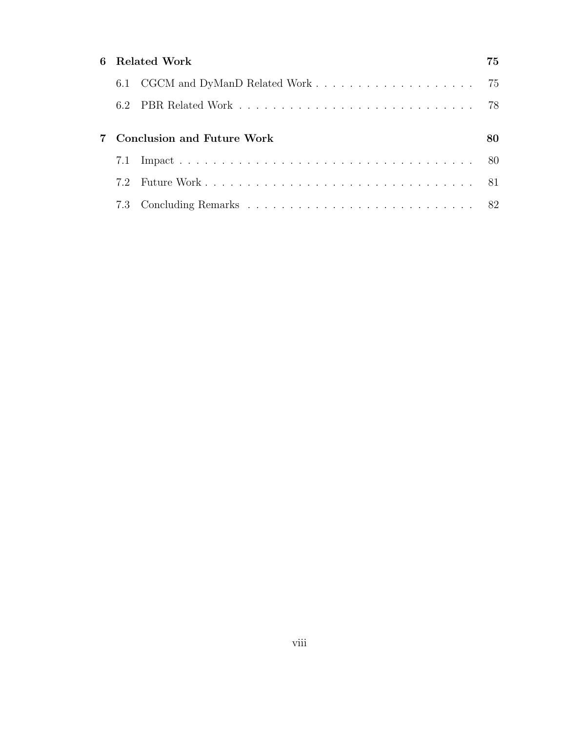**6 Related Work** 75

- 6.1 CGCM and DyManD Related Work . . . . . . . . . . . . . . . . . . . 75
- 6.2 PBR Related Work . . . . . . . . . . . . . . . . . . . . . . . . . . . . 78

**7 Conclusion and Future Work** 80

- 7.1 Impact . . . . . . . . . . . . . . . . . . . . . . . . . . . . . . . . . . 80
- 7.2 Future Work . . . . . . . . . . . . . . . . . . . . . . . . . . . . . . . 81
- 7.3 Concluding Remarks . . . . . . . . . . . . . . . . . . . . . . . . . . . 82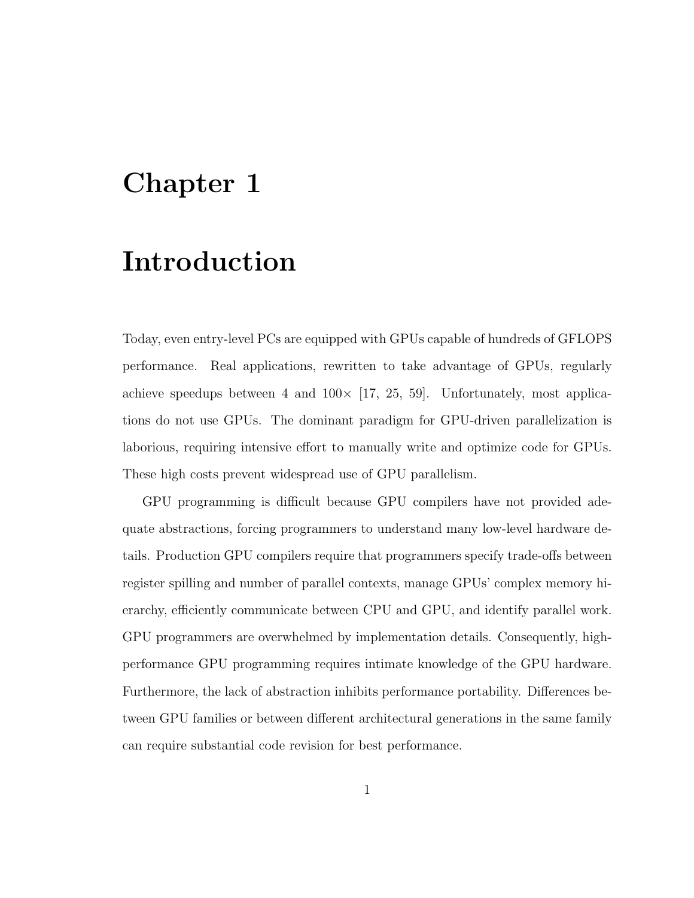# Chapter 1

# Introduction

Today, even entry-level PCs are equipped with GPUs capable of hundreds of GFLOPS performance. Real applications, rewritten to take advantage of GPUs, regularly achieve speedups between 4 and 100× [17, 25, 59]. Unfortunately, most applications do not use GPUs. The dominant paradigm for GPU-driven parallelization is laborious, requiring intensive effort to manually write and optimize code for GPUs. These high costs prevent widespread use of GPU parallelism.

GPU programming is difficult because GPU compilers have not provided adequate abstractions, forcing programmers to understand many low-level hardware details. Production GPU compilers require that programmers specify trade-offs between register spilling and number of parallel contexts, manage GPUs' complex memory hierarchy, efficiently communicate between CPU and GPU, and identify parallel work. GPU programmers are overwhelmed by implementation details. Consequently, high-performance GPU programming requires intimate knowledge of the GPU hardware. Furthermore, the lack of abstraction inhibits performance portability. Differences between GPU families or between different architectural generations in the same family can require substantial code revision for best performance.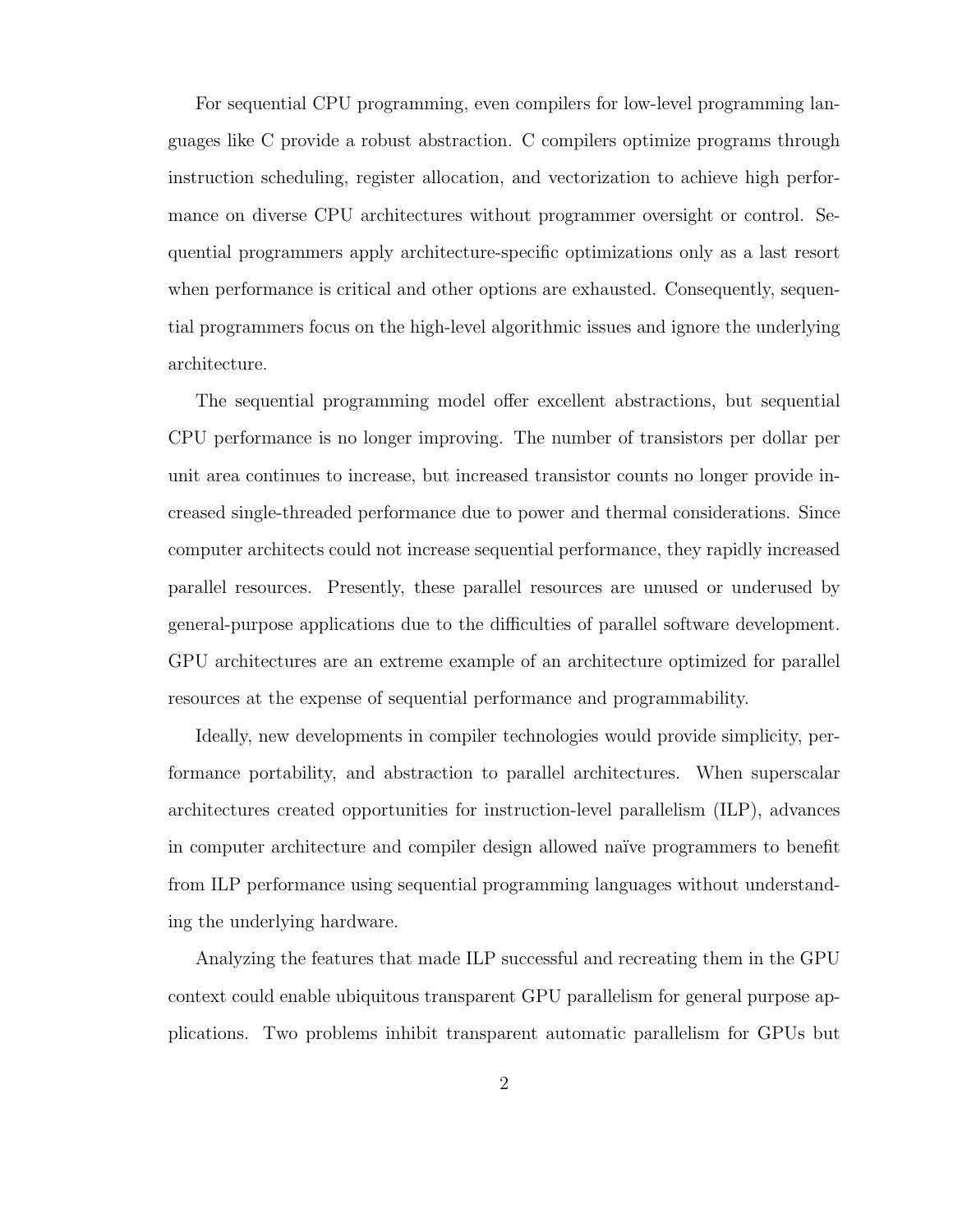For sequential CPU programming, even compilers for low-level programming languages like C provide a robust abstraction. C compilers optimize programs through instruction scheduling, register allocation, and vectorization to achieve high performance on diverse CPU architectures without programmer oversight or control. Sequential programmers apply architecture-specific optimizations only as a last resort when performance is critical and other options are exhausted. Consequently, sequential programmers focus on the high-level algorithmic issues and ignore the underlying architecture.

The sequential programming model offer excellent abstractions, but sequential CPU performance is no longer improving. The number of transistors per dollar per unit area continues to increase, but increased transistor counts no longer provide increased single-threaded performance due to power and thermal considerations. Since computer architects could not increase sequential performance, they rapidly increased parallel resources. Presently, these parallel resources are unused or underused by general-purpose applications due to the difficulties of parallel software development. GPU architectures are an extreme example of an architecture optimized for parallel resources at the expense of sequential performance and programmability.

Ideally, new developments in compiler technologies would provide simplicity, performance portability, and abstraction to parallel architectures. When superscalar architectures created opportunities for instruction-level parallelism (ILP), advances in computer architecture and compiler design allowed naïve programmers to benefit from ILP performance using sequential programming languages without understanding the underlying hardware.

Analyzing the features that made ILP successful and recreating them in the GPU context could enable ubiquitous transparent GPU parallelism for general purpose applications. Two problems inhibit transparent automatic parallelism for GPUs but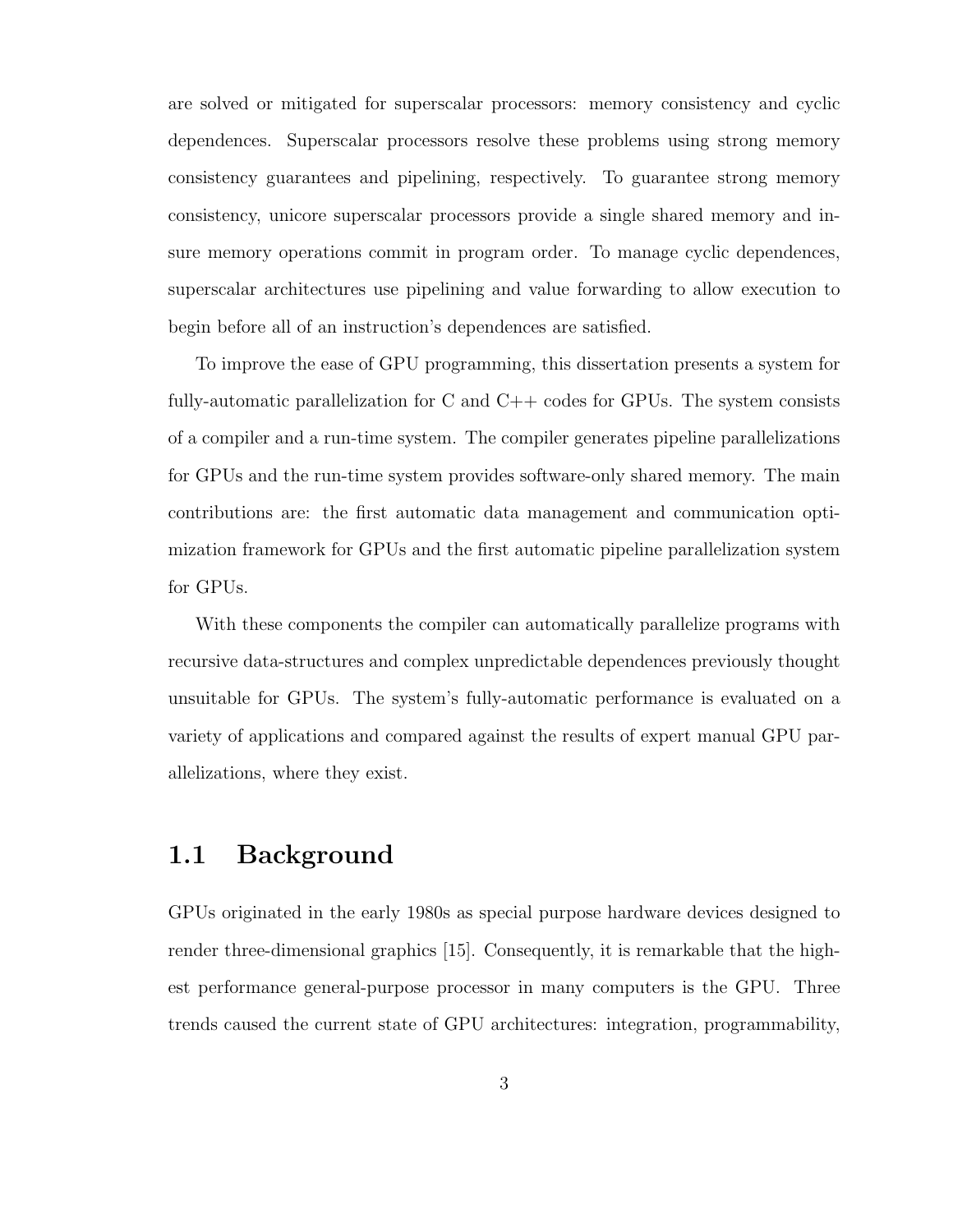are solved or mitigated for superscalar processors: memory consistency and cyclic dependences. Superscalar processors resolve these problems using strong memory consistency guarantees and pipelining, respectively. To guarantee strong memory consistency, unicore superscalar processors provide a single shared memory and insure memory operations commit in program order. To manage cyclic dependences, superscalar architectures use pipelining and value forwarding to allow execution to begin before all of an instruction's dependences are satisfied.

To improve the ease of GPU programming, this dissertation presents a system for fully-automatic parallelization for C and C++ codes for GPUs. The system consists of a compiler and a run-time system. The compiler generates pipeline parallelizations for GPUs and the run-time system provides software-only shared memory. The main contributions are: the first automatic data management and communication optimization framework for GPUs and the first automatic pipeline parallelization system for GPUs.

With these components the compiler can automatically parallelize programs with recursive data-structures and complex unpredictable dependences previously thought unsuitable for GPUs. The system's fully-automatic performance is evaluated on a variety of applications and compared against the results of expert manual GPU parallelizations, where they exist.

## 1.1 Background

GPUs originated in the early 1980s as special purpose hardware devices designed to render three-dimensional graphics [15]. Consequently, it is remarkable that the highest performance general-purpose processor in many computers is the GPU. Three trends caused the current state of GPU architectures: integration, programmability,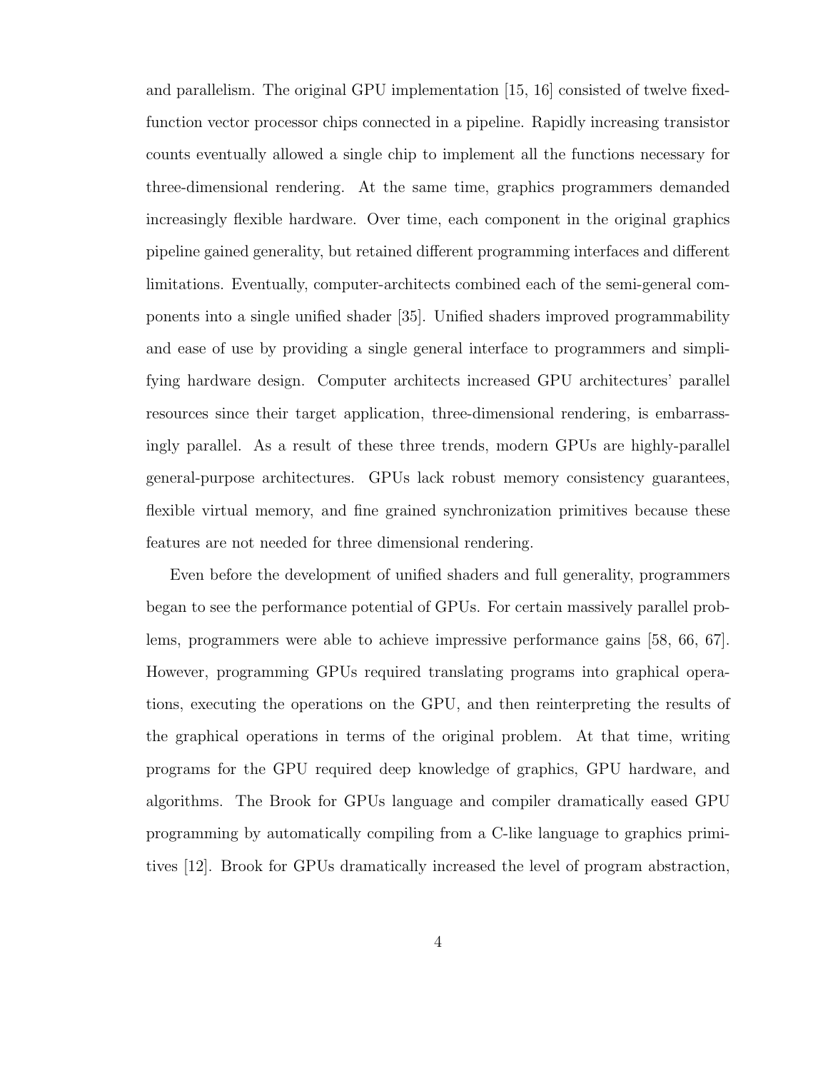and parallelism. The original GPU implementation [15, 16] consisted of twelve fixed-function vector processor chips connected in a pipeline. Rapidly increasing transistor counts eventually allowed a single chip to implement all the functions necessary for three-dimensional rendering. At the same time, graphics programmers demanded increasingly flexible hardware. Over time, each component in the original graphics pipeline gained generality, but retained different programming interfaces and different limitations. Eventually, computer-architects combined each of the semi-general components into a single unified shader [35]. Unified shaders improved programmability and ease of use by providing a single general interface to programmers and simplifying hardware design. Computer architects increased GPU architectures' parallel resources since their target application, three-dimensional rendering, is embarrassingly parallel. As a result of these three trends, modern GPUs are highly-parallel general-purpose architectures. GPUs lack robust memory consistency guarantees, flexible virtual memory, and fine grained synchronization primitives because these features are not needed for three dimensional rendering.

Even before the development of unified shaders and full generality, programmers began to see the performance potential of GPUs. For certain massively parallel problems, programmers were able to achieve impressive performance gains [58, 66, 67]. However, programming GPUs required translating programs into graphical operations, executing the operations on the GPU, and then reinterpreting the results of the graphical operations in terms of the original problem. At that time, writing programs for the GPU required deep knowledge of graphics, GPU hardware, and algorithms. The Brook for GPUs language and compiler dramatically eased GPU programming by automatically compiling from a C-like language to graphics primitives [12]. Brook for GPUs dramatically increased the level of program abstraction,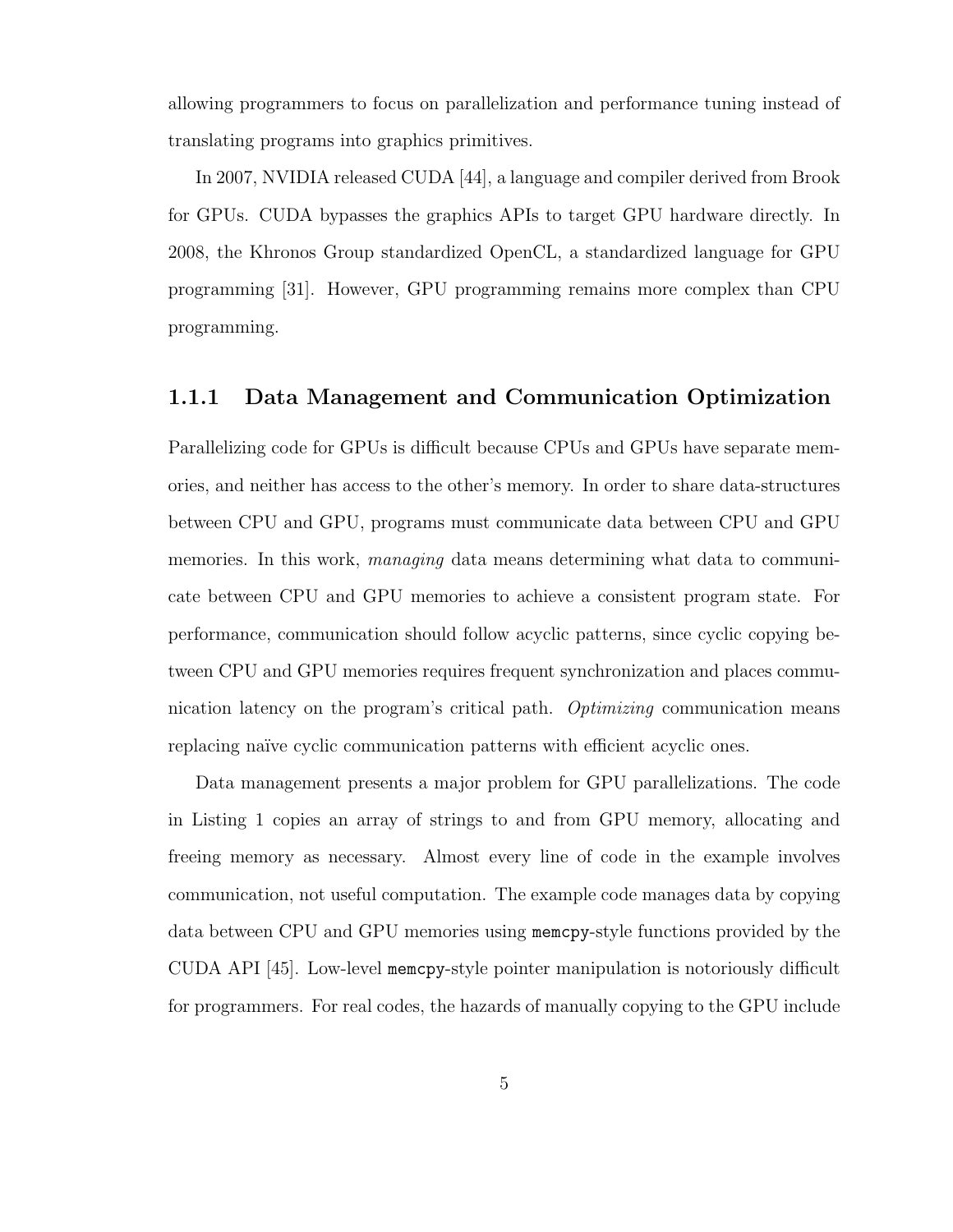allowing programmers to focus on parallelization and performance tuning instead of translating programs into graphics primitives.

In 2007, NVIDIA released CUDA [44], a language and compiler derived from Brook for GPUs. CUDA bypasses the graphics APIs to target GPU hardware directly. In 2008, the Khronos Group standardized OpenCL, a standardized language for GPU programming [31]. However, GPU programming remains more complex than CPU programming.

### 1.1.1 Data Management and Communication Optimization

Parallelizing code for GPUs is difficult because CPUs and GPUs have separate memories, and neither has access to the other's memory. In order to share data-structures between CPU and GPU, programs must communicate data between CPU and GPU memories. In this work, *managing* data means determining what data to communicate between CPU and GPU memories to achieve a consistent program state. For performance, communication should follow acyclic patterns, since cyclic copying between CPU and GPU memories requires frequent synchronization and places communication latency on the program's critical path. *Optimizing* communication means replacing naïve cyclic communication patterns with efficient acyclic ones.

Data management presents a major problem for GPU parallelizations. The code in Listing 1 copies an array of strings to and from GPU memory, allocating and freeing memory as necessary. Almost every line of code in the example involves communication, not useful computation. The example code manages data by copying data between CPU and GPU memories using `memcpy`-style functions provided by the CUDA API [45]. Low-level `memcpy`-style pointer manipulation is notoriously difficult for programmers. For real codes, the hazards of manually copying to the GPU include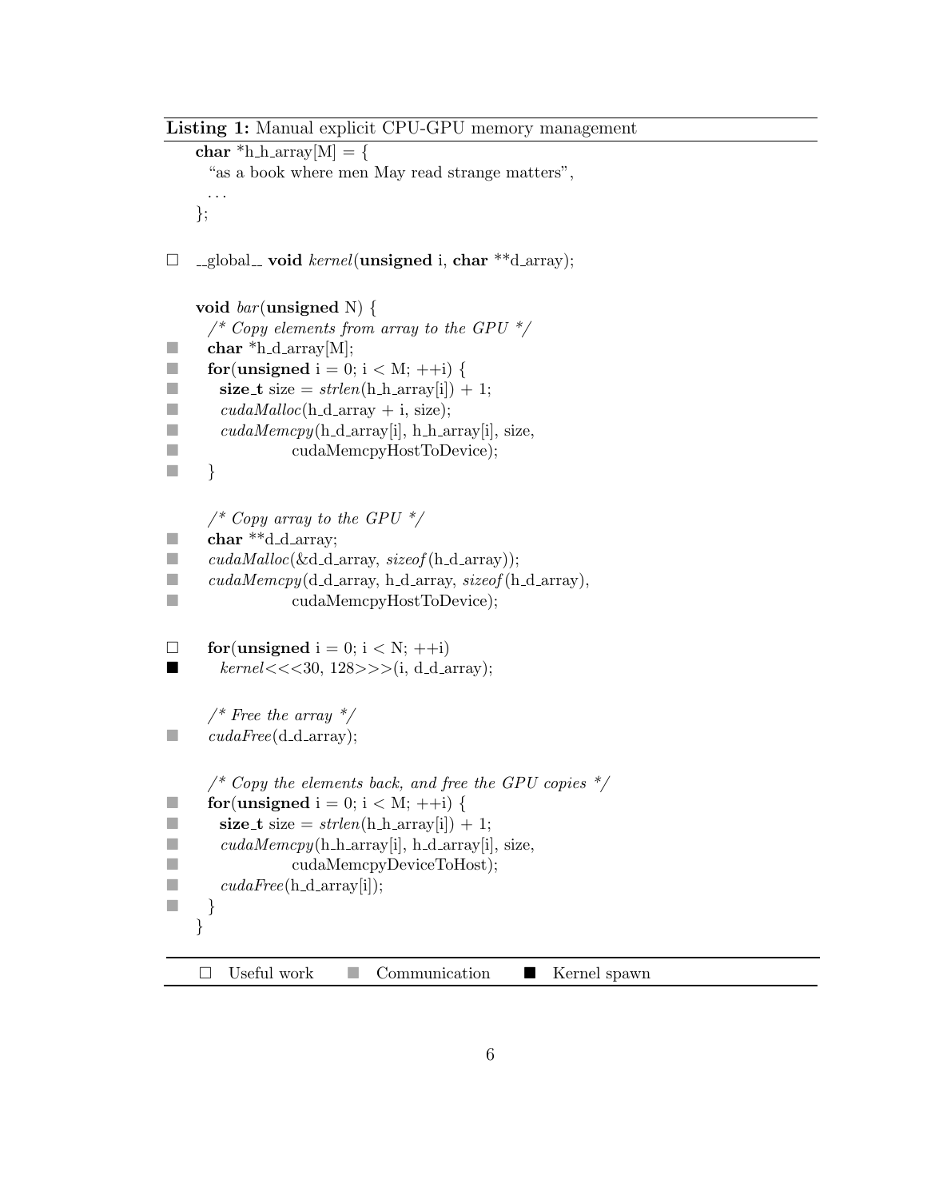**Listing 1:** Manual explicit CPU-GPU memory management

```
    char *h_h_array[M] = {
      "as a book where men May read strange matters",
      . . .
    };

□   __global__ void kernel(unsigned i, char **d_array);

    void bar(unsigned N) {
      /* Copy elements from array to the GPU */
■     char *h_d_array[M];
■     for(unsigned i = 0; i < M; ++i) {
■       size_t size = strlen(h_h_array[i]) + 1;
■       cudaMalloc(h_d_array + i, size);
■       cudaMemcpy(h_d_array[i], h_h_array[i], size,
■                  cudaMemcpyHostToDevice);
■     }

      /* Copy array to the GPU */
■     char **d_d_array;
■     cudaMalloc(&d_d_array, sizeof(h_d_array));
■     cudaMemcpy(d_d_array, h_d_array, sizeof(h_d_array),
■                cudaMemcpyHostToDevice);

□     for(unsigned i = 0; i < N; ++i)
■       kernel<<<30, 128>>>(i, d_d_array);

      /* Free the array */
■     cudaFree(d_d_array);

      /* Copy the elements back, and free the GPU copies */
■     for(unsigned i = 0; i < M; ++i) {
■       size_t size = strlen(h_h_array[i]) + 1;
■       cudaMemcpy(h_h_array[i], h_d_array[i], size,
■                  cudaMemcpyDeviceToHost);
■       cudaFree(h_d_array[i]);
■     }
    }
```

□ Useful work    ■ (grey) Communication    ■ (black) Kernel spawn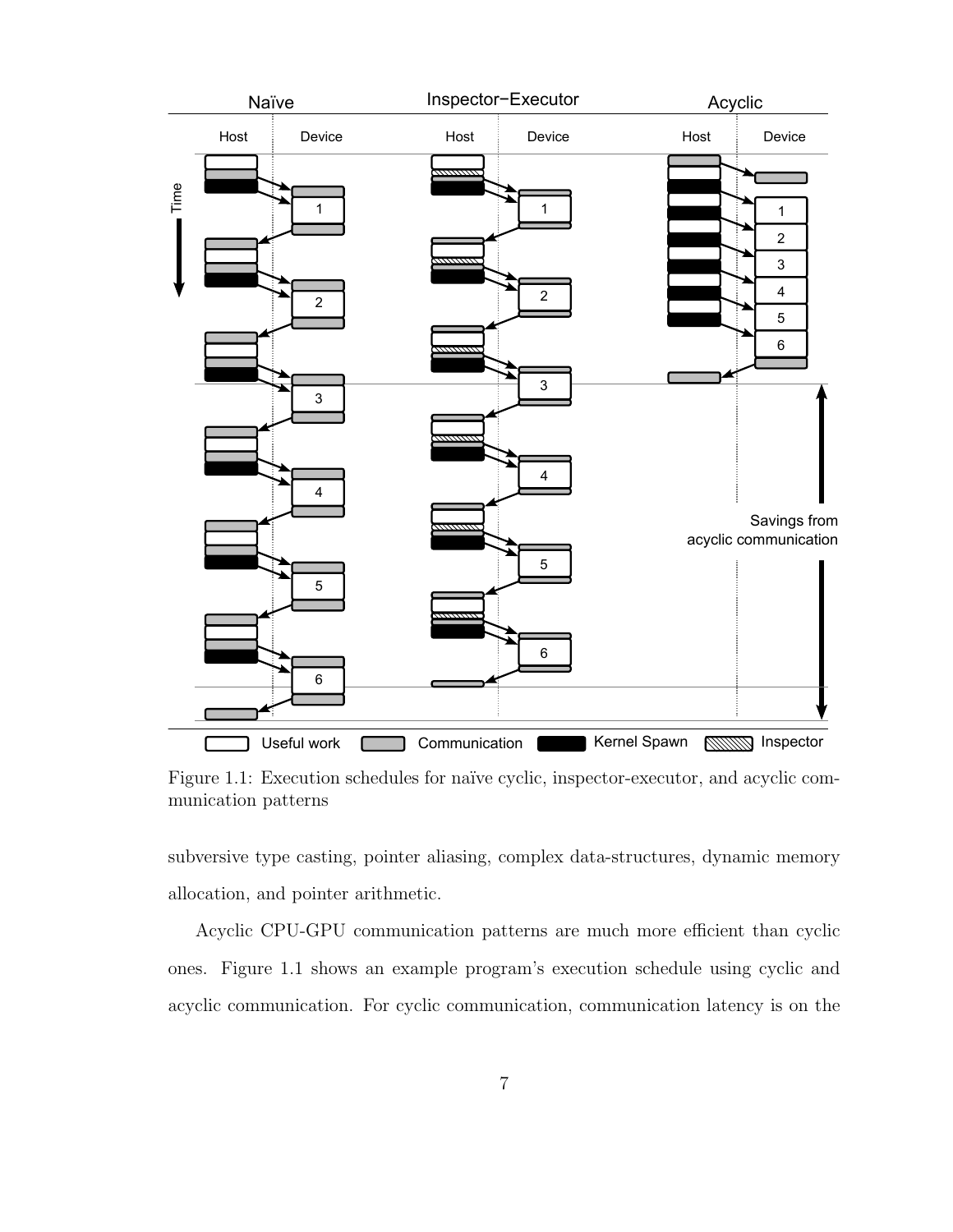Figure 1.1: Execution schedules for naïve cyclic, inspector-executor, and acyclic communication patterns

subversive type casting, pointer aliasing, complex data-structures, dynamic memory allocation, and pointer arithmetic.

Acyclic CPU-GPU communication patterns are much more efficient than cyclic ones. Figure 1.1 shows an example program's execution schedule using cyclic and acyclic communication. For cyclic communication, communication latency is on the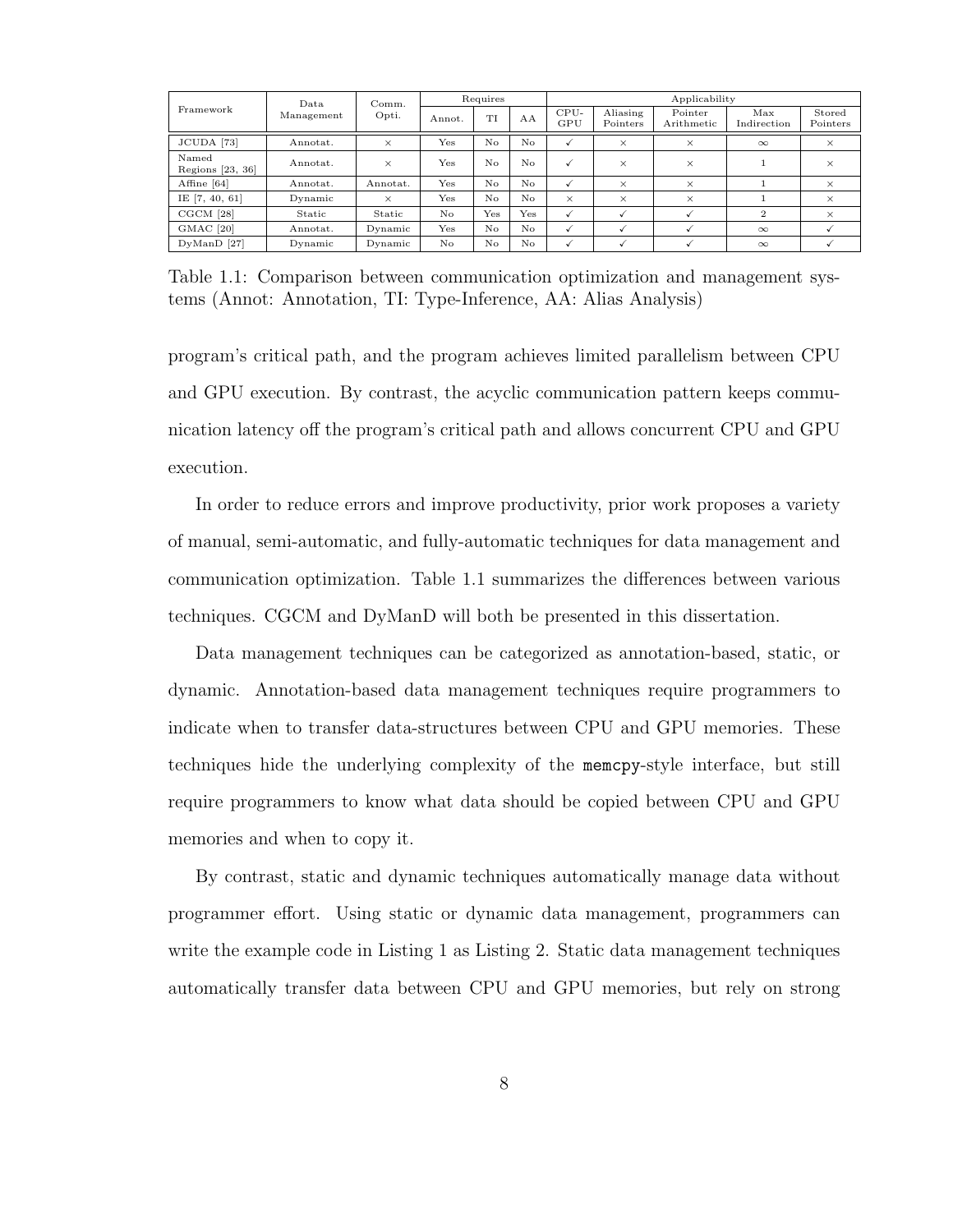| Framework | Data Management | Comm. Opti. | Requires | | | Applicability | | | | |
|---|---|---|---|---|---|---|---|---|---|---|
| | | | Annot. | TI | AA | CPU-GPU | Aliasing Pointers | Pointer Arithmetic | Max Indirection | Stored Pointers |
| JCUDA [73] | Annotat. | × | Yes | No | No | ✓ | × | × | ∞ | × |
| Named Regions [23, 36] | Annotat. | × | Yes | No | No | ✓ | × | × | 1 | × |
| Affine [64] | Annotat. | Annotat. | Yes | No | No | ✓ | × | × | 1 | × |
| IE [7, 40, 61] | Dynamic | × | Yes | No | No | × | × | × | 1 | × |
| CGCM [28] | Static | Static | No | Yes | Yes | ✓ | ✓ | ✓ | 2 | × |
| GMAC [20] | Annotat. | Dynamic | Yes | No | No | ✓ | ✓ | ✓ | ∞ | ✓ |
| DyManD [27] | Dynamic | Dynamic | No | No | No | ✓ | ✓ | ✓ | ∞ | ✓ |

Table 1.1: Comparison between communication optimization and management systems (Annot: Annotation, TI: Type-Inference, AA: Alias Analysis)

program's critical path, and the program achieves limited parallelism between CPU and GPU execution. By contrast, the acyclic communication pattern keeps communication latency off the program's critical path and allows concurrent CPU and GPU execution.

In order to reduce errors and improve productivity, prior work proposes a variety of manual, semi-automatic, and fully-automatic techniques for data management and communication optimization. Table 1.1 summarizes the differences between various techniques. CGCM and DyManD will both be presented in this dissertation.

Data management techniques can be categorized as annotation-based, static, or dynamic. Annotation-based data management techniques require programmers to indicate when to transfer data-structures between CPU and GPU memories. These techniques hide the underlying complexity of the `memcpy`-style interface, but still require programmers to know what data should be copied between CPU and GPU memories and when to copy it.

By contrast, static and dynamic techniques automatically manage data without programmer effort. Using static or dynamic data management, programmers can write the example code in Listing 1 as Listing 2. Static data management techniques automatically transfer data between CPU and GPU memories, but rely on strong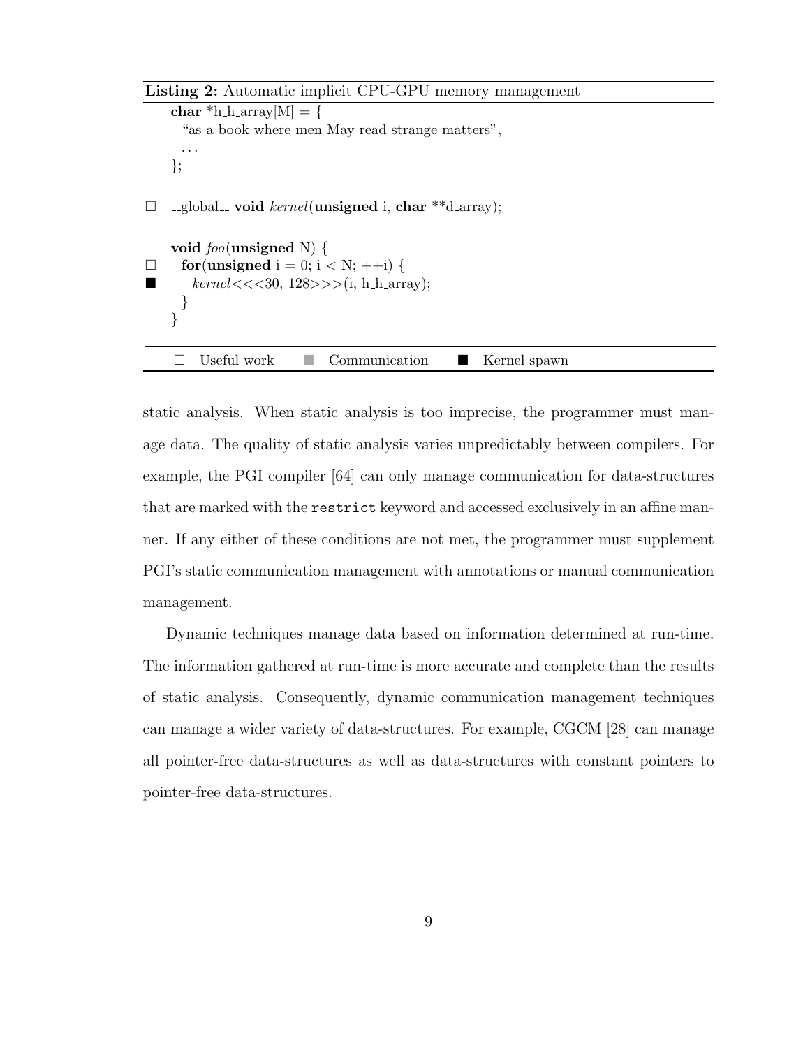**Listing 2:** Automatic implicit CPU-GPU memory management

```
    char *h_h_array[M] = {
      "as a book where men May read strange matters",
      ...
    };

□   __global__ void kernel(unsigned i, char **d_array);

    void foo(unsigned N) {
□     for(unsigned i = 0; i < N; ++i) {
■       kernel<<<30, 128>>>(i, h_h_array);
      }
    }
```

□ Useful work ■ Communication ■ Kernel spawn

static analysis. When static analysis is too imprecise, the programmer must manage data. The quality of static analysis varies unpredictably between compilers. For example, the PGI compiler [64] can only manage communication for data-structures that are marked with the `restrict` keyword and accessed exclusively in an affine manner. If any either of these conditions are not met, the programmer must supplement PGI's static communication management with annotations or manual communication management.

Dynamic techniques manage data based on information determined at run-time. The information gathered at run-time is more accurate and complete than the results of static analysis. Consequently, dynamic communication management techniques can manage a wider variety of data-structures. For example, CGCM [28] can manage all pointer-free data-structures as well as data-structures with constant pointers to pointer-free data-structures.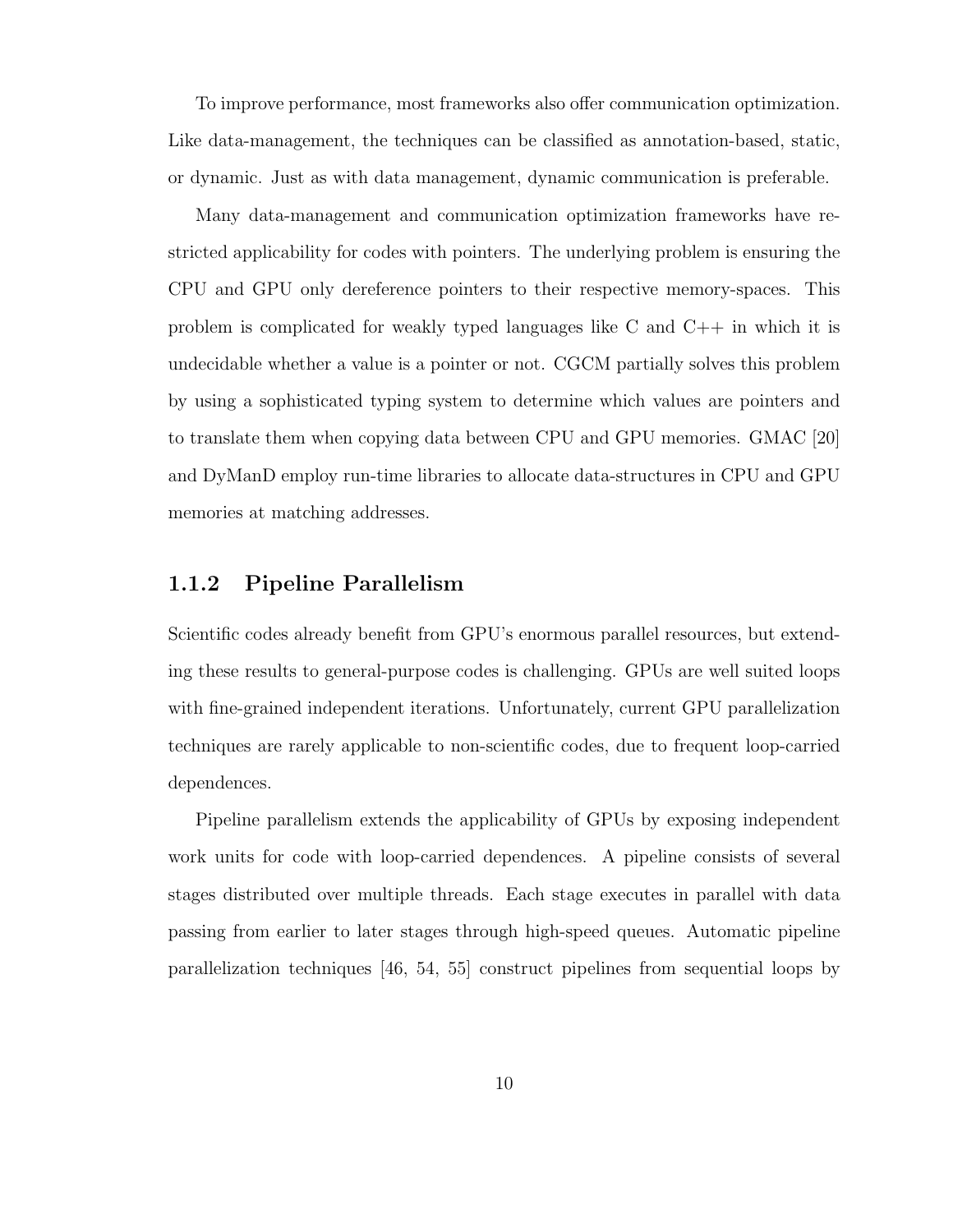To improve performance, most frameworks also offer communication optimization. Like data-management, the techniques can be classified as annotation-based, static, or dynamic. Just as with data management, dynamic communication is preferable.

Many data-management and communication optimization frameworks have restricted applicability for codes with pointers. The underlying problem is ensuring the CPU and GPU only dereference pointers to their respective memory-spaces. This problem is complicated for weakly typed languages like C and C++ in which it is undecidable whether a value is a pointer or not. CGCM partially solves this problem by using a sophisticated typing system to determine which values are pointers and to translate them when copying data between CPU and GPU memories. GMAC [20] and DyManD employ run-time libraries to allocate data-structures in CPU and GPU memories at matching addresses.

### 1.1.2 Pipeline Parallelism

Scientific codes already benefit from GPU's enormous parallel resources, but extending these results to general-purpose codes is challenging. GPUs are well suited loops with fine-grained independent iterations. Unfortunately, current GPU parallelization techniques are rarely applicable to non-scientific codes, due to frequent loop-carried dependences.

Pipeline parallelism extends the applicability of GPUs by exposing independent work units for code with loop-carried dependences. A pipeline consists of several stages distributed over multiple threads. Each stage executes in parallel with data passing from earlier to later stages through high-speed queues. Automatic pipeline parallelization techniques [46, 54, 55] construct pipelines from sequential loops by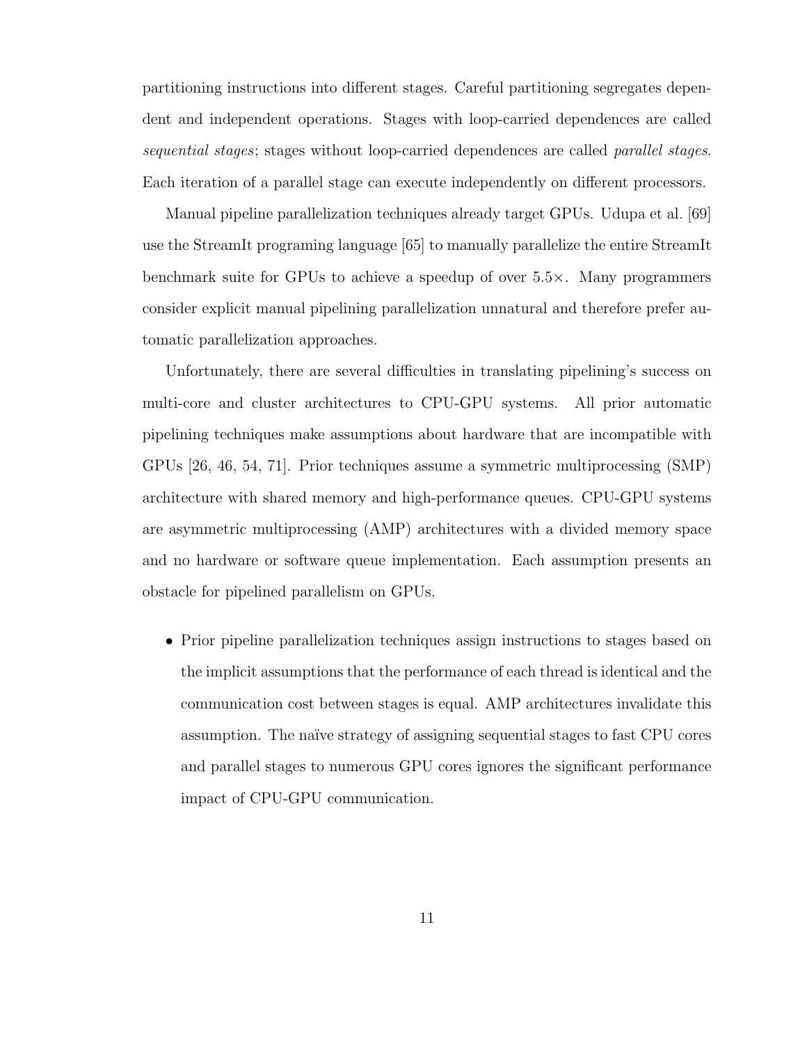partitioning instructions into different stages. Careful partitioning segregates dependent and independent operations. Stages with loop-carried dependences are called *sequential stages*; stages without loop-carried dependences are called *parallel stages*. Each iteration of a parallel stage can execute independently on different processors.

Manual pipeline parallelization techniques already target GPUs. Udupa et al. [69] use the StreamIt programing language [65] to manually parallelize the entire StreamIt benchmark suite for GPUs to achieve a speedup of over 5.5×. Many programmers consider explicit manual pipelining parallelization unnatural and therefore prefer automatic parallelization approaches.

Unfortunately, there are several difficulties in translating pipelining's success on multi-core and cluster architectures to CPU-GPU systems. All prior automatic pipelining techniques make assumptions about hardware that are incompatible with GPUs [26, 46, 54, 71]. Prior techniques assume a symmetric multiprocessing (SMP) architecture with shared memory and high-performance queues. CPU-GPU systems are asymmetric multiprocessing (AMP) architectures with a divided memory space and no hardware or software queue implementation. Each assumption presents an obstacle for pipelined parallelism on GPUs.

- Prior pipeline parallelization techniques assign instructions to stages based on the implicit assumptions that the performance of each thread is identical and the communication cost between stages is equal. AMP architectures invalidate this assumption. The naïve strategy of assigning sequential stages to fast CPU cores and parallel stages to numerous GPU cores ignores the significant performance impact of CPU-GPU communication.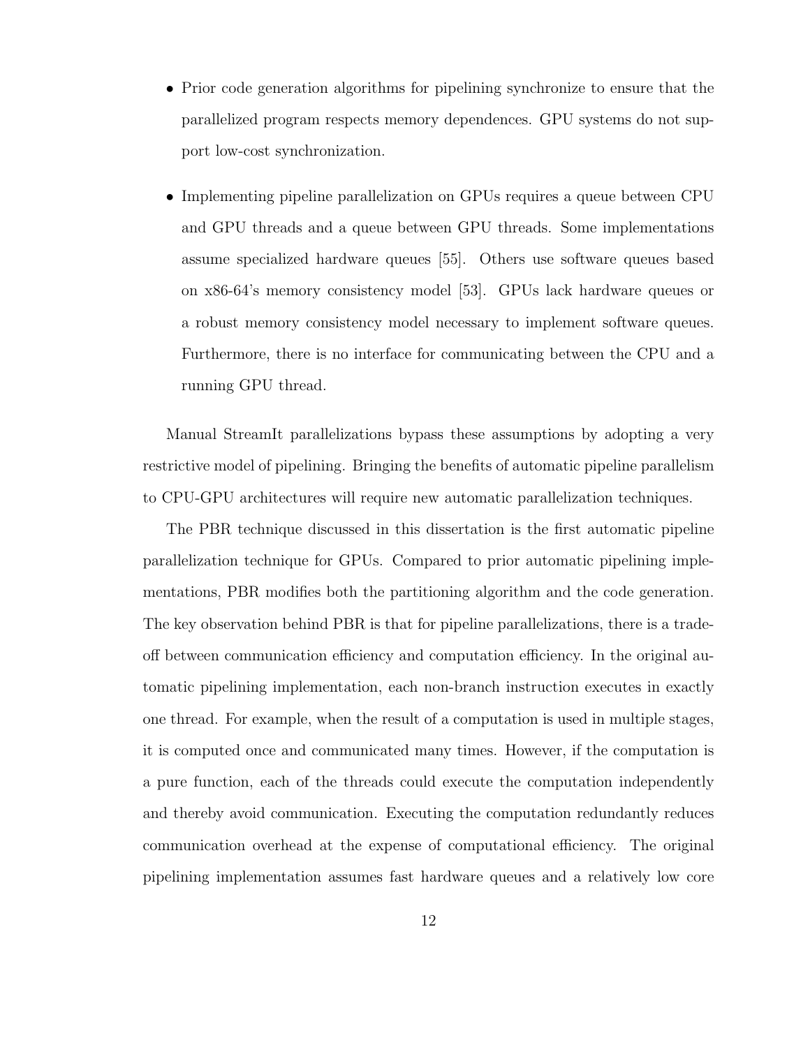- Prior code generation algorithms for pipelining synchronize to ensure that the parallelized program respects memory dependences. GPU systems do not support low-cost synchronization.

- Implementing pipeline parallelization on GPUs requires a queue between CPU and GPU threads and a queue between GPU threads. Some implementations assume specialized hardware queues [55]. Others use software queues based on x86-64's memory consistency model [53]. GPUs lack hardware queues or a robust memory consistency model necessary to implement software queues. Furthermore, there is no interface for communicating between the CPU and a running GPU thread.

Manual StreamIt parallelizations bypass these assumptions by adopting a very restrictive model of pipelining. Bringing the benefits of automatic pipeline parallelism to CPU-GPU architectures will require new automatic parallelization techniques.

The PBR technique discussed in this dissertation is the first automatic pipeline parallelization technique for GPUs. Compared to prior automatic pipelining implementations, PBR modifies both the partitioning algorithm and the code generation. The key observation behind PBR is that for pipeline parallelizations, there is a tradeoff between communication efficiency and computation efficiency. In the original automatic pipelining implementation, each non-branch instruction executes in exactly one thread. For example, when the result of a computation is used in multiple stages, it is computed once and communicated many times. However, if the computation is a pure function, each of the threads could execute the computation independently and thereby avoid communication. Executing the computation redundantly reduces communication overhead at the expense of computational efficiency. The original pipelining implementation assumes fast hardware queues and a relatively low core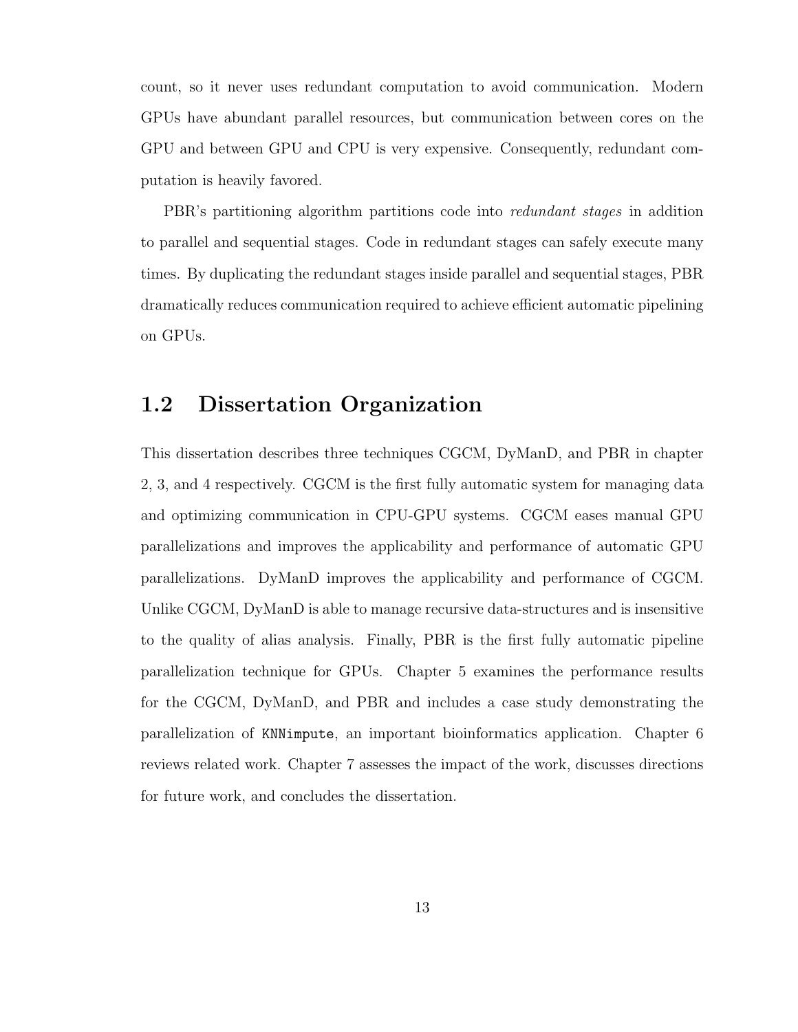count, so it never uses redundant computation to avoid communication. Modern GPUs have abundant parallel resources, but communication between cores on the GPU and between GPU and CPU is very expensive. Consequently, redundant computation is heavily favored.

PBR's partitioning algorithm partitions code into *redundant stages* in addition to parallel and sequential stages. Code in redundant stages can safely execute many times. By duplicating the redundant stages inside parallel and sequential stages, PBR dramatically reduces communication required to achieve efficient automatic pipelining on GPUs.

## 1.2 Dissertation Organization

This dissertation describes three techniques CGCM, DyManD, and PBR in chapter 2, 3, and 4 respectively. CGCM is the first fully automatic system for managing data and optimizing communication in CPU-GPU systems. CGCM eases manual GPU parallelizations and improves the applicability and performance of automatic GPU parallelizations. DyManD improves the applicability and performance of CGCM. Unlike CGCM, DyManD is able to manage recursive data-structures and is insensitive to the quality of alias analysis. Finally, PBR is the first fully automatic pipeline parallelization technique for GPUs. Chapter 5 examines the performance results for the CGCM, DyManD, and PBR and includes a case study demonstrating the parallelization of `KNNimpute`, an important bioinformatics application. Chapter 6 reviews related work. Chapter 7 assesses the impact of the work, discusses directions for future work, and concludes the dissertation.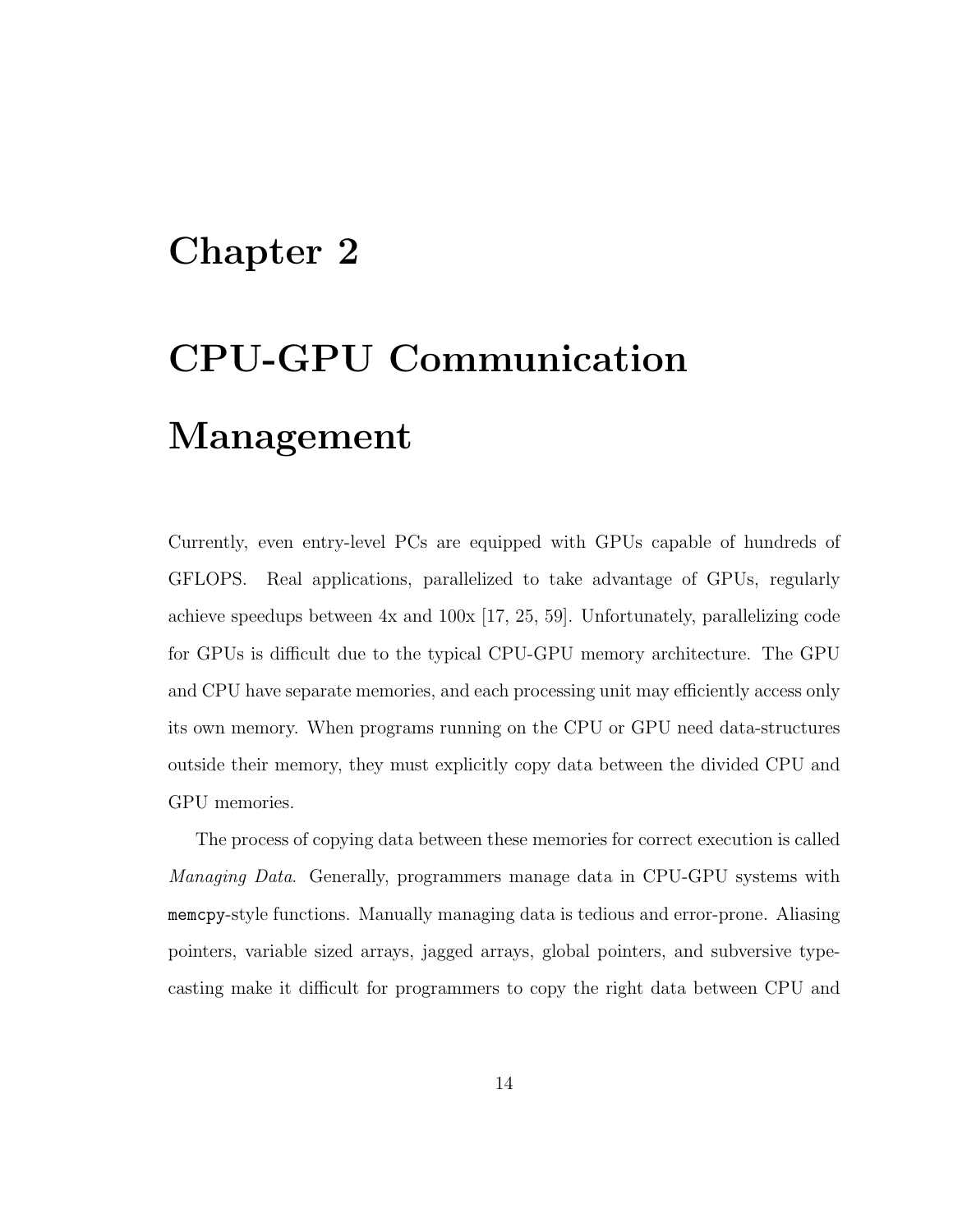# Chapter 2

# CPU-GPU Communication Management

Currently, even entry-level PCs are equipped with GPUs capable of hundreds of GFLOPS. Real applications, parallelized to take advantage of GPUs, regularly achieve speedups between 4x and 100x [17, 25, 59]. Unfortunately, parallelizing code for GPUs is difficult due to the typical CPU-GPU memory architecture. The GPU and CPU have separate memories, and each processing unit may efficiently access only its own memory. When programs running on the CPU or GPU need data-structures outside their memory, they must explicitly copy data between the divided CPU and GPU memories.

The process of copying data between these memories for correct execution is called *Managing Data*. Generally, programmers manage data in CPU-GPU systems with `memcpy`-style functions. Manually managing data is tedious and error-prone. Aliasing pointers, variable sized arrays, jagged arrays, global pointers, and subversive type-casting make it difficult for programmers to copy the right data between CPU and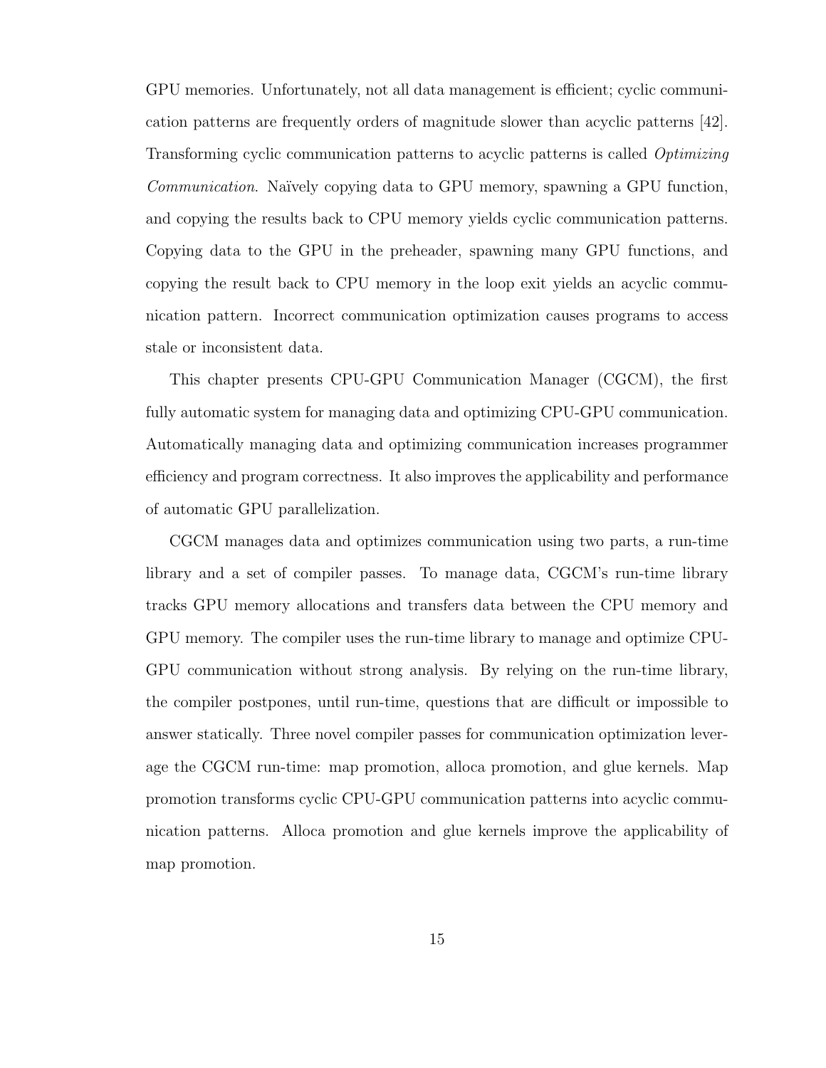GPU memories. Unfortunately, not all data management is efficient; cyclic communication patterns are frequently orders of magnitude slower than acyclic patterns [42]. Transforming cyclic communication patterns to acyclic patterns is called *Optimizing Communication*. Naïvely copying data to GPU memory, spawning a GPU function, and copying the results back to CPU memory yields cyclic communication patterns. Copying data to the GPU in the preheader, spawning many GPU functions, and copying the result back to CPU memory in the loop exit yields an acyclic communication pattern. Incorrect communication optimization causes programs to access stale or inconsistent data.

This chapter presents CPU-GPU Communication Manager (CGCM), the first fully automatic system for managing data and optimizing CPU-GPU communication. Automatically managing data and optimizing communication increases programmer efficiency and program correctness. It also improves the applicability and performance of automatic GPU parallelization.

CGCM manages data and optimizes communication using two parts, a run-time library and a set of compiler passes. To manage data, CGCM's run-time library tracks GPU memory allocations and transfers data between the CPU memory and GPU memory. The compiler uses the run-time library to manage and optimize CPU-GPU communication without strong analysis. By relying on the run-time library, the compiler postpones, until run-time, questions that are difficult or impossible to answer statically. Three novel compiler passes for communication optimization leverage the CGCM run-time: map promotion, alloca promotion, and glue kernels. Map promotion transforms cyclic CPU-GPU communication patterns into acyclic communication patterns. Alloca promotion and glue kernels improve the applicability of map promotion.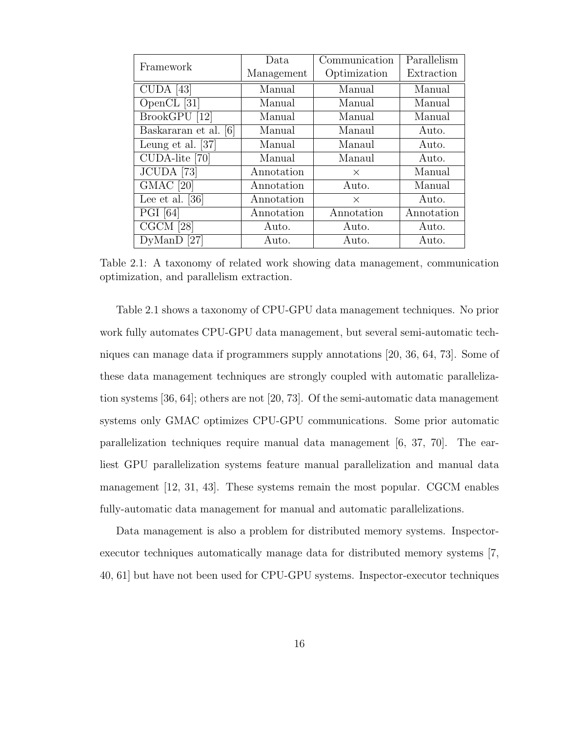| Framework | Data Management | Communication Optimization | Parallelism Extraction |
|---|---|---|---|
| CUDA [43] | Manual | Manual | Manual |
| OpenCL [31] | Manual | Manual | Manual |
| BrookGPU [12] | Manual | Manual | Manual |
| Baskararan et al. [6] | Manual | Manaul | Auto. |
| Leung et al. [37] | Manual | Manaul | Auto. |
| CUDA-lite [70] | Manual | Manaul | Auto. |
| JCUDA [73] | Annotation | × | Manual |
| GMAC [20] | Annotation | Auto. | Manual |
| Lee et al. [36] | Annotation | × | Auto. |
| PGI [64] | Annotation | Annotation | Annotation |
| CGCM [28] | Auto. | Auto. | Auto. |
| DyManD [27] | Auto. | Auto. | Auto. |

Table 2.1: A taxonomy of related work showing data management, communication optimization, and parallelism extraction.

Table 2.1 shows a taxonomy of CPU-GPU data management techniques. No prior work fully automates CPU-GPU data management, but several semi-automatic techniques can manage data if programmers supply annotations [20, 36, 64, 73]. Some of these data management techniques are strongly coupled with automatic parallelization systems [36, 64]; others are not [20, 73]. Of the semi-automatic data management systems only GMAC optimizes CPU-GPU communications. Some prior automatic parallelization techniques require manual data management [6, 37, 70]. The earliest GPU parallelization systems feature manual parallelization and manual data management [12, 31, 43]. These systems remain the most popular. CGCM enables fully-automatic data management for manual and automatic parallelizations.

Data management is also a problem for distributed memory systems. Inspector-executor techniques automatically manage data for distributed memory systems [7, 40, 61] but have not been used for CPU-GPU systems. Inspector-executor techniques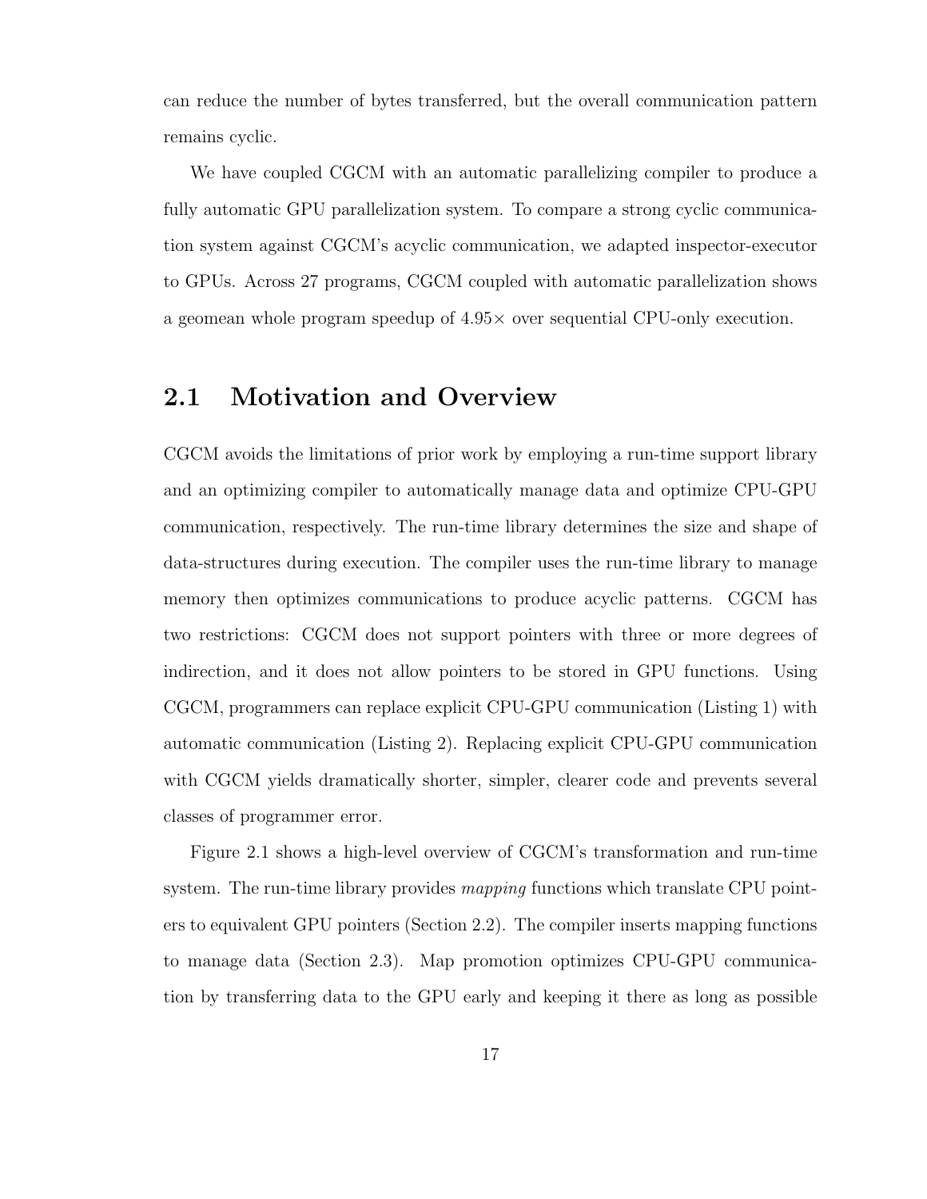can reduce the number of bytes transferred, but the overall communication pattern remains cyclic.

We have coupled CGCM with an automatic parallelizing compiler to produce a fully automatic GPU parallelization system. To compare a strong cyclic communication system against CGCM's acyclic communication, we adapted inspector-executor to GPUs. Across 27 programs, CGCM coupled with automatic parallelization shows a geomean whole program speedup of 4.95× over sequential CPU-only execution.

## 2.1 Motivation and Overview

CGCM avoids the limitations of prior work by employing a run-time support library and an optimizing compiler to automatically manage data and optimize CPU-GPU communication, respectively. The run-time library determines the size and shape of data-structures during execution. The compiler uses the run-time library to manage memory then optimizes communications to produce acyclic patterns. CGCM has two restrictions: CGCM does not support pointers with three or more degrees of indirection, and it does not allow pointers to be stored in GPU functions. Using CGCM, programmers can replace explicit CPU-GPU communication (Listing 1) with automatic communication (Listing 2). Replacing explicit CPU-GPU communication with CGCM yields dramatically shorter, simpler, clearer code and prevents several classes of programmer error.

Figure 2.1 shows a high-level overview of CGCM's transformation and run-time system. The run-time library provides *mapping* functions which translate CPU pointers to equivalent GPU pointers (Section 2.2). The compiler inserts mapping functions to manage data (Section 2.3). Map promotion optimizes CPU-GPU communication by transferring data to the GPU early and keeping it there as long as possible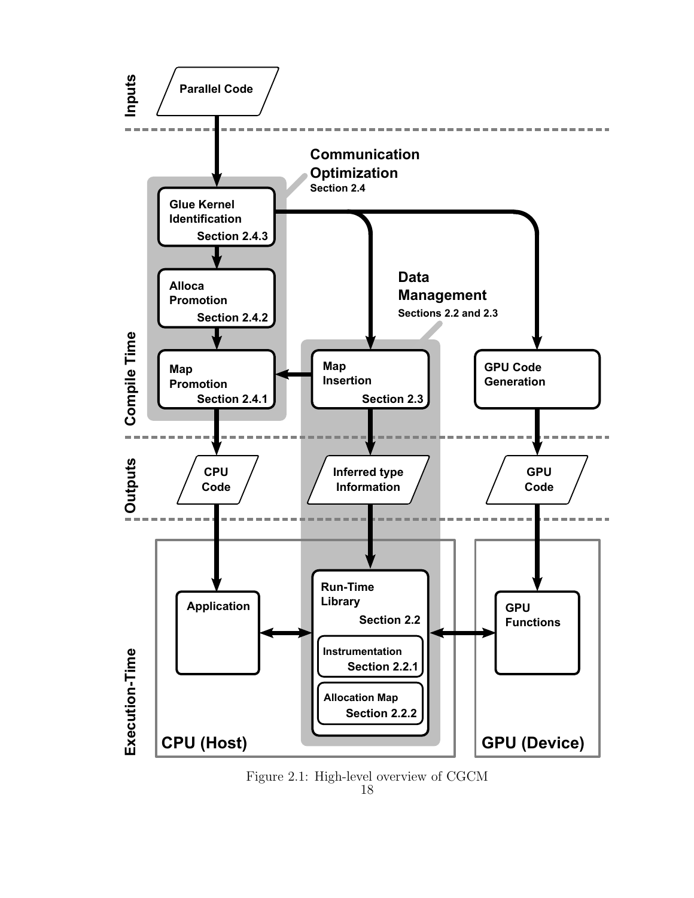Figure 2.1: High-level overview of CGCM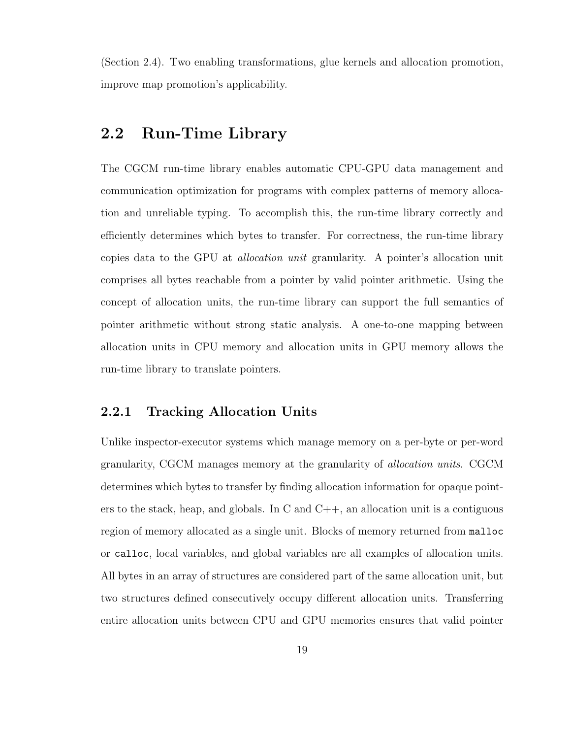(Section 2.4). Two enabling transformations, glue kernels and allocation promotion, improve map promotion's applicability.

## 2.2 Run-Time Library

The CGCM run-time library enables automatic CPU-GPU data management and communication optimization for programs with complex patterns of memory allocation and unreliable typing. To accomplish this, the run-time library correctly and efficiently determines which bytes to transfer. For correctness, the run-time library copies data to the GPU at *allocation unit* granularity. A pointer's allocation unit comprises all bytes reachable from a pointer by valid pointer arithmetic. Using the concept of allocation units, the run-time library can support the full semantics of pointer arithmetic without strong static analysis. A one-to-one mapping between allocation units in CPU memory and allocation units in GPU memory allows the run-time library to translate pointers.

### 2.2.1 Tracking Allocation Units

Unlike inspector-executor systems which manage memory on a per-byte or per-word granularity, CGCM manages memory at the granularity of *allocation units*. CGCM determines which bytes to transfer by finding allocation information for opaque pointers to the stack, heap, and globals. In C and C++, an allocation unit is a contiguous region of memory allocated as a single unit. Blocks of memory returned from `malloc` or `calloc`, local variables, and global variables are all examples of allocation units. All bytes in an array of structures are considered part of the same allocation unit, but two structures defined consecutively occupy different allocation units. Transferring entire allocation units between CPU and GPU memories ensures that valid pointer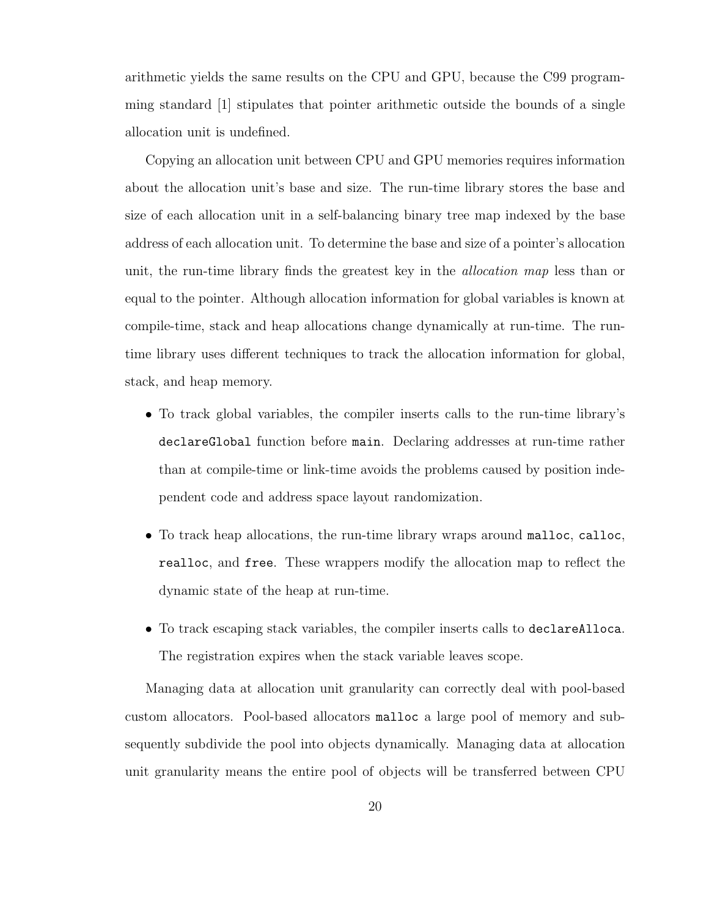arithmetic yields the same results on the CPU and GPU, because the C99 programming standard [1] stipulates that pointer arithmetic outside the bounds of a single allocation unit is undefined.

Copying an allocation unit between CPU and GPU memories requires information about the allocation unit's base and size. The run-time library stores the base and size of each allocation unit in a self-balancing binary tree map indexed by the base address of each allocation unit. To determine the base and size of a pointer's allocation unit, the run-time library finds the greatest key in the *allocation map* less than or equal to the pointer. Although allocation information for global variables is known at compile-time, stack and heap allocations change dynamically at run-time. The run-time library uses different techniques to track the allocation information for global, stack, and heap memory.

- To track global variables, the compiler inserts calls to the run-time library's `declareGlobal` function before `main`. Declaring addresses at run-time rather than at compile-time or link-time avoids the problems caused by position independent code and address space layout randomization.

- To track heap allocations, the run-time library wraps around `malloc`, `calloc`, `realloc`, and `free`. These wrappers modify the allocation map to reflect the dynamic state of the heap at run-time.

- To track escaping stack variables, the compiler inserts calls to `declareAlloca`. The registration expires when the stack variable leaves scope.

Managing data at allocation unit granularity can correctly deal with pool-based custom allocators. Pool-based allocators `malloc` a large pool of memory and subsequently subdivide the pool into objects dynamically. Managing data at allocation unit granularity means the entire pool of objects will be transferred between CPU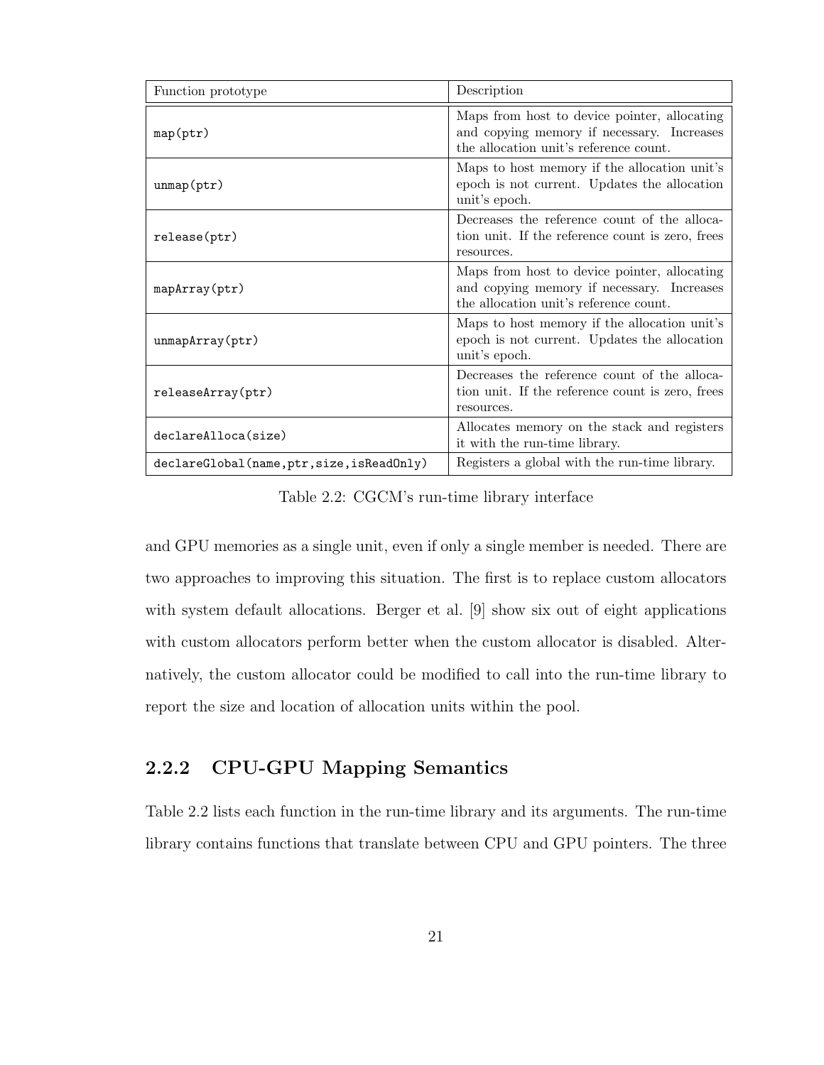| Function prototype | Description |
|---|---|
| `map(ptr)` | Maps from host to device pointer, allocating and copying memory if necessary. Increases the allocation unit's reference count. |
| `unmap(ptr)` | Maps to host memory if the allocation unit's epoch is not current. Updates the allocation unit's epoch. |
| `release(ptr)` | Decreases the reference count of the allocation unit. If the reference count is zero, frees resources. |
| `mapArray(ptr)` | Maps from host to device pointer, allocating and copying memory if necessary. Increases the allocation unit's reference count. |
| `unmapArray(ptr)` | Maps to host memory if the allocation unit's epoch is not current. Updates the allocation unit's epoch. |
| `releaseArray(ptr)` | Decreases the reference count of the allocation unit. If the reference count is zero, frees resources. |
| `declareAlloca(size)` | Allocates memory on the stack and registers it with the run-time library. |
| `declareGlobal(name,ptr,size,isReadOnly)` | Registers a global with the run-time library. |

Table 2.2: CGCM's run-time library interface

and GPU memories as a single unit, even if only a single member is needed. There are two approaches to improving this situation. The first is to replace custom allocators with system default allocations. Berger et al. [9] show six out of eight applications with custom allocators perform better when the custom allocator is disabled. Alternatively, the custom allocator could be modified to call into the run-time library to report the size and location of allocation units within the pool.

### 2.2.2 CPU-GPU Mapping Semantics

Table 2.2 lists each function in the run-time library and its arguments. The run-time library contains functions that translate between CPU and GPU pointers. The three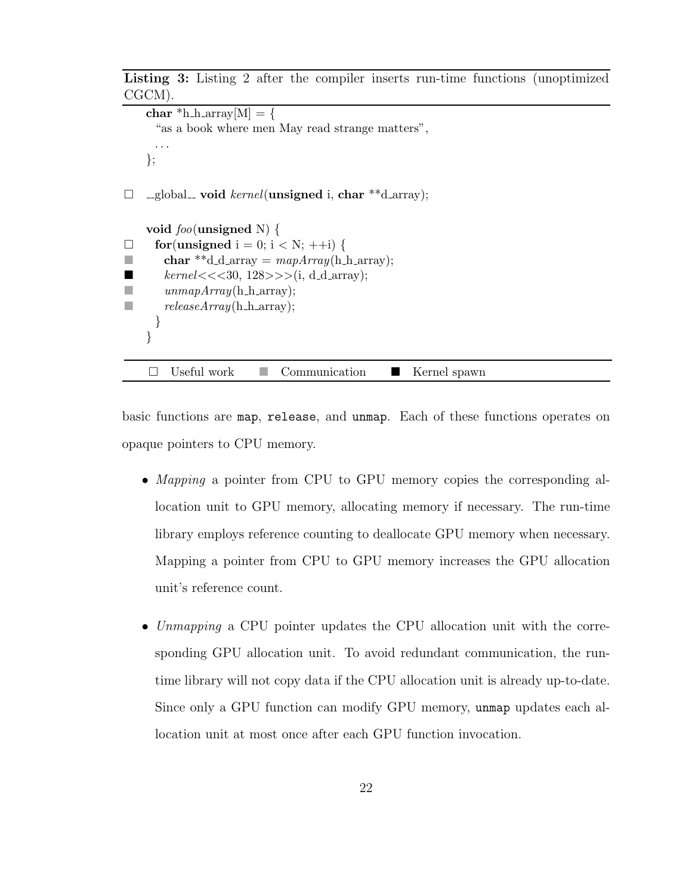**Listing 3:** Listing 2 after the compiler inserts run-time functions (unoptimized CGCM).

```
    char *h_h_array[M] = {
      "as a book where men May read strange matters",
      ...
    };

□   __global__ void kernel(unsigned i, char **d_array);

    void foo(unsigned N) {
□     for(unsigned i = 0; i < N; ++i) {
■       char **d_d_array = mapArray(h_h_array);
■       kernel<<<30, 128>>>(i, d_d_array);
■       unmapArray(h_h_array);
■       releaseArray(h_h_array);
      }
    }
```

□ Useful work ■ Communication ■ Kernel spawn

basic functions are `map`, `release`, and `unmap`. Each of these functions operates on opaque pointers to CPU memory.

- *Mapping* a pointer from CPU to GPU memory copies the corresponding allocation unit to GPU memory, allocating memory if necessary. The run-time library employs reference counting to deallocate GPU memory when necessary. Mapping a pointer from CPU to GPU memory increases the GPU allocation unit's reference count.

- *Unmapping* a CPU pointer updates the CPU allocation unit with the corresponding GPU allocation unit. To avoid redundant communication, the run-time library will not copy data if the CPU allocation unit is already up-to-date. Since only a GPU function can modify GPU memory, `unmap` updates each allocation unit at most once after each GPU function invocation.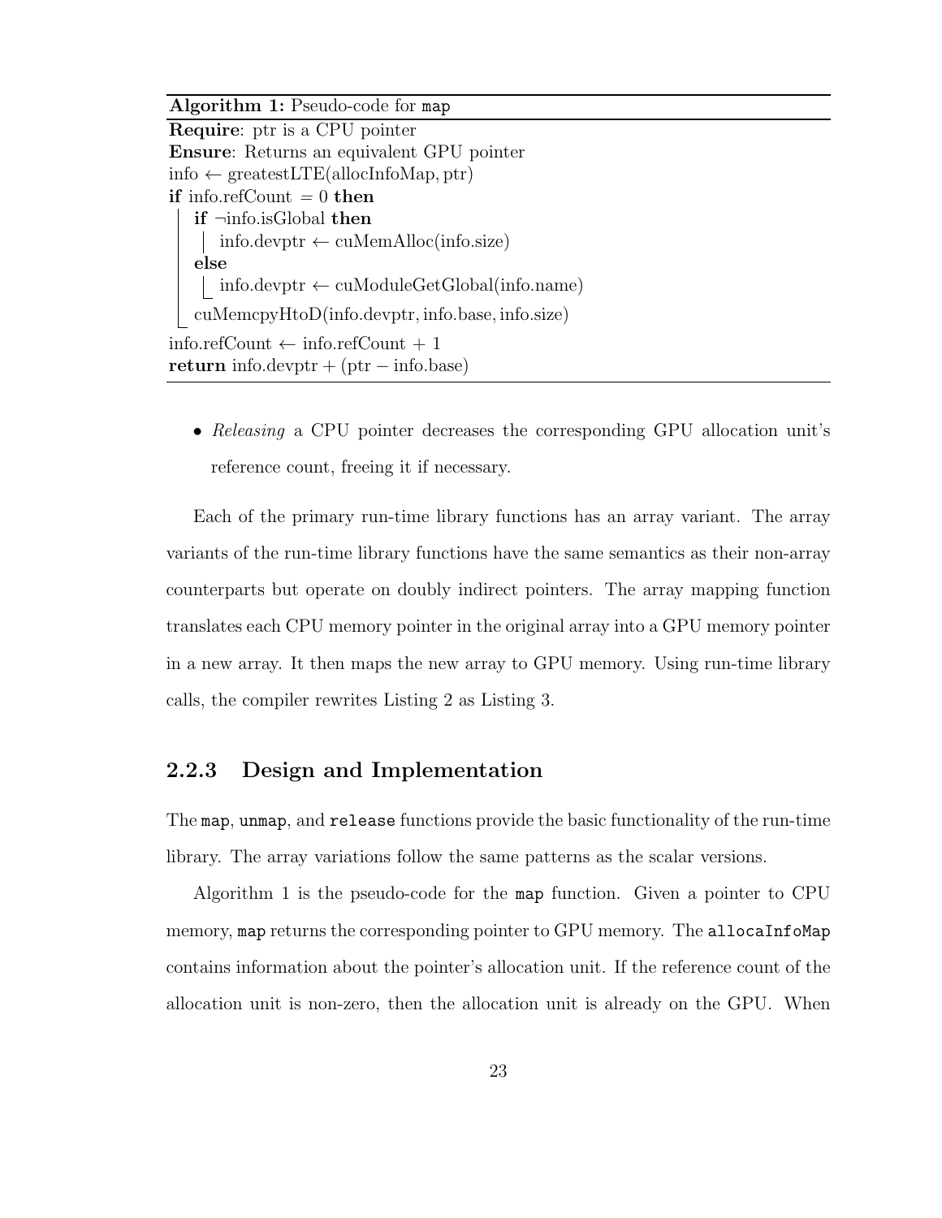**Algorithm 1:** Pseudo-code for `map`

```
Require: ptr is a CPU pointer
Ensure: Returns an equivalent GPU pointer
info ← greatestLTE(allocInfoMap, ptr)
if info.refCount = 0 then
    if ¬info.isGlobal then
        info.devptr ← cuMemAlloc(info.size)
    else
        info.devptr ← cuModuleGetGlobal(info.name)
    cuMemcpyHtoD(info.devptr, info.base, info.size)
info.refCount ← info.refCount + 1
return info.devptr + (ptr − info.base)
```

- *Releasing* a CPU pointer decreases the corresponding GPU allocation unit's reference count, freeing it if necessary.

Each of the primary run-time library functions has an array variant. The array variants of the run-time library functions have the same semantics as their non-array counterparts but operate on doubly indirect pointers. The array mapping function translates each CPU memory pointer in the original array into a GPU memory pointer in a new array. It then maps the new array to GPU memory. Using run-time library calls, the compiler rewrites Listing 2 as Listing 3.

### 2.2.3 Design and Implementation

The `map`, `unmap`, and `release` functions provide the basic functionality of the run-time library. The array variations follow the same patterns as the scalar versions.

Algorithm 1 is the pseudo-code for the `map` function. Given a pointer to CPU memory, `map` returns the corresponding pointer to GPU memory. The `allocaInfoMap` contains information about the pointer's allocation unit. If the reference count of the allocation unit is non-zero, then the allocation unit is already on the GPU. When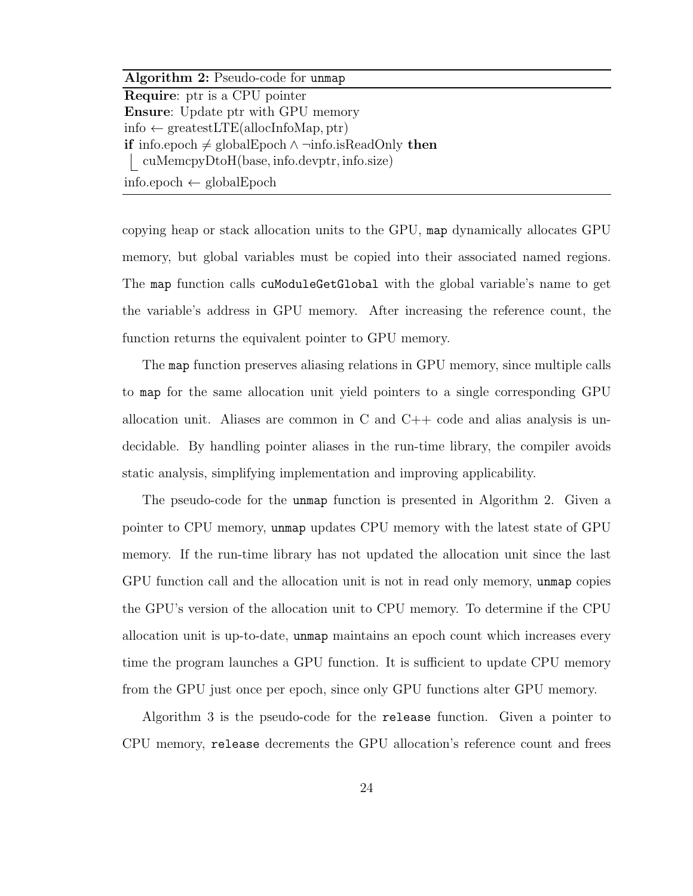**Algorithm 2:** Pseudo-code for `unmap`

**Require**: ptr is a CPU pointer
**Ensure**: Update ptr with GPU memory
info $\leftarrow$ greatestLTE(allocInfoMap, ptr)
**if** info.epoch $\neq$ globalEpoch $\wedge$ $\neg$info.isReadOnly **then**
  cuMemcpyDtoH(base, info.devptr, info.size)
info.epoch $\leftarrow$ globalEpoch

copying heap or stack allocation units to the GPU, `map` dynamically allocates GPU memory, but global variables must be copied into their associated named regions. The `map` function calls `cuModuleGetGlobal` with the global variable's name to get the variable's address in GPU memory. After increasing the reference count, the function returns the equivalent pointer to GPU memory.

The `map` function preserves aliasing relations in GPU memory, since multiple calls to `map` for the same allocation unit yield pointers to a single corresponding GPU allocation unit. Aliases are common in C and C++ code and alias analysis is undecidable. By handling pointer aliases in the run-time library, the compiler avoids static analysis, simplifying implementation and improving applicability.

The pseudo-code for the `unmap` function is presented in Algorithm 2. Given a pointer to CPU memory, `unmap` updates CPU memory with the latest state of GPU memory. If the run-time library has not updated the allocation unit since the last GPU function call and the allocation unit is not in read only memory, `unmap` copies the GPU's version of the allocation unit to CPU memory. To determine if the CPU allocation unit is up-to-date, `unmap` maintains an epoch count which increases every time the program launches a GPU function. It is sufficient to update CPU memory from the GPU just once per epoch, since only GPU functions alter GPU memory.

Algorithm 3 is the pseudo-code for the `release` function. Given a pointer to CPU memory, `release` decrements the GPU allocation's reference count and frees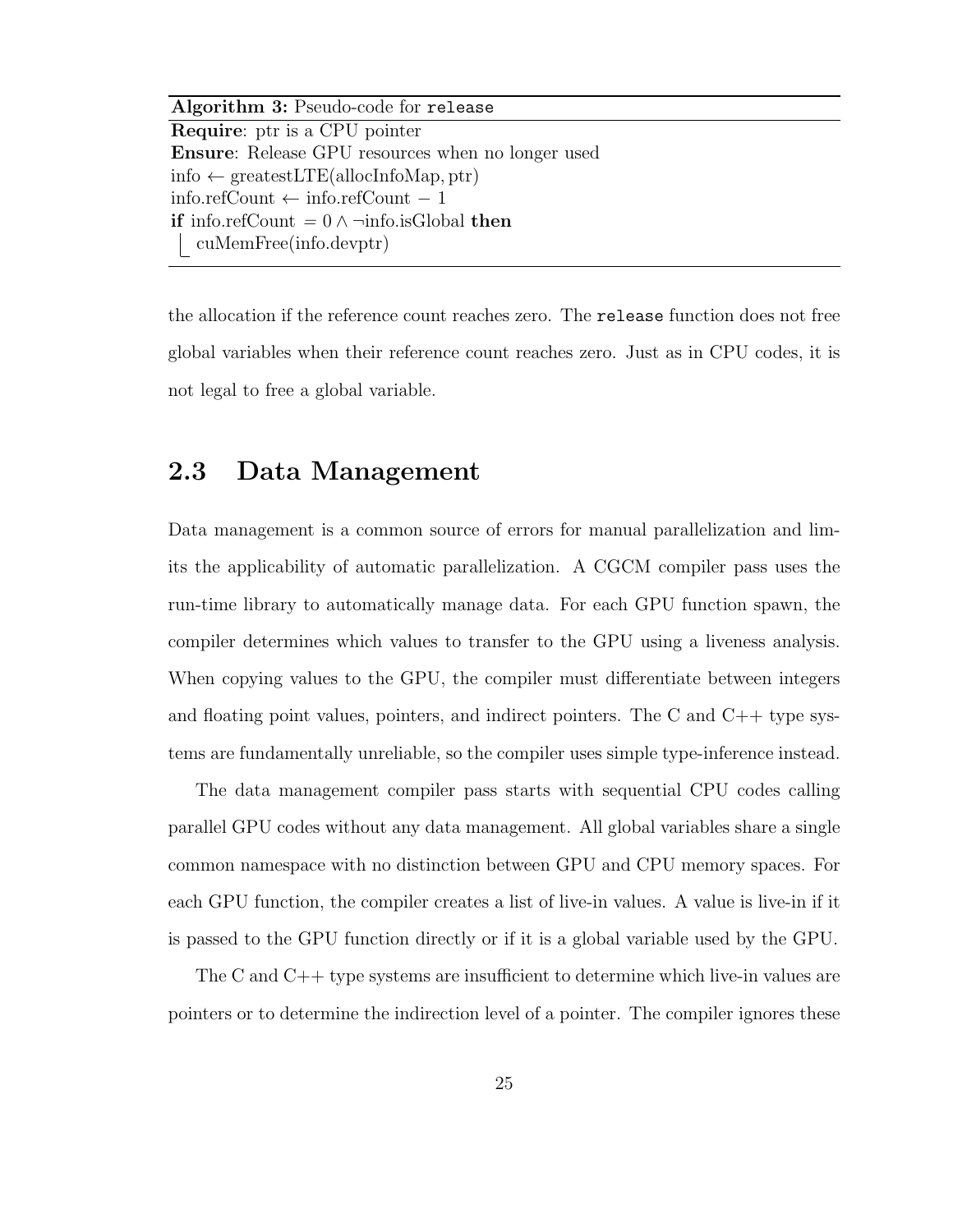**Algorithm 3:** Pseudo-code for `release`

**Require**: ptr is a CPU pointer
**Ensure**: Release GPU resources when no longer used
info $\leftarrow$ greatestLTE(allocInfoMap, ptr)
info.refCount $\leftarrow$ info.refCount $-$ 1
**if** info.refCount $= 0 \wedge \neg$info.isGlobal **then**
    cuMemFree(info.devptr)

the allocation if the reference count reaches zero. The `release` function does not free global variables when their reference count reaches zero. Just as in CPU codes, it is not legal to free a global variable.

## 2.3 Data Management

Data management is a common source of errors for manual parallelization and limits the applicability of automatic parallelization. A CGCM compiler pass uses the run-time library to automatically manage data. For each GPU function spawn, the compiler determines which values to transfer to the GPU using a liveness analysis. When copying values to the GPU, the compiler must differentiate between integers and floating point values, pointers, and indirect pointers. The C and C++ type systems are fundamentally unreliable, so the compiler uses simple type-inference instead.

The data management compiler pass starts with sequential CPU codes calling parallel GPU codes without any data management. All global variables share a single common namespace with no distinction between GPU and CPU memory spaces. For each GPU function, the compiler creates a list of live-in values. A value is live-in if it is passed to the GPU function directly or if it is a global variable used by the GPU.

The C and C++ type systems are insufficient to determine which live-in values are pointers or to determine the indirection level of a pointer. The compiler ignores these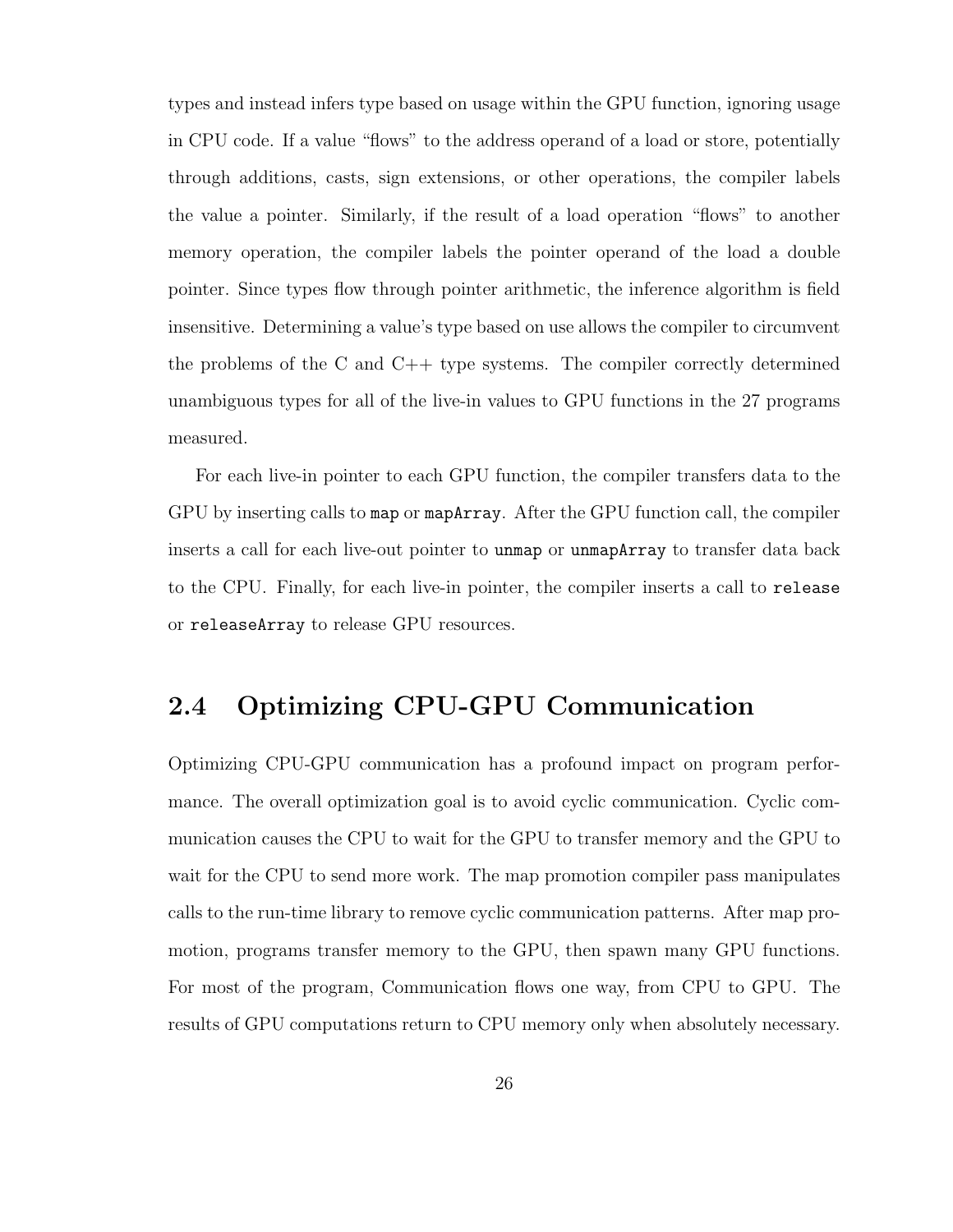types and instead infers type based on usage within the GPU function, ignoring usage in CPU code. If a value "flows" to the address operand of a load or store, potentially through additions, casts, sign extensions, or other operations, the compiler labels the value a pointer. Similarly, if the result of a load operation "flows" to another memory operation, the compiler labels the pointer operand of the load a double pointer. Since types flow through pointer arithmetic, the inference algorithm is field insensitive. Determining a value's type based on use allows the compiler to circumvent the problems of the C and C++ type systems. The compiler correctly determined unambiguous types for all of the live-in values to GPU functions in the 27 programs measured.

For each live-in pointer to each GPU function, the compiler transfers data to the GPU by inserting calls to `map` or `mapArray`. After the GPU function call, the compiler inserts a call for each live-out pointer to `unmap` or `unmapArray` to transfer data back to the CPU. Finally, for each live-in pointer, the compiler inserts a call to `release` or `releaseArray` to release GPU resources.

## 2.4 Optimizing CPU-GPU Communication

Optimizing CPU-GPU communication has a profound impact on program performance. The overall optimization goal is to avoid cyclic communication. Cyclic communication causes the CPU to wait for the GPU to transfer memory and the GPU to wait for the CPU to send more work. The map promotion compiler pass manipulates calls to the run-time library to remove cyclic communication patterns. After map promotion, programs transfer memory to the GPU, then spawn many GPU functions. For most of the program, Communication flows one way, from CPU to GPU. The results of GPU computations return to CPU memory only when absolutely necessary.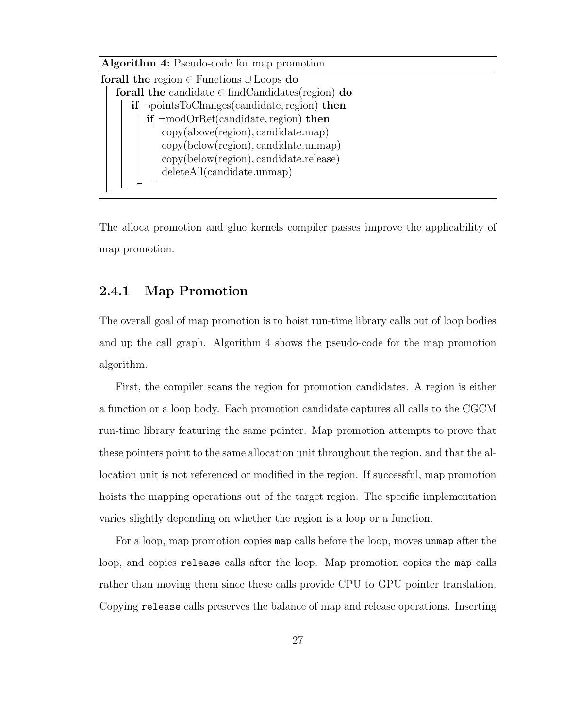**Algorithm 4:** Pseudo-code for map promotion

```
forall the region ∈ Functions ∪ Loops do
    forall the candidate ∈ findCandidates(region) do
        if ¬pointsToChanges(candidate, region) then
            if ¬modOrRef(candidate, region) then
                copy(above(region), candidate.map)
                copy(below(region), candidate.unmap)
                copy(below(region), candidate.release)
                deleteAll(candidate.unmap)
```

The alloca promotion and glue kernels compiler passes improve the applicability of map promotion.

### 2.4.1 Map Promotion

The overall goal of map promotion is to hoist run-time library calls out of loop bodies and up the call graph. Algorithm 4 shows the pseudo-code for the map promotion algorithm.

First, the compiler scans the region for promotion candidates. A region is either a function or a loop body. Each promotion candidate captures all calls to the CGCM run-time library featuring the same pointer. Map promotion attempts to prove that these pointers point to the same allocation unit throughout the region, and that the allocation unit is not referenced or modified in the region. If successful, map promotion hoists the mapping operations out of the target region. The specific implementation varies slightly depending on whether the region is a loop or a function.

For a loop, map promotion copies `map` calls before the loop, moves `unmap` after the loop, and copies `release` calls after the loop. Map promotion copies the `map` calls rather than moving them since these calls provide CPU to GPU pointer translation. Copying `release` calls preserves the balance of map and release operations. Inserting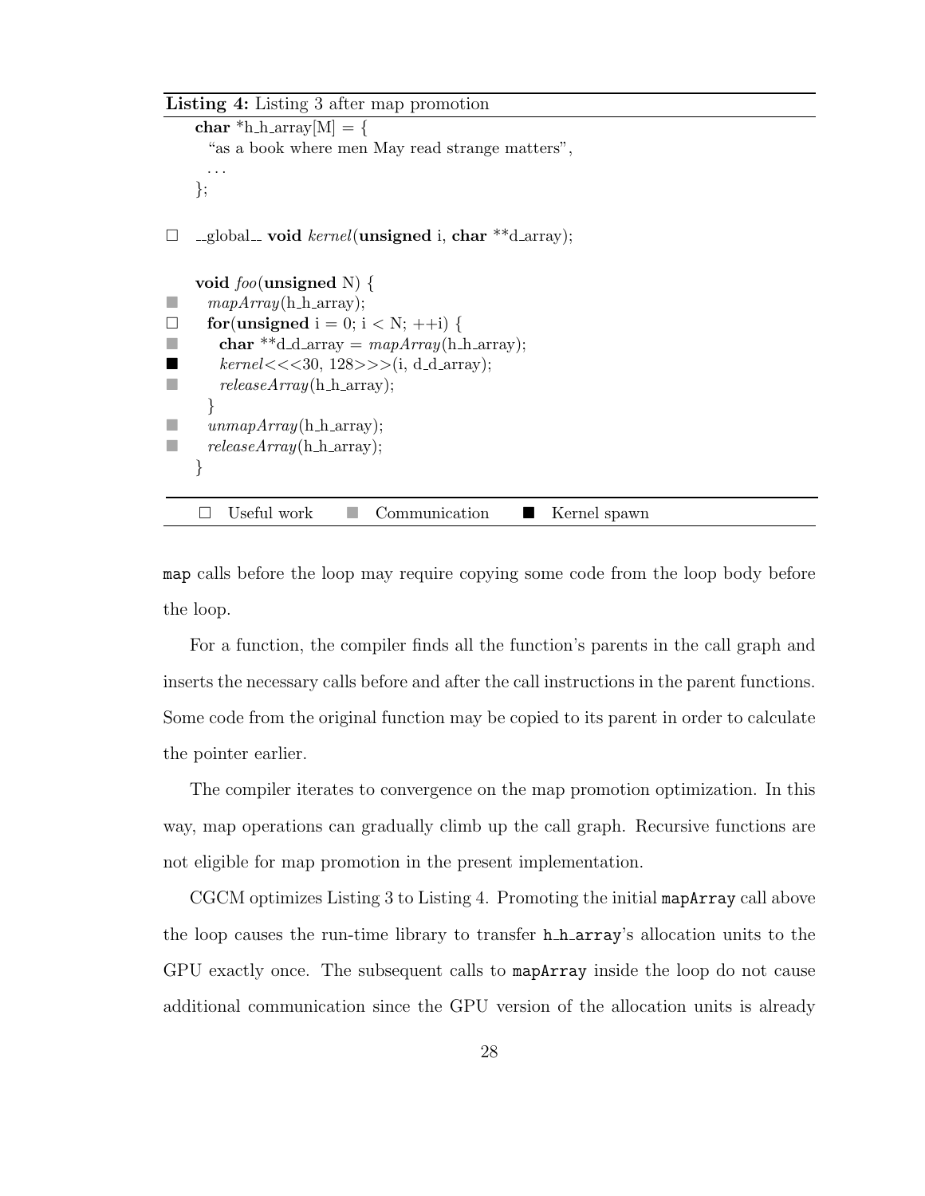**Listing 4:** Listing 3 after map promotion

```
    char *h_h_array[M] = {
      "as a book where men May read strange matters",
      ...
    };

☐   __global__ void kernel(unsigned i, char **d_array);

    void foo(unsigned N) {
■     mapArray(h_h_array);
☐     for(unsigned i = 0; i < N; ++i) {
■       char **d_d_array = mapArray(h_h_array);
■       kernel<<<30, 128>>>(i, d_d_array);
■       releaseArray(h_h_array);
      }
■     unmapArray(h_h_array);
■     releaseArray(h_h_array);
    }
```

☐ Useful work ■ Communication ■ Kernel spawn

map calls before the loop may require copying some code from the loop body before the loop.

For a function, the compiler finds all the function's parents in the call graph and inserts the necessary calls before and after the call instructions in the parent functions. Some code from the original function may be copied to its parent in order to calculate the pointer earlier.

The compiler iterates to convergence on the map promotion optimization. In this way, map operations can gradually climb up the call graph. Recursive functions are not eligible for map promotion in the present implementation.

CGCM optimizes Listing 3 to Listing 4. Promoting the initial `mapArray` call above the loop causes the run-time library to transfer `h_h_array`'s allocation units to the GPU exactly once. The subsequent calls to `mapArray` inside the loop do not cause additional communication since the GPU version of the allocation units is already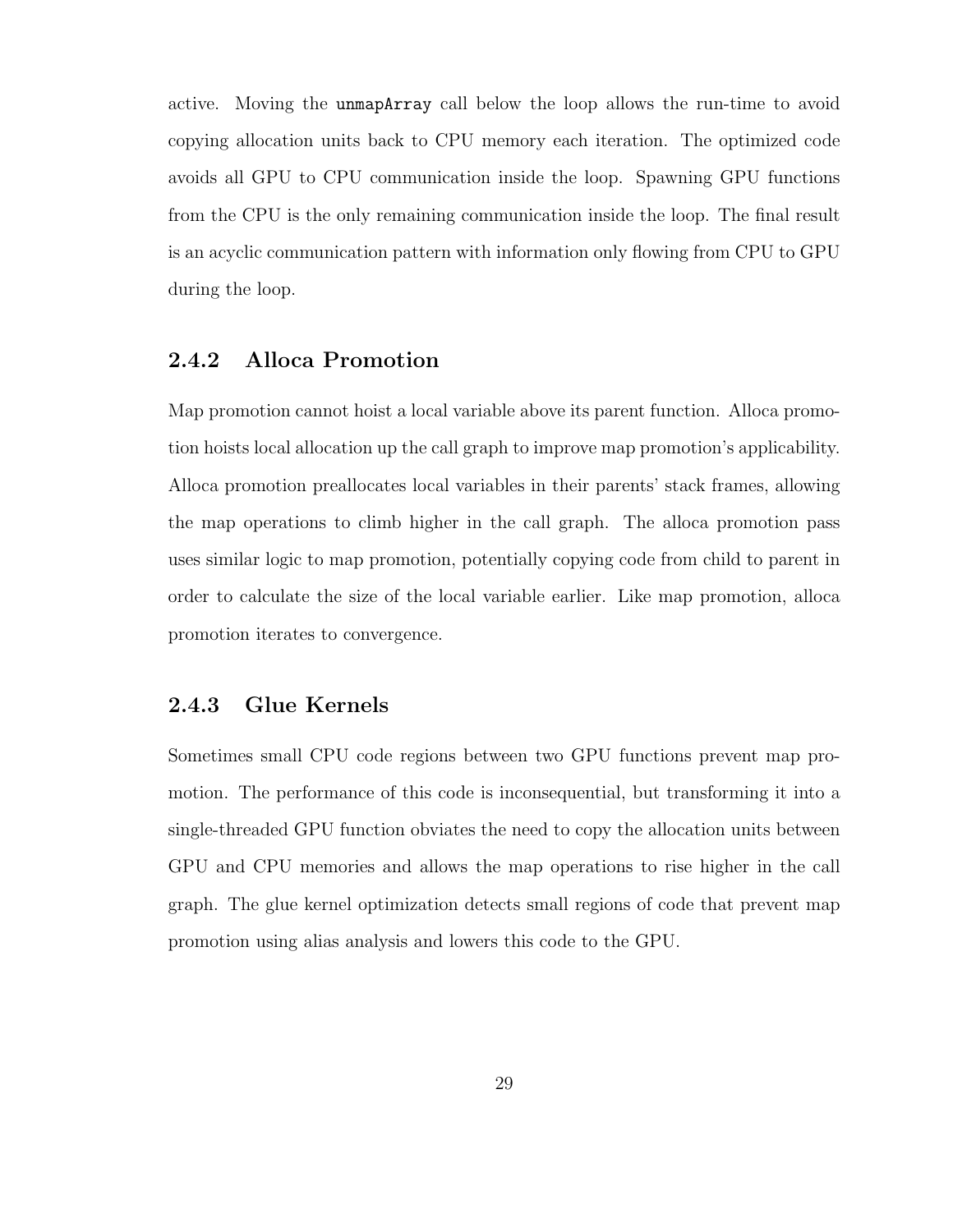active. Moving the `unmapArray` call below the loop allows the run-time to avoid copying allocation units back to CPU memory each iteration. The optimized code avoids all GPU to CPU communication inside the loop. Spawning GPU functions from the CPU is the only remaining communication inside the loop. The final result is an acyclic communication pattern with information only flowing from CPU to GPU during the loop.

### 2.4.2 Alloca Promotion

Map promotion cannot hoist a local variable above its parent function. Alloca promotion hoists local allocation up the call graph to improve map promotion's applicability. Alloca promotion preallocates local variables in their parents' stack frames, allowing the map operations to climb higher in the call graph. The alloca promotion pass uses similar logic to map promotion, potentially copying code from child to parent in order to calculate the size of the local variable earlier. Like map promotion, alloca promotion iterates to convergence.

### 2.4.3 Glue Kernels

Sometimes small CPU code regions between two GPU functions prevent map promotion. The performance of this code is inconsequential, but transforming it into a single-threaded GPU function obviates the need to copy the allocation units between GPU and CPU memories and allows the map operations to rise higher in the call graph. The glue kernel optimization detects small regions of code that prevent map promotion using alias analysis and lowers this code to the GPU.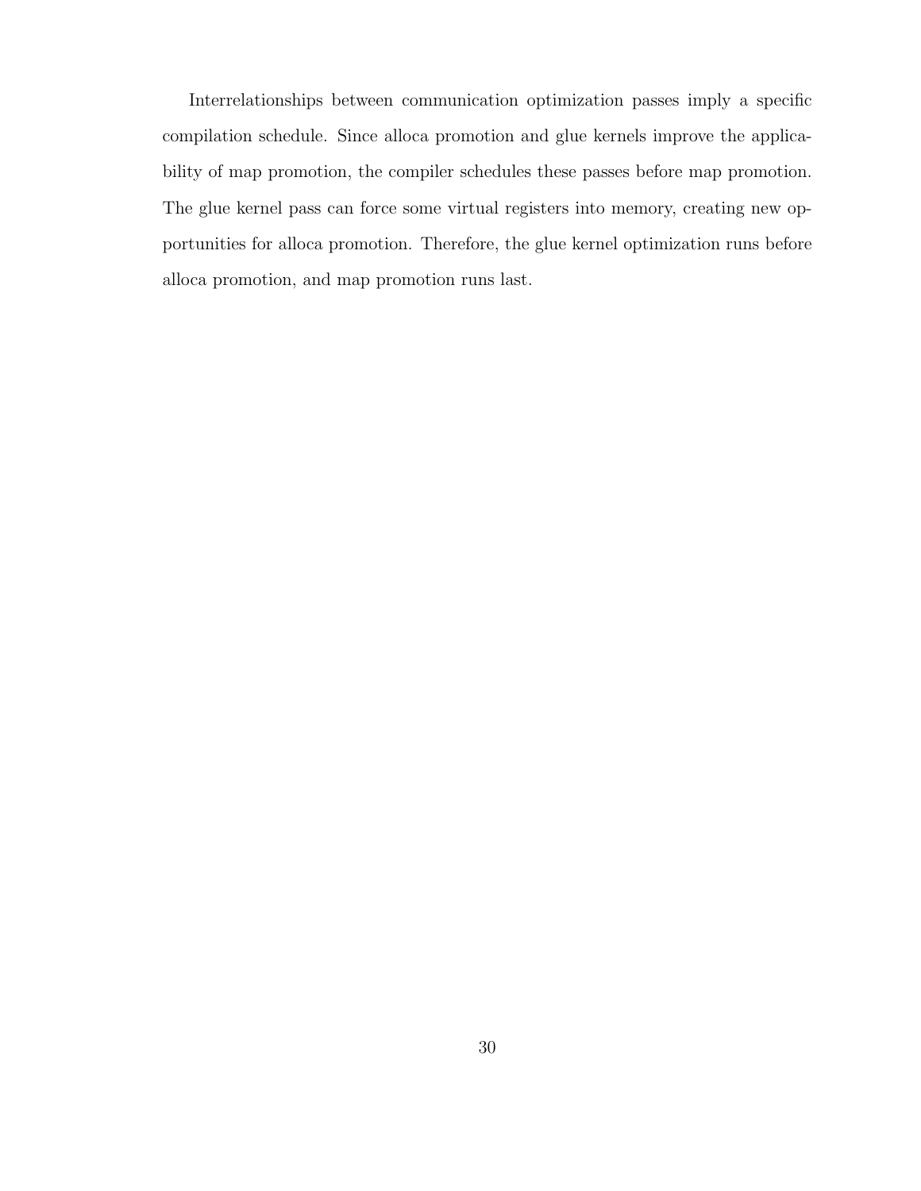Interrelationships between communication optimization passes imply a specific compilation schedule. Since alloca promotion and glue kernels improve the applicability of map promotion, the compiler schedules these passes before map promotion. The glue kernel pass can force some virtual registers into memory, creating new opportunities for alloca promotion. Therefore, the glue kernel optimization runs before alloca promotion, and map promotion runs last.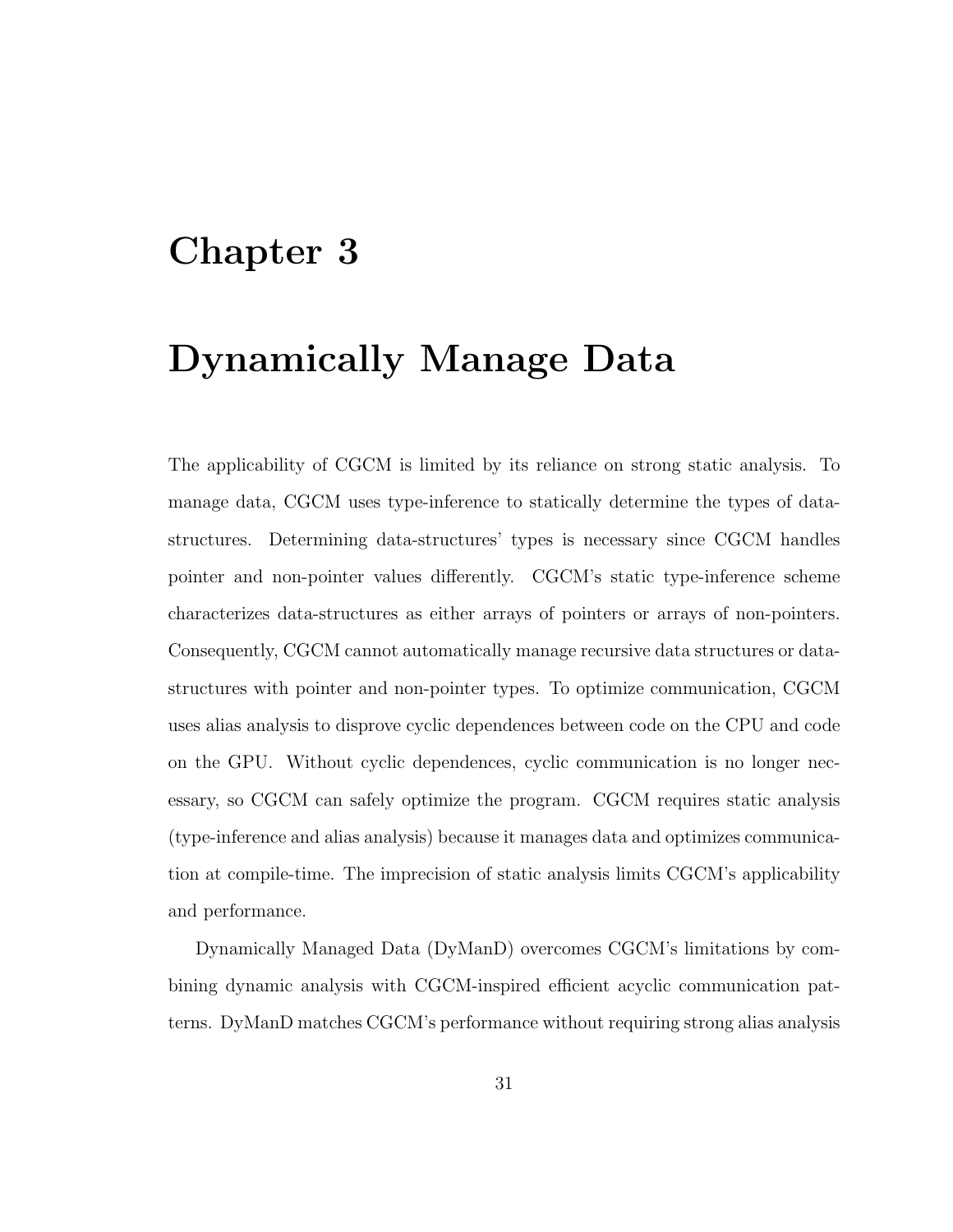# Chapter 3

# Dynamically Manage Data

The applicability of CGCM is limited by its reliance on strong static analysis. To manage data, CGCM uses type-inference to statically determine the types of data-structures. Determining data-structures' types is necessary since CGCM handles pointer and non-pointer values differently. CGCM's static type-inference scheme characterizes data-structures as either arrays of pointers or arrays of non-pointers. Consequently, CGCM cannot automatically manage recursive data structures or data-structures with pointer and non-pointer types. To optimize communication, CGCM uses alias analysis to disprove cyclic dependences between code on the CPU and code on the GPU. Without cyclic dependences, cyclic communication is no longer necessary, so CGCM can safely optimize the program. CGCM requires static analysis (type-inference and alias analysis) because it manages data and optimizes communication at compile-time. The imprecision of static analysis limits CGCM's applicability and performance.

Dynamically Managed Data (DyManD) overcomes CGCM's limitations by combining dynamic analysis with CGCM-inspired efficient acyclic communication patterns. DyManD matches CGCM's performance without requiring strong alias analysis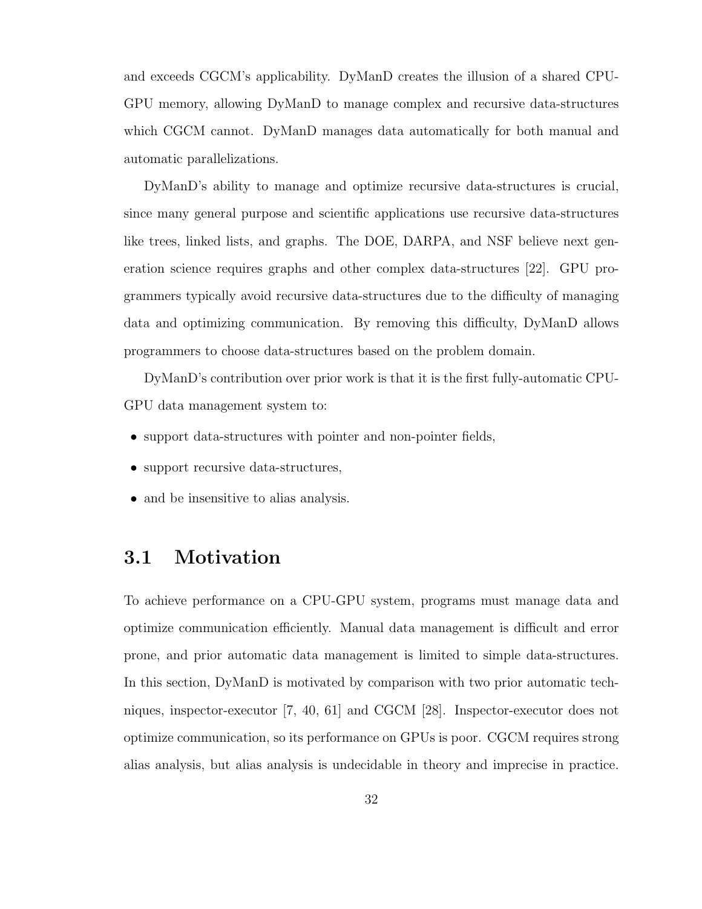and exceeds CGCM's applicability. DyManD creates the illusion of a shared CPU-GPU memory, allowing DyManD to manage complex and recursive data-structures which CGCM cannot. DyManD manages data automatically for both manual and automatic parallelizations.

DyManD's ability to manage and optimize recursive data-structures is crucial, since many general purpose and scientific applications use recursive data-structures like trees, linked lists, and graphs. The DOE, DARPA, and NSF believe next generation science requires graphs and other complex data-structures [22]. GPU programmers typically avoid recursive data-structures due to the difficulty of managing data and optimizing communication. By removing this difficulty, DyManD allows programmers to choose data-structures based on the problem domain.

DyManD's contribution over prior work is that it is the first fully-automatic CPU-GPU data management system to:

- support data-structures with pointer and non-pointer fields,
- support recursive data-structures,
- and be insensitive to alias analysis.

## 3.1 Motivation

To achieve performance on a CPU-GPU system, programs must manage data and optimize communication efficiently. Manual data management is difficult and error prone, and prior automatic data management is limited to simple data-structures. In this section, DyManD is motivated by comparison with two prior automatic techniques, inspector-executor [7, 40, 61] and CGCM [28]. Inspector-executor does not optimize communication, so its performance on GPUs is poor. CGCM requires strong alias analysis, but alias analysis is undecidable in theory and imprecise in practice.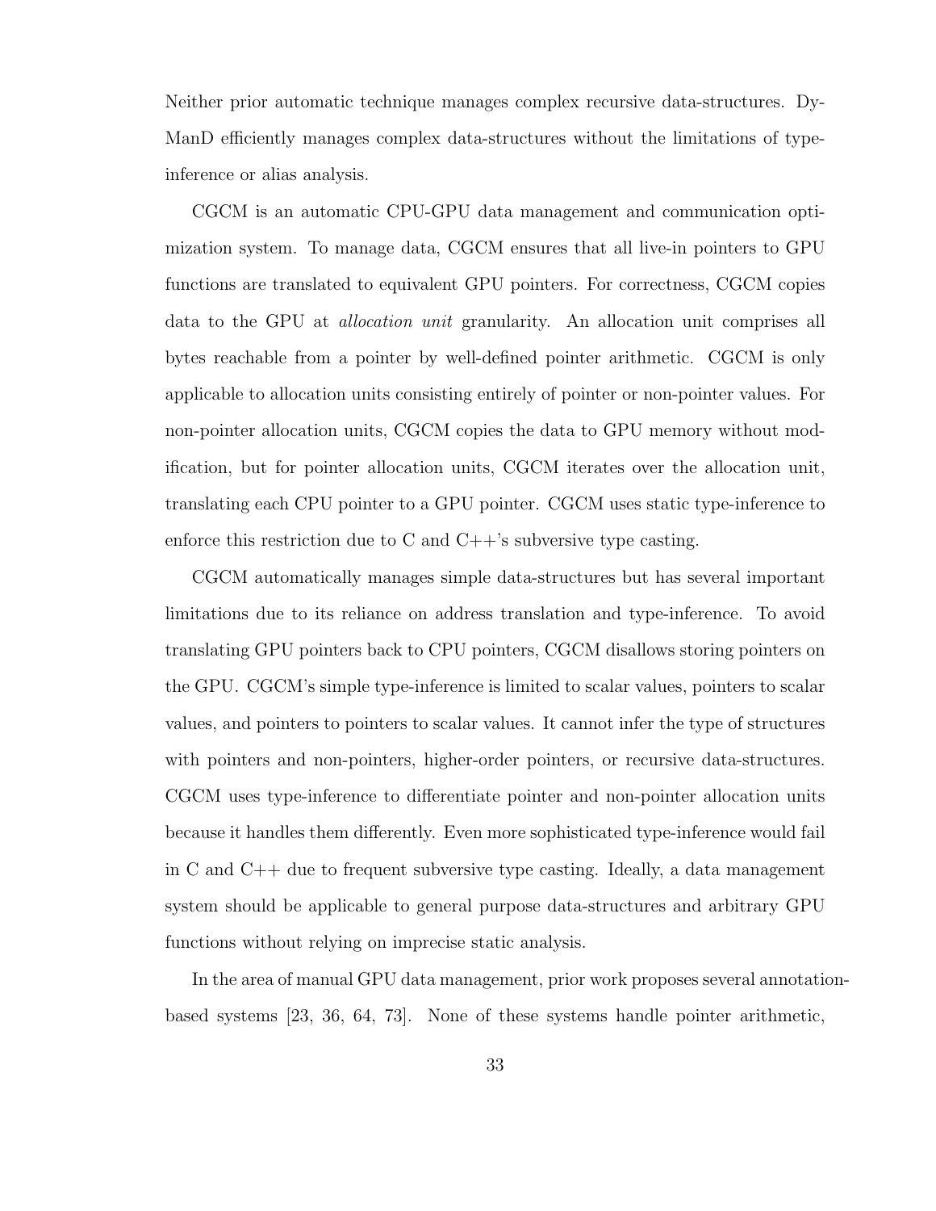Neither prior automatic technique manages complex recursive data-structures. DyManD efficiently manages complex data-structures without the limitations of type-inference or alias analysis.

CGCM is an automatic CPU-GPU data management and communication optimization system. To manage data, CGCM ensures that all live-in pointers to GPU functions are translated to equivalent GPU pointers. For correctness, CGCM copies data to the GPU at *allocation unit* granularity. An allocation unit comprises all bytes reachable from a pointer by well-defined pointer arithmetic. CGCM is only applicable to allocation units consisting entirely of pointer or non-pointer values. For non-pointer allocation units, CGCM copies the data to GPU memory without modification, but for pointer allocation units, CGCM iterates over the allocation unit, translating each CPU pointer to a GPU pointer. CGCM uses static type-inference to enforce this restriction due to C and C++'s subversive type casting.

CGCM automatically manages simple data-structures but has several important limitations due to its reliance on address translation and type-inference. To avoid translating GPU pointers back to CPU pointers, CGCM disallows storing pointers on the GPU. CGCM's simple type-inference is limited to scalar values, pointers to scalar values, and pointers to pointers to scalar values. It cannot infer the type of structures with pointers and non-pointers, higher-order pointers, or recursive data-structures. CGCM uses type-inference to differentiate pointer and non-pointer allocation units because it handles them differently. Even more sophisticated type-inference would fail in C and C++ due to frequent subversive type casting. Ideally, a data management system should be applicable to general purpose data-structures and arbitrary GPU functions without relying on imprecise static analysis.

In the area of manual GPU data management, prior work proposes several annotation-based systems [23, 36, 64, 73]. None of these systems handle pointer arithmetic,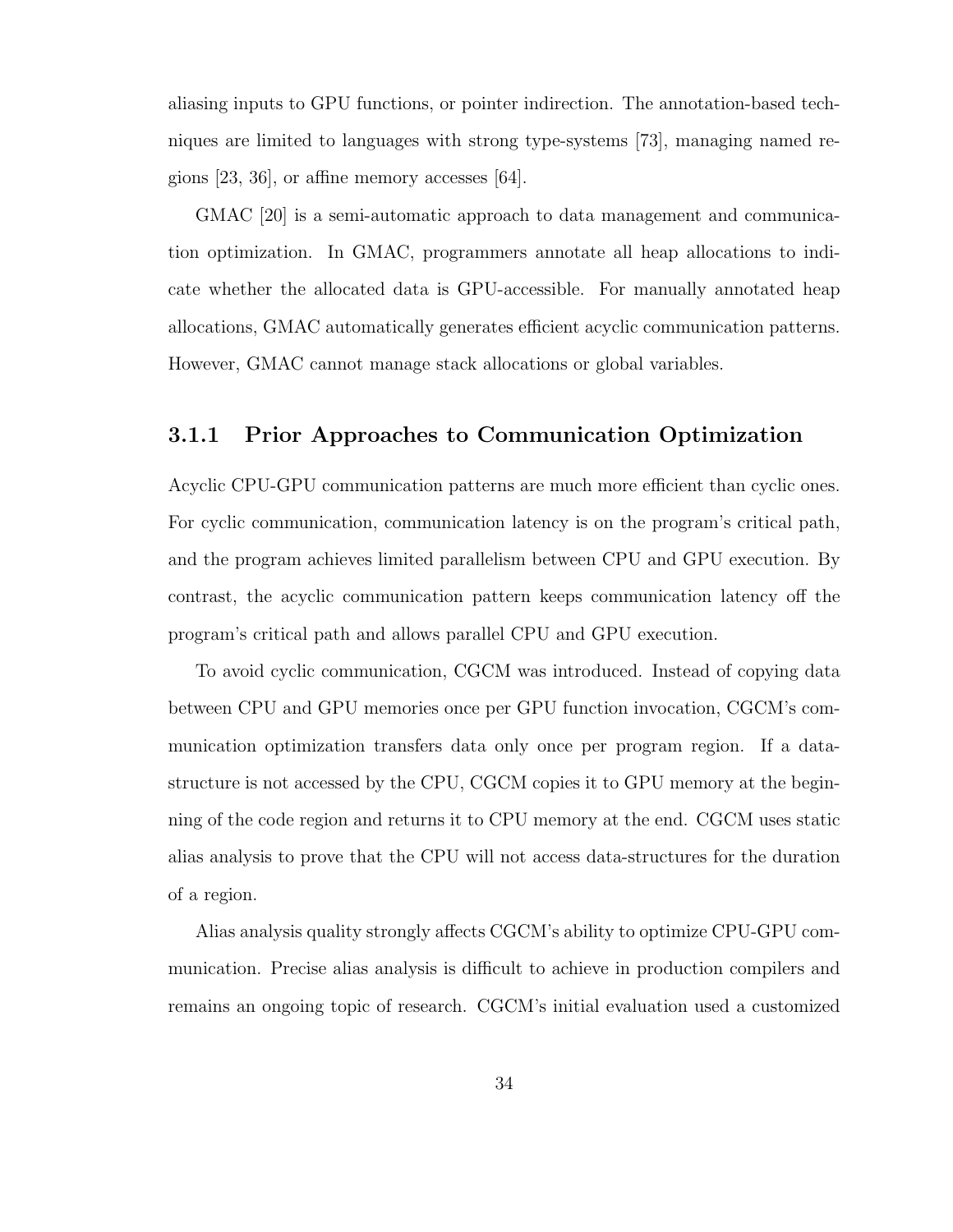aliasing inputs to GPU functions, or pointer indirection. The annotation-based techniques are limited to languages with strong type-systems [73], managing named regions [23, 36], or affine memory accesses [64].

GMAC [20] is a semi-automatic approach to data management and communication optimization. In GMAC, programmers annotate all heap allocations to indicate whether the allocated data is GPU-accessible. For manually annotated heap allocations, GMAC automatically generates efficient acyclic communication patterns. However, GMAC cannot manage stack allocations or global variables.

### 3.1.1 Prior Approaches to Communication Optimization

Acyclic CPU-GPU communication patterns are much more efficient than cyclic ones. For cyclic communication, communication latency is on the program's critical path, and the program achieves limited parallelism between CPU and GPU execution. By contrast, the acyclic communication pattern keeps communication latency off the program's critical path and allows parallel CPU and GPU execution.

To avoid cyclic communication, CGCM was introduced. Instead of copying data between CPU and GPU memories once per GPU function invocation, CGCM's communication optimization transfers data only once per program region. If a data-structure is not accessed by the CPU, CGCM copies it to GPU memory at the beginning of the code region and returns it to CPU memory at the end. CGCM uses static alias analysis to prove that the CPU will not access data-structures for the duration of a region.

Alias analysis quality strongly affects CGCM's ability to optimize CPU-GPU communication. Precise alias analysis is difficult to achieve in production compilers and remains an ongoing topic of research. CGCM's initial evaluation used a customized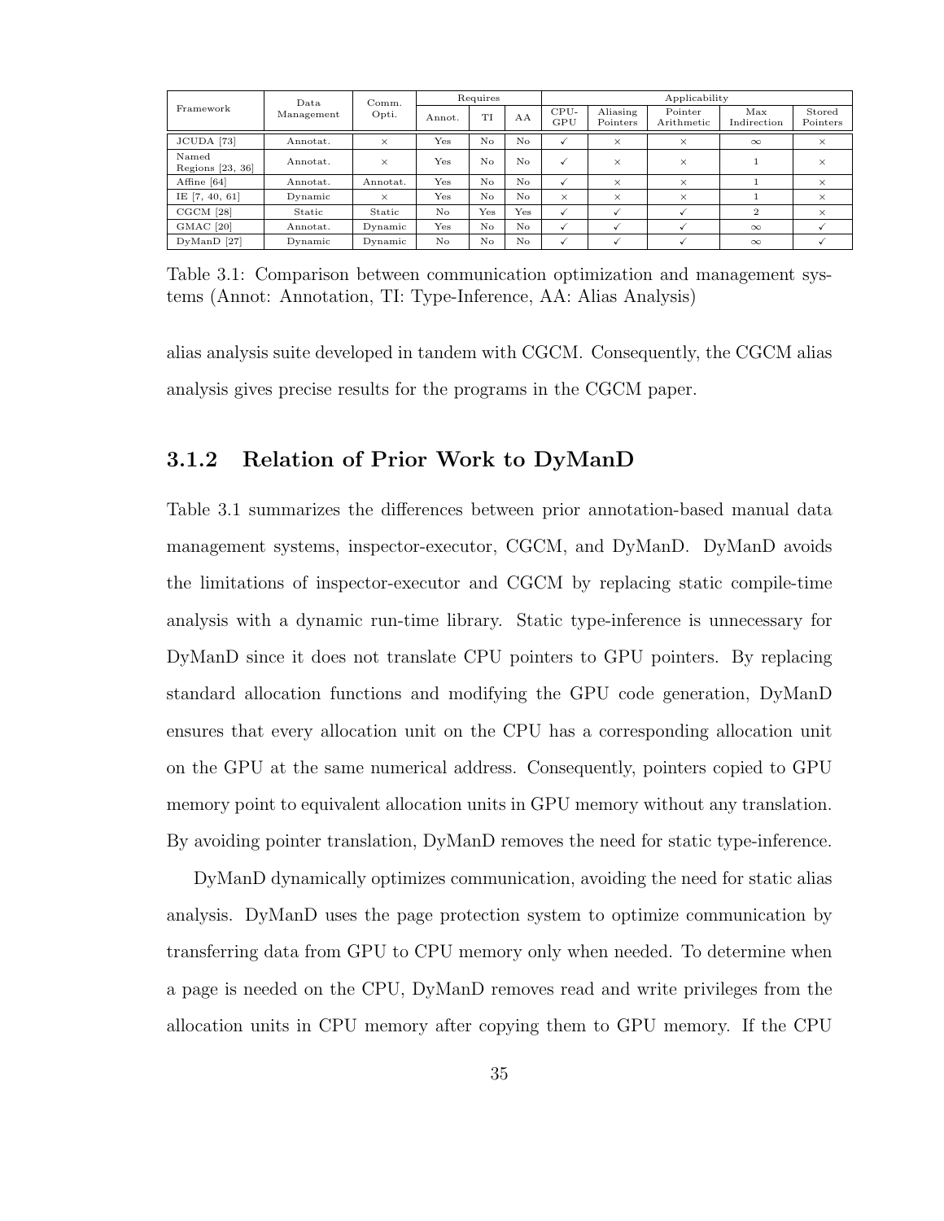| Framework | Data Management | Comm. Opti. | Requires | | | Applicability | | | | |
|---|---|---|---|---|---|---|---|---|---|---|
| | | | Annot. | TI | AA | CPU-GPU | Aliasing Pointers | Pointer Arithmetic | Max Indirection | Stored Pointers |
| JCUDA [73] | Annotat. | × | Yes | No | No | ✓ | × | × | $\infty$ | × |
| Named Regions [23, 36] | Annotat. | × | Yes | No | No | ✓ | × | × | 1 | × |
| Affine [64] | Annotat. | Annotat. | Yes | No | No | ✓ | × | × | 1 | × |
| IE [7, 40, 61] | Dynamic | × | Yes | No | No | × | × | × | 1 | × |
| CGCM [28] | Static | Static | No | Yes | Yes | ✓ | ✓ | ✓ | 2 | × |
| GMAC [20] | Annotat. | Dynamic | Yes | No | No | ✓ | ✓ | ✓ | $\infty$ | ✓ |
| DyManD [27] | Dynamic | Dynamic | No | No | No | ✓ | ✓ | ✓ | $\infty$ | ✓ |

Table 3.1: Comparison between communication optimization and management systems (Annot: Annotation, TI: Type-Inference, AA: Alias Analysis)

alias analysis suite developed in tandem with CGCM. Consequently, the CGCM alias analysis gives precise results for the programs in the CGCM paper.

### 3.1.2 Relation of Prior Work to DyManD

Table 3.1 summarizes the differences between prior annotation-based manual data management systems, inspector-executor, CGCM, and DyManD. DyManD avoids the limitations of inspector-executor and CGCM by replacing static compile-time analysis with a dynamic run-time library. Static type-inference is unnecessary for DyManD since it does not translate CPU pointers to GPU pointers. By replacing standard allocation functions and modifying the GPU code generation, DyManD ensures that every allocation unit on the CPU has a corresponding allocation unit on the GPU at the same numerical address. Consequently, pointers copied to GPU memory point to equivalent allocation units in GPU memory without any translation. By avoiding pointer translation, DyManD removes the need for static type-inference.

DyManD dynamically optimizes communication, avoiding the need for static alias analysis. DyManD uses the page protection system to optimize communication by transferring data from GPU to CPU memory only when needed. To determine when a page is needed on the CPU, DyManD removes read and write privileges from the allocation units in CPU memory after copying them to GPU memory. If the CPU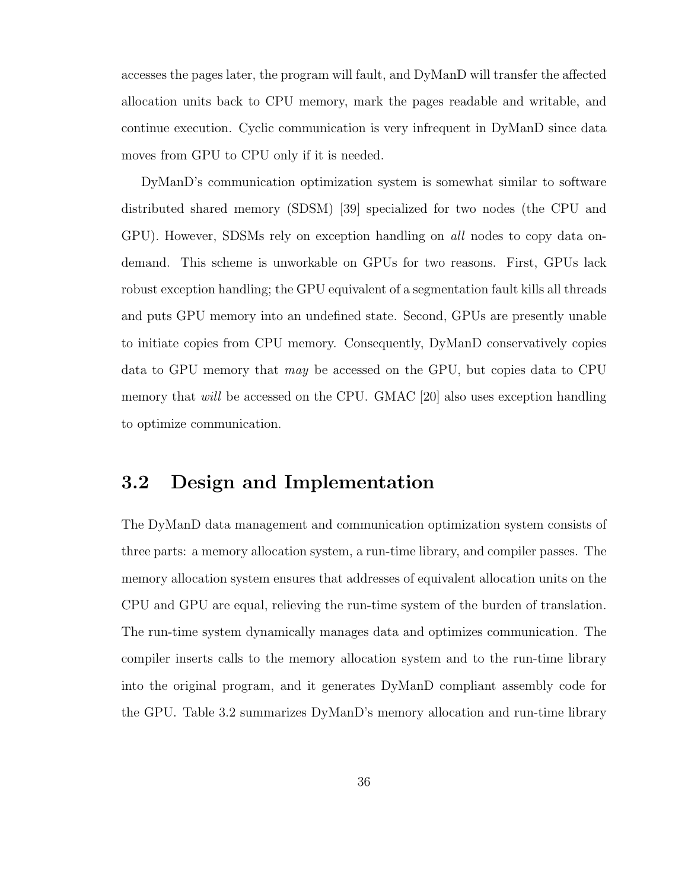accesses the pages later, the program will fault, and DyManD will transfer the affected allocation units back to CPU memory, mark the pages readable and writable, and continue execution. Cyclic communication is very infrequent in DyManD since data moves from GPU to CPU only if it is needed.

DyManD's communication optimization system is somewhat similar to software distributed shared memory (SDSM) [39] specialized for two nodes (the CPU and GPU). However, SDSMs rely on exception handling on *all* nodes to copy data on-demand. This scheme is unworkable on GPUs for two reasons. First, GPUs lack robust exception handling; the GPU equivalent of a segmentation fault kills all threads and puts GPU memory into an undefined state. Second, GPUs are presently unable to initiate copies from CPU memory. Consequently, DyManD conservatively copies data to GPU memory that *may* be accessed on the GPU, but copies data to CPU memory that *will* be accessed on the CPU. GMAC [20] also uses exception handling to optimize communication.

## 3.2 Design and Implementation

The DyManD data management and communication optimization system consists of three parts: a memory allocation system, a run-time library, and compiler passes. The memory allocation system ensures that addresses of equivalent allocation units on the CPU and GPU are equal, relieving the run-time system of the burden of translation. The run-time system dynamically manages data and optimizes communication. The compiler inserts calls to the memory allocation system and to the run-time library into the original program, and it generates DyManD compliant assembly code for the GPU. Table 3.2 summarizes DyManD's memory allocation and run-time library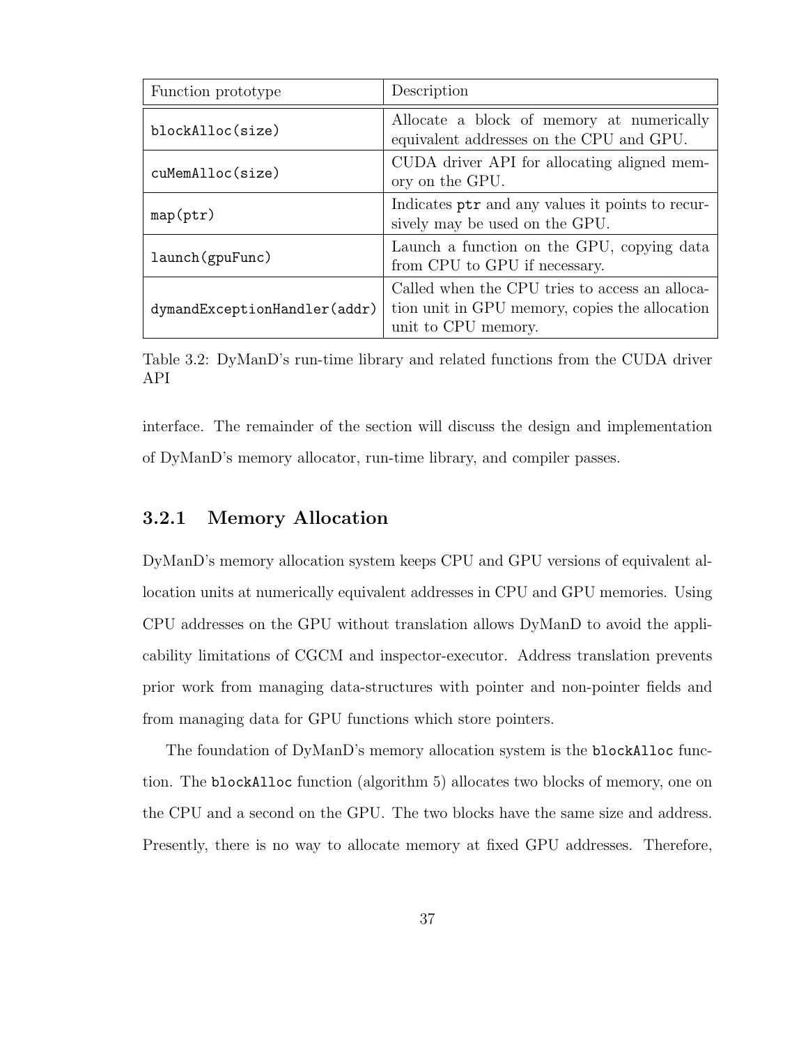| Function prototype | Description |
| --- | --- |
| `blockAlloc(size)` | Allocate a block of memory at numerically equivalent addresses on the CPU and GPU. |
| `cuMemAlloc(size)` | CUDA driver API for allocating aligned memory on the GPU. |
| `map(ptr)` | Indicates `ptr` and any values it points to recursively may be used on the GPU. |
| `launch(gpuFunc)` | Launch a function on the GPU, copying data from CPU to GPU if necessary. |
| `dymandExceptionHandler(addr)` | Called when the CPU tries to access an allocation unit in GPU memory, copies the allocation unit to CPU memory. |

Table 3.2: DyManD's run-time library and related functions from the CUDA driver API

interface. The remainder of the section will discuss the design and implementation of DyManD's memory allocator, run-time library, and compiler passes.

### 3.2.1 Memory Allocation

DyManD's memory allocation system keeps CPU and GPU versions of equivalent allocation units at numerically equivalent addresses in CPU and GPU memories. Using CPU addresses on the GPU without translation allows DyManD to avoid the applicability limitations of CGCM and inspector-executor. Address translation prevents prior work from managing data-structures with pointer and non-pointer fields and from managing data for GPU functions which store pointers.

The foundation of DyManD's memory allocation system is the `blockAlloc` function. The `blockAlloc` function (algorithm 5) allocates two blocks of memory, one on the CPU and a second on the GPU. The two blocks have the same size and address. Presently, there is no way to allocate memory at fixed GPU addresses. Therefore,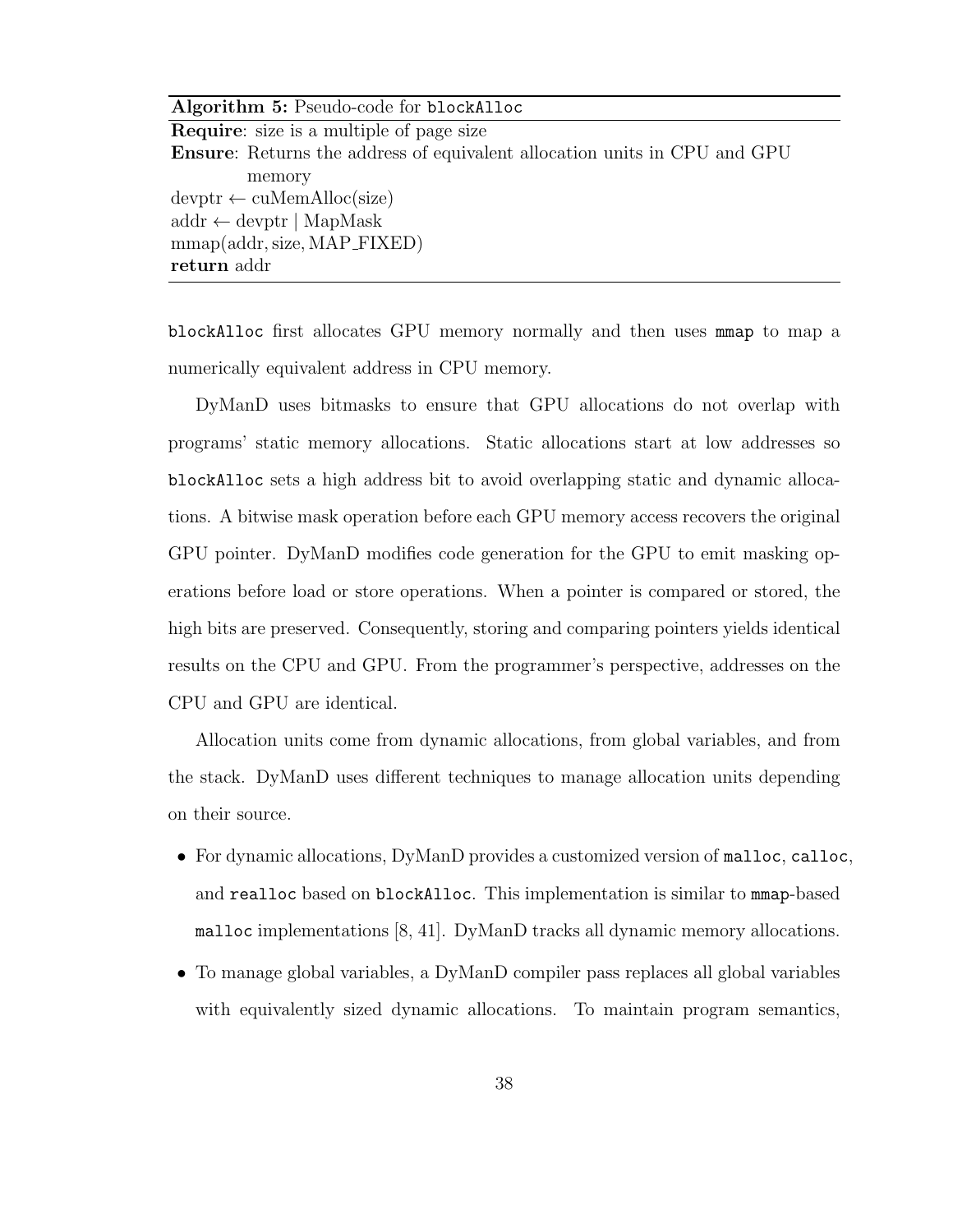**Algorithm 5:** Pseudo-code for `blockAlloc`

**Require**: size is a multiple of page size
**Ensure**: Returns the address of equivalent allocation units in CPU and GPU memory

devptr ← cuMemAlloc(size)
addr ← devptr | MapMask
mmap(addr, size, MAP_FIXED)
**return** addr

`blockAlloc` first allocates GPU memory normally and then uses `mmap` to map a numerically equivalent address in CPU memory.

DyManD uses bitmasks to ensure that GPU allocations do not overlap with programs' static memory allocations. Static allocations start at low addresses so `blockAlloc` sets a high address bit to avoid overlapping static and dynamic allocations. A bitwise mask operation before each GPU memory access recovers the original GPU pointer. DyManD modifies code generation for the GPU to emit masking operations before load or store operations. When a pointer is compared or stored, the high bits are preserved. Consequently, storing and comparing pointers yields identical results on the CPU and GPU. From the programmer's perspective, addresses on the CPU and GPU are identical.

Allocation units come from dynamic allocations, from global variables, and from the stack. DyManD uses different techniques to manage allocation units depending on their source.

- For dynamic allocations, DyManD provides a customized version of `malloc`, `calloc`, and `realloc` based on `blockAlloc`. This implementation is similar to `mmap`-based `malloc` implementations [8, 41]. DyManD tracks all dynamic memory allocations.
- To manage global variables, a DyManD compiler pass replaces all global variables with equivalently sized dynamic allocations. To maintain program semantics,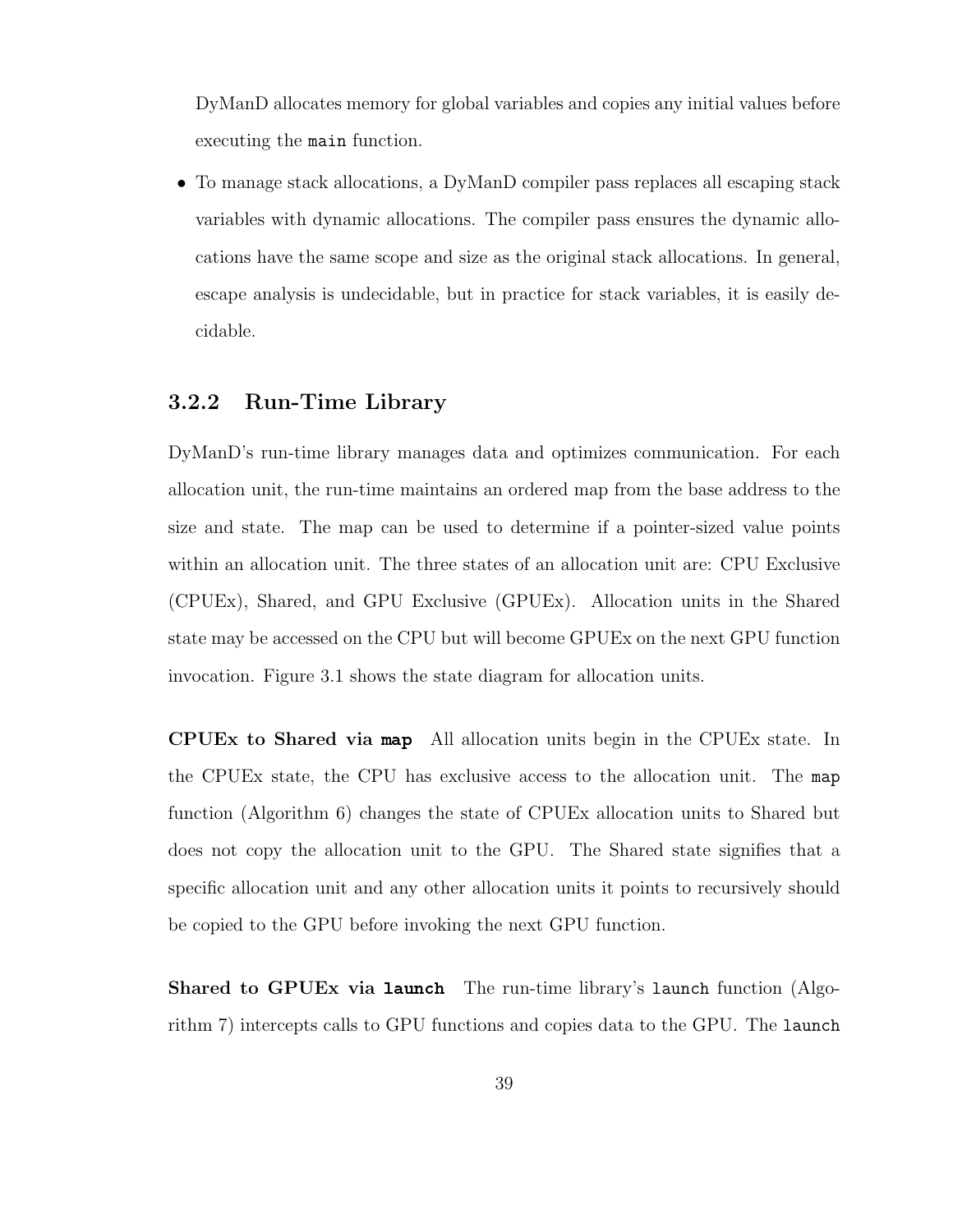DyManD allocates memory for global variables and copies any initial values before executing the `main` function.

- To manage stack allocations, a DyManD compiler pass replaces all escaping stack variables with dynamic allocations. The compiler pass ensures the dynamic allocations have the same scope and size as the original stack allocations. In general, escape analysis is undecidable, but in practice for stack variables, it is easily decidable.

### 3.2.2 Run-Time Library

DyManD's run-time library manages data and optimizes communication. For each allocation unit, the run-time maintains an ordered map from the base address to the size and state. The map can be used to determine if a pointer-sized value points within an allocation unit. The three states of an allocation unit are: CPU Exclusive (CPUEx), Shared, and GPU Exclusive (GPUEx). Allocation units in the Shared state may be accessed on the CPU but will become GPUEx on the next GPU function invocation. Figure 3.1 shows the state diagram for allocation units.

**CPUEx to Shared via `map`** All allocation units begin in the CPUEx state. In the CPUEx state, the CPU has exclusive access to the allocation unit. The `map` function (Algorithm 6) changes the state of CPUEx allocation units to Shared but does not copy the allocation unit to the GPU. The Shared state signifies that a specific allocation unit and any other allocation units it points to recursively should be copied to the GPU before invoking the next GPU function.

**Shared to GPUEx via `launch`** The run-time library's `launch` function (Algorithm 7) intercepts calls to GPU functions and copies data to the GPU. The `launch`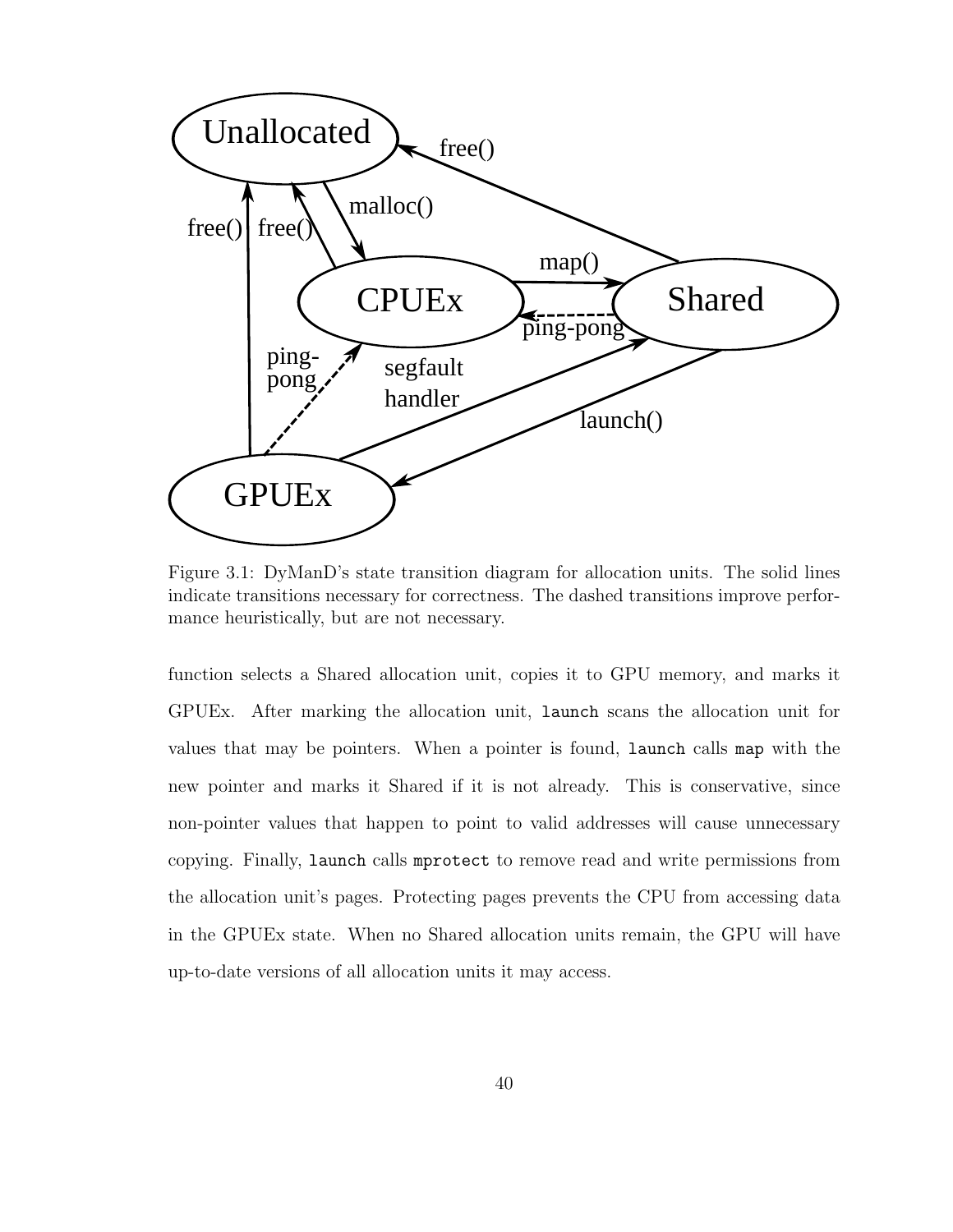Figure 3.1: DyManD's state transition diagram for allocation units. The solid lines indicate transitions necessary for correctness. The dashed transitions improve performance heuristically, but are not necessary.

function selects a Shared allocation unit, copies it to GPU memory, and marks it GPUEx. After marking the allocation unit, `launch` scans the allocation unit for values that may be pointers. When a pointer is found, `launch` calls `map` with the new pointer and marks it Shared if it is not already. This is conservative, since non-pointer values that happen to point to valid addresses will cause unnecessary copying. Finally, `launch` calls `mprotect` to remove read and write permissions from the allocation unit's pages. Protecting pages prevents the CPU from accessing data in the GPUEx state. When no Shared allocation units remain, the GPU will have up-to-date versions of all allocation units it may access.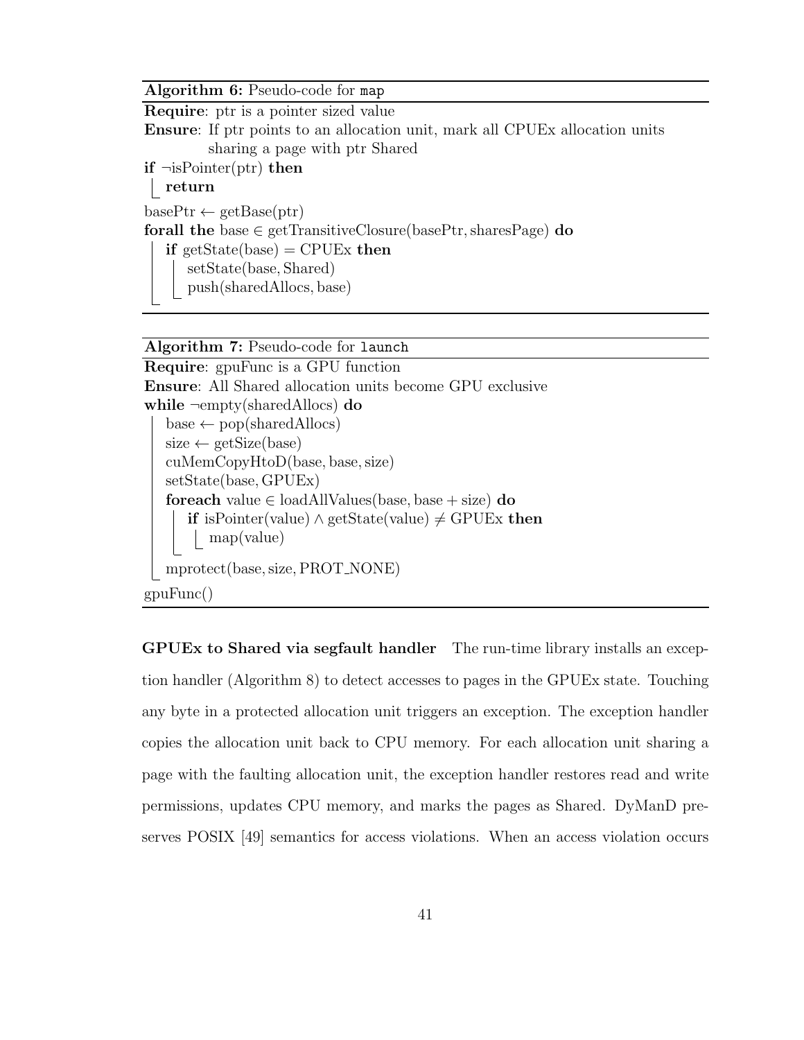**Algorithm 6:** Pseudo-code for `map`

```
Require: ptr is a pointer sized value
Ensure: If ptr points to an allocation unit, mark all CPUEx allocation units
        sharing a page with ptr Shared
if ¬isPointer(ptr) then
    return
basePtr ← getBase(ptr)
forall the base ∈ getTransitiveClosure(basePtr, sharesPage) do
    if getState(base) = CPUEx then
        setState(base, Shared)
        push(sharedAllocs, base)
```

**Algorithm 7:** Pseudo-code for `launch`

```
Require: gpuFunc is a GPU function
Ensure: All Shared allocation units become GPU exclusive
while ¬empty(sharedAllocs) do
    base ← pop(sharedAllocs)
    size ← getSize(base)
    cuMemCopyHtoD(base, base, size)
    setState(base, GPUEx)
    foreach value ∈ loadAllValues(base, base + size) do
        if isPointer(value) ∧ getState(value) ≠ GPUEx then
            map(value)
    mprotect(base, size, PROT_NONE)
gpuFunc()
```

**GPUEx to Shared via segfault handler** The run-time library installs an exception handler (Algorithm 8) to detect accesses to pages in the GPUEx state. Touching any byte in a protected allocation unit triggers an exception. The exception handler copies the allocation unit back to CPU memory. For each allocation unit sharing a page with the faulting allocation unit, the exception handler restores read and write permissions, updates CPU memory, and marks the pages as Shared. DyManD preserves POSIX [49] semantics for access violations. When an access violation occurs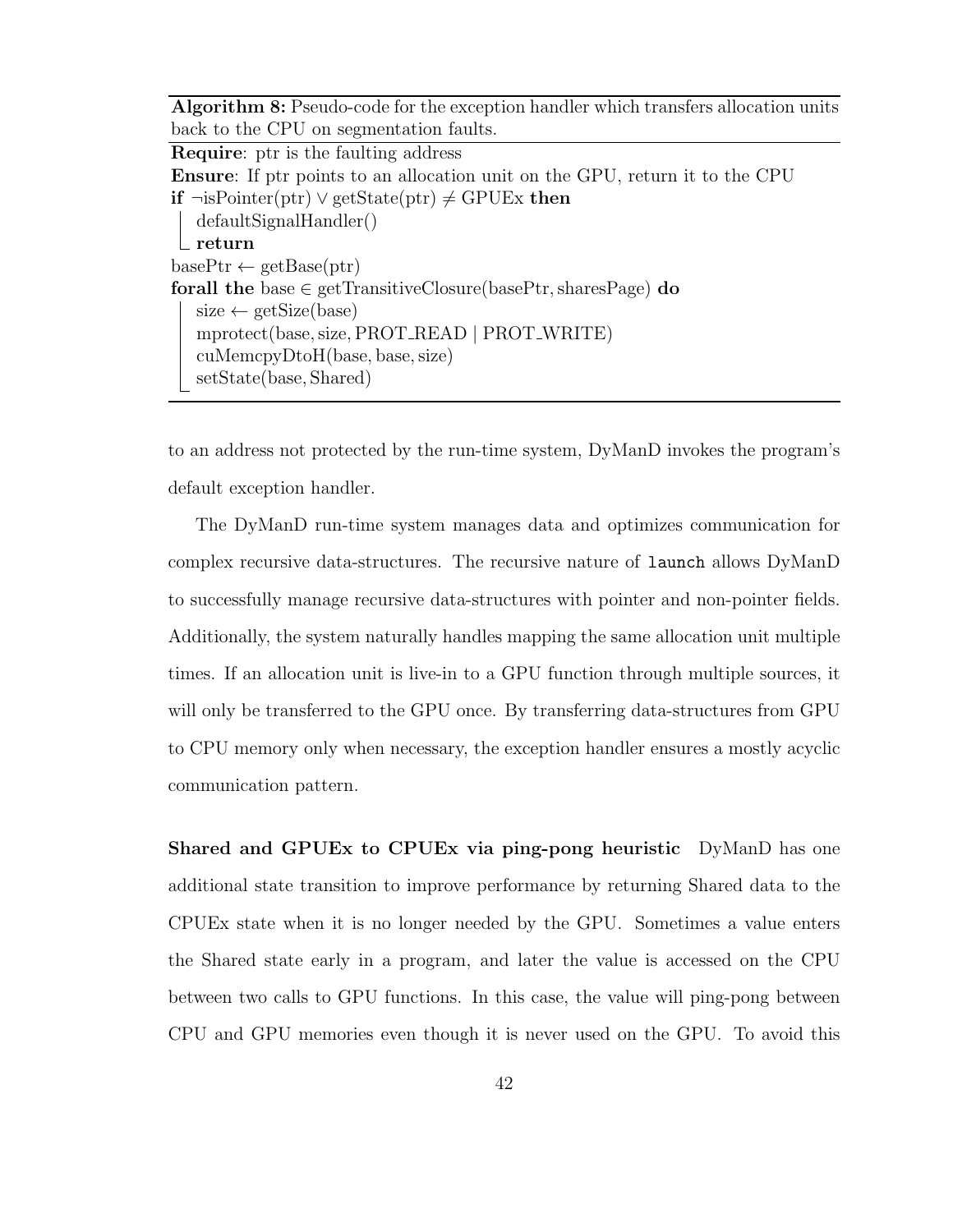**Algorithm 8:** Pseudo-code for the exception handler which transfers allocation units back to the CPU on segmentation faults.

**Require**: ptr is the faulting address
**Ensure**: If ptr points to an allocation unit on the GPU, return it to the CPU

```
if ¬isPointer(ptr) ∨ getState(ptr) ≠ GPUEx then
    defaultSignalHandler()
    return
basePtr ← getBase(ptr)
forall the base ∈ getTransitiveClosure(basePtr, sharesPage) do
    size ← getSize(base)
    mprotect(base, size, PROT_READ | PROT_WRITE)
    cuMemcpyDtoH(base, base, size)
    setState(base, Shared)
```

to an address not protected by the run-time system, DyManD invokes the program's default exception handler.

The DyManD run-time system manages data and optimizes communication for complex recursive data-structures. The recursive nature of `launch` allows DyManD to successfully manage recursive data-structures with pointer and non-pointer fields. Additionally, the system naturally handles mapping the same allocation unit multiple times. If an allocation unit is live-in to a GPU function through multiple sources, it will only be transferred to the GPU once. By transferring data-structures from GPU to CPU memory only when necessary, the exception handler ensures a mostly acyclic communication pattern.

**Shared and GPUEx to CPUEx via ping-pong heuristic** DyManD has one additional state transition to improve performance by returning Shared data to the CPUEx state when it is no longer needed by the GPU. Sometimes a value enters the Shared state early in a program, and later the value is accessed on the CPU between two calls to GPU functions. In this case, the value will ping-pong between CPU and GPU memories even though it is never used on the GPU. To avoid this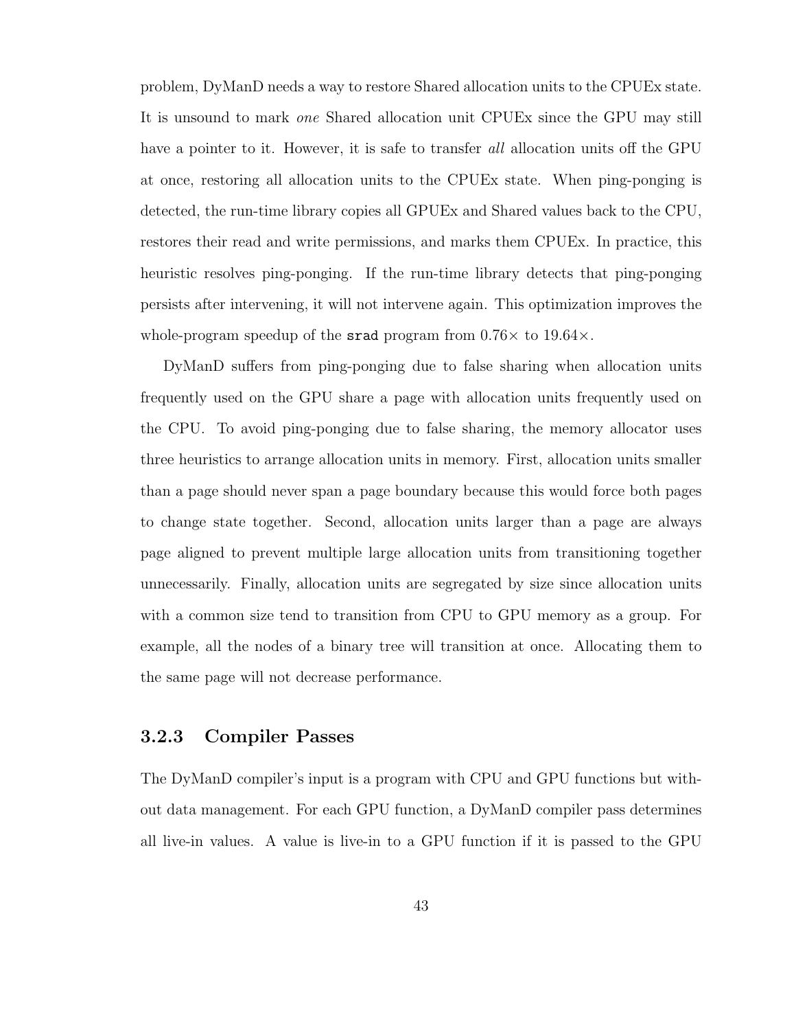problem, DyManD needs a way to restore Shared allocation units to the CPUEx state. It is unsound to mark *one* Shared allocation unit CPUEx since the GPU may still have a pointer to it. However, it is safe to transfer *all* allocation units off the GPU at once, restoring all allocation units to the CPUEx state. When ping-ponging is detected, the run-time library copies all GPUEx and Shared values back to the CPU, restores their read and write permissions, and marks them CPUEx. In practice, this heuristic resolves ping-ponging. If the run-time library detects that ping-ponging persists after intervening, it will not intervene again. This optimization improves the whole-program speedup of the `srad` program from $0.76\times$ to $19.64\times$.

DyManD suffers from ping-ponging due to false sharing when allocation units frequently used on the GPU share a page with allocation units frequently used on the CPU. To avoid ping-ponging due to false sharing, the memory allocator uses three heuristics to arrange allocation units in memory. First, allocation units smaller than a page should never span a page boundary because this would force both pages to change state together. Second, allocation units larger than a page are always page aligned to prevent multiple large allocation units from transitioning together unnecessarily. Finally, allocation units are segregated by size since allocation units with a common size tend to transition from CPU to GPU memory as a group. For example, all the nodes of a binary tree will transition at once. Allocating them to the same page will not decrease performance.

### 3.2.3 Compiler Passes

The DyManD compiler's input is a program with CPU and GPU functions but without data management. For each GPU function, a DyManD compiler pass determines all live-in values. A value is live-in to a GPU function if it is passed to the GPU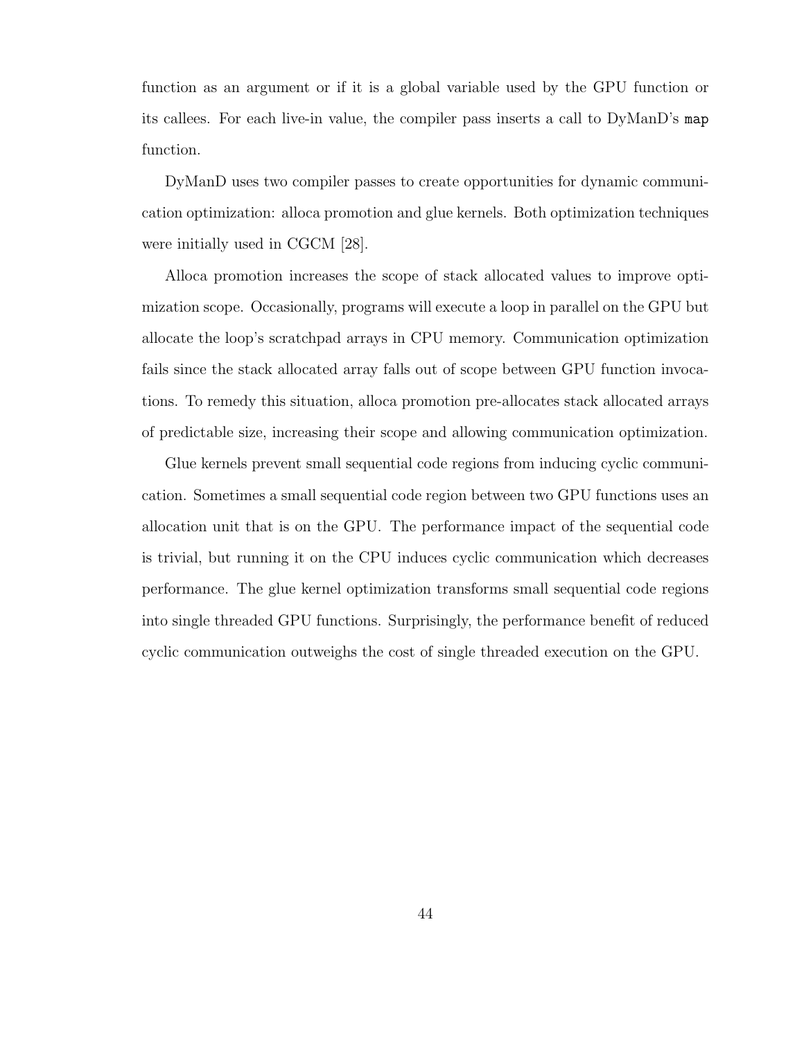function as an argument or if it is a global variable used by the GPU function or its callees. For each live-in value, the compiler pass inserts a call to DyManD's `map` function.

DyManD uses two compiler passes to create opportunities for dynamic communication optimization: alloca promotion and glue kernels. Both optimization techniques were initially used in CGCM [28].

Alloca promotion increases the scope of stack allocated values to improve optimization scope. Occasionally, programs will execute a loop in parallel on the GPU but allocate the loop's scratchpad arrays in CPU memory. Communication optimization fails since the stack allocated array falls out of scope between GPU function invocations. To remedy this situation, alloca promotion pre-allocates stack allocated arrays of predictable size, increasing their scope and allowing communication optimization.

Glue kernels prevent small sequential code regions from inducing cyclic communication. Sometimes a small sequential code region between two GPU functions uses an allocation unit that is on the GPU. The performance impact of the sequential code is trivial, but running it on the CPU induces cyclic communication which decreases performance. The glue kernel optimization transforms small sequential code regions into single threaded GPU functions. Surprisingly, the performance benefit of reduced cyclic communication outweighs the cost of single threaded execution on the GPU.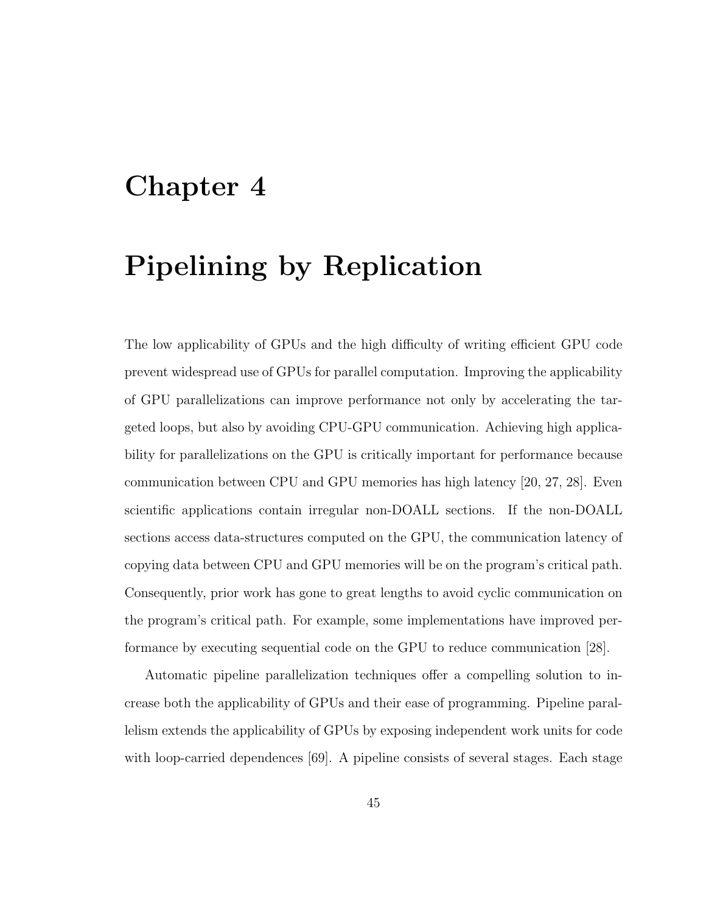# Chapter 4

# Pipelining by Replication

The low applicability of GPUs and the high difficulty of writing efficient GPU code prevent widespread use of GPUs for parallel computation. Improving the applicability of GPU parallelizations can improve performance not only by accelerating the targeted loops, but also by avoiding CPU-GPU communication. Achieving high applicability for parallelizations on the GPU is critically important for performance because communication between CPU and GPU memories has high latency [20, 27, 28]. Even scientific applications contain irregular non-DOALL sections. If the non-DOALL sections access data-structures computed on the GPU, the communication latency of copying data between CPU and GPU memories will be on the program's critical path. Consequently, prior work has gone to great lengths to avoid cyclic communication on the program's critical path. For example, some implementations have improved performance by executing sequential code on the GPU to reduce communication [28].

Automatic pipeline parallelization techniques offer a compelling solution to increase both the applicability of GPUs and their ease of programming. Pipeline parallelism extends the applicability of GPUs by exposing independent work units for code with loop-carried dependences [69]. A pipeline consists of several stages. Each stage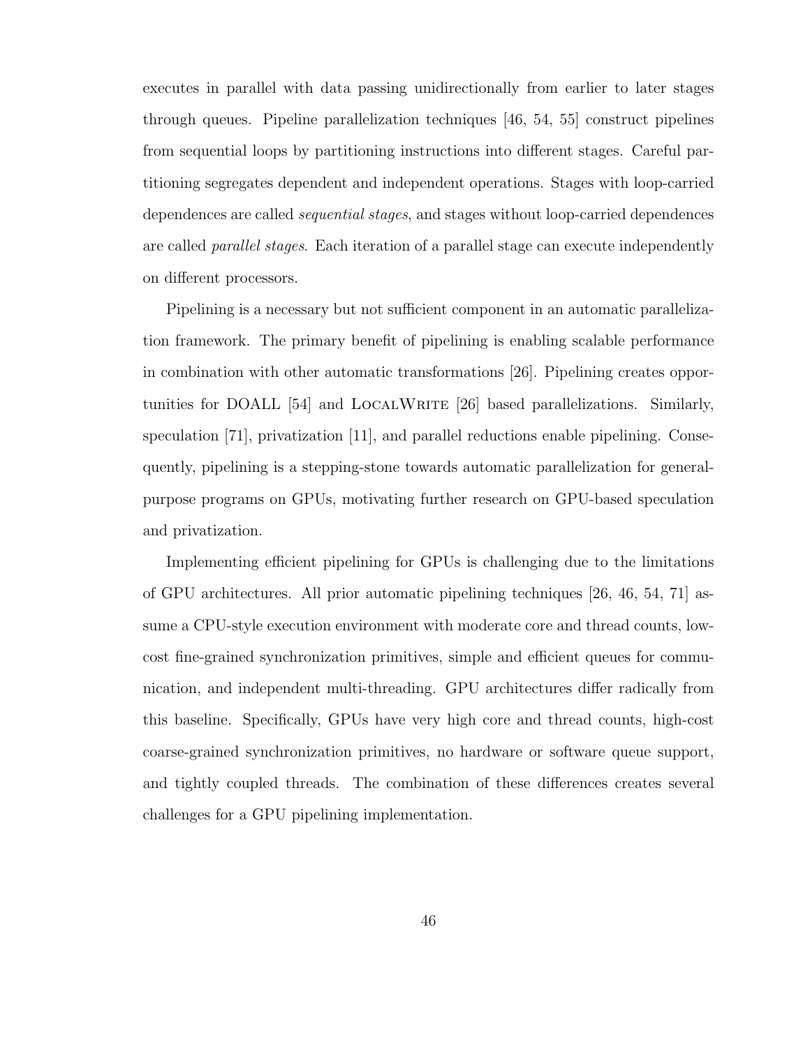executes in parallel with data passing unidirectionally from earlier to later stages through queues. Pipeline parallelization techniques [46, 54, 55] construct pipelines from sequential loops by partitioning instructions into different stages. Careful partitioning segregates dependent and independent operations. Stages with loop-carried dependences are called *sequential stages*, and stages without loop-carried dependences are called *parallel stages*. Each iteration of a parallel stage can execute independently on different processors.

Pipelining is a necessary but not sufficient component in an automatic parallelization framework. The primary benefit of pipelining is enabling scalable performance in combination with other automatic transformations [26]. Pipelining creates opportunities for DOALL [54] and LocalWrite [26] based parallelizations. Similarly, speculation [71], privatization [11], and parallel reductions enable pipelining. Consequently, pipelining is a stepping-stone towards automatic parallelization for general-purpose programs on GPUs, motivating further research on GPU-based speculation and privatization.

Implementing efficient pipelining for GPUs is challenging due to the limitations of GPU architectures. All prior automatic pipelining techniques [26, 46, 54, 71] assume a CPU-style execution environment with moderate core and thread counts, low-cost fine-grained synchronization primitives, simple and efficient queues for communication, and independent multi-threading. GPU architectures differ radically from this baseline. Specifically, GPUs have very high core and thread counts, high-cost coarse-grained synchronization primitives, no hardware or software queue support, and tightly coupled threads. The combination of these differences creates several challenges for a GPU pipelining implementation.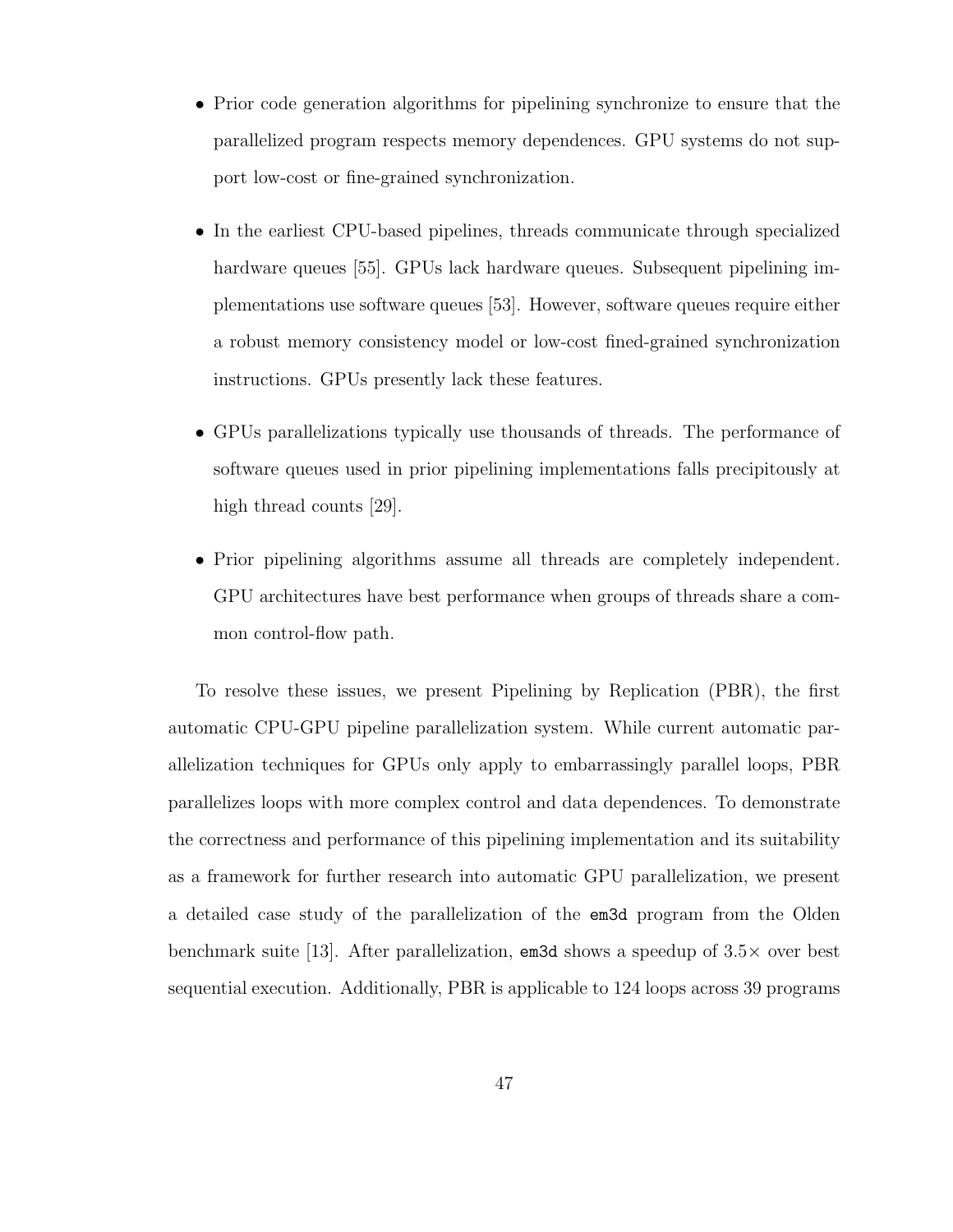- Prior code generation algorithms for pipelining synchronize to ensure that the parallelized program respects memory dependences. GPU systems do not support low-cost or fine-grained synchronization.

- In the earliest CPU-based pipelines, threads communicate through specialized hardware queues [55]. GPUs lack hardware queues. Subsequent pipelining implementations use software queues [53]. However, software queues require either a robust memory consistency model or low-cost fined-grained synchronization instructions. GPUs presently lack these features.

- GPUs parallelizations typically use thousands of threads. The performance of software queues used in prior pipelining implementations falls precipitously at high thread counts [29].

- Prior pipelining algorithms assume all threads are completely independent. GPU architectures have best performance when groups of threads share a common control-flow path.

To resolve these issues, we present Pipelining by Replication (PBR), the first automatic CPU-GPU pipeline parallelization system. While current automatic parallelization techniques for GPUs only apply to embarrassingly parallel loops, PBR parallelizes loops with more complex control and data dependences. To demonstrate the correctness and performance of this pipelining implementation and its suitability as a framework for further research into automatic GPU parallelization, we present a detailed case study of the parallelization of the `em3d` program from the Olden benchmark suite [13]. After parallelization, `em3d` shows a speedup of 3.5× over best sequential execution. Additionally, PBR is applicable to 124 loops across 39 programs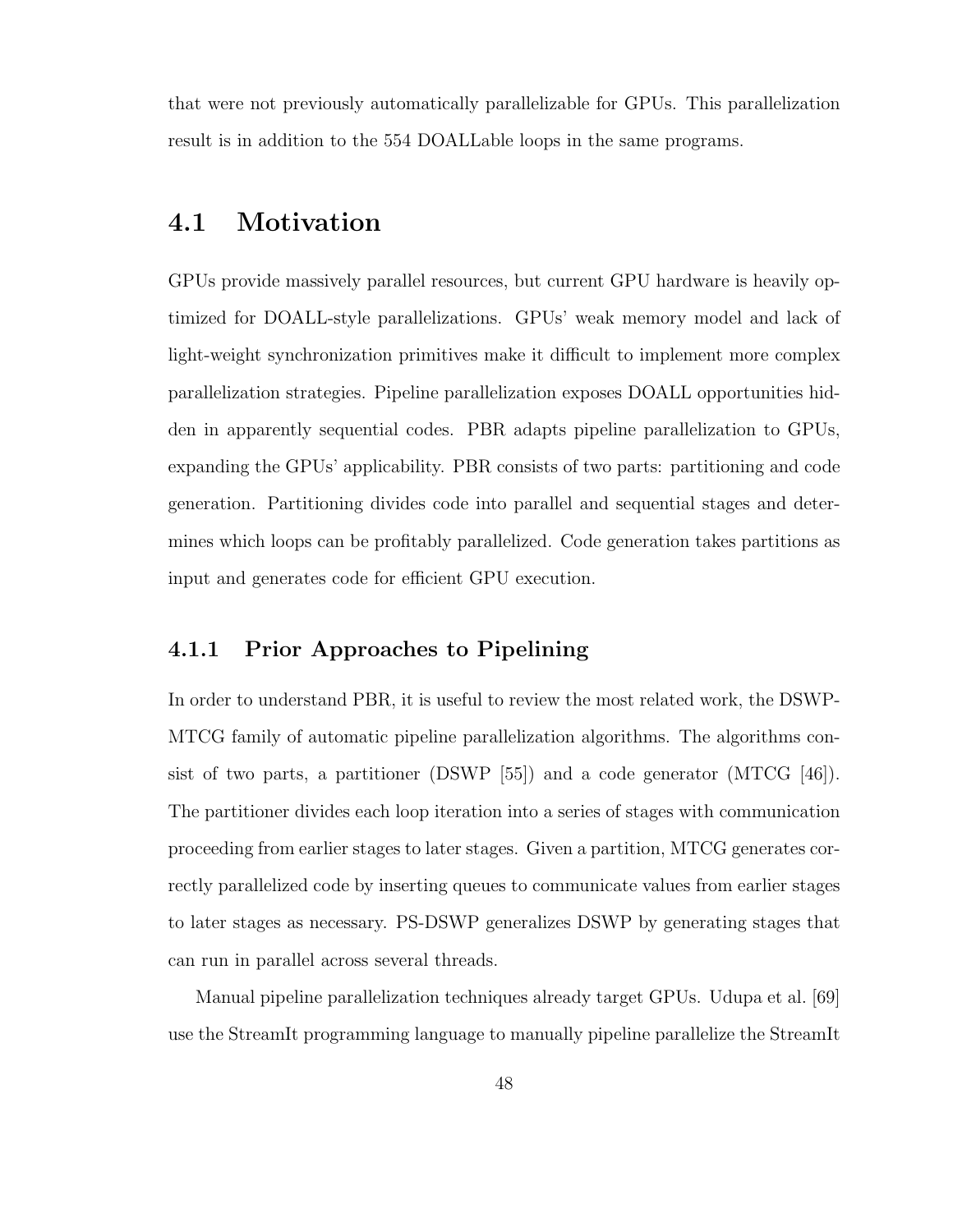that were not previously automatically parallelizable for GPUs. This parallelization result is in addition to the 554 DOALLable loops in the same programs.

## 4.1 Motivation

GPUs provide massively parallel resources, but current GPU hardware is heavily optimized for DOALL-style parallelizations. GPUs' weak memory model and lack of light-weight synchronization primitives make it difficult to implement more complex parallelization strategies. Pipeline parallelization exposes DOALL opportunities hidden in apparently sequential codes. PBR adapts pipeline parallelization to GPUs, expanding the GPUs' applicability. PBR consists of two parts: partitioning and code generation. Partitioning divides code into parallel and sequential stages and determines which loops can be profitably parallelized. Code generation takes partitions as input and generates code for efficient GPU execution.

### 4.1.1 Prior Approaches to Pipelining

In order to understand PBR, it is useful to review the most related work, the DSWP-MTCG family of automatic pipeline parallelization algorithms. The algorithms consist of two parts, a partitioner (DSWP [55]) and a code generator (MTCG [46]). The partitioner divides each loop iteration into a series of stages with communication proceeding from earlier stages to later stages. Given a partition, MTCG generates correctly parallelized code by inserting queues to communicate values from earlier stages to later stages as necessary. PS-DSWP generalizes DSWP by generating stages that can run in parallel across several threads.

Manual pipeline parallelization techniques already target GPUs. Udupa et al. [69] use the StreamIt programming language to manually pipeline parallelize the StreamIt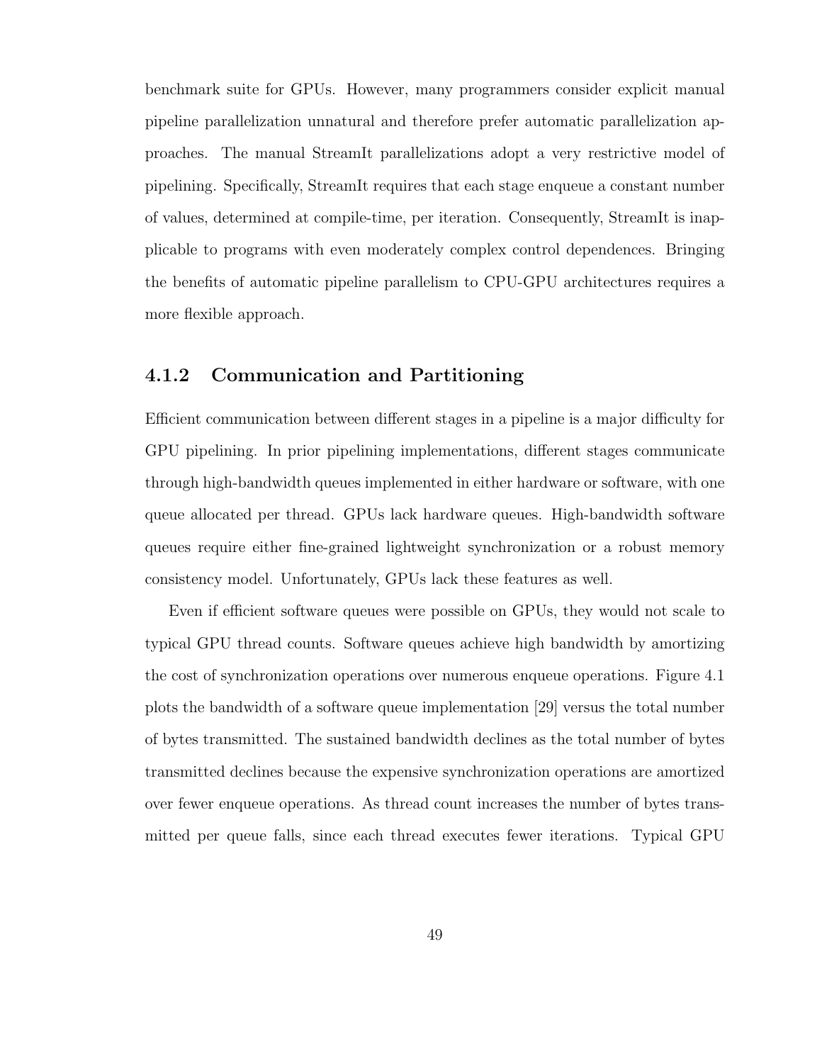benchmark suite for GPUs. However, many programmers consider explicit manual pipeline parallelization unnatural and therefore prefer automatic parallelization approaches. The manual StreamIt parallelizations adopt a very restrictive model of pipelining. Specifically, StreamIt requires that each stage enqueue a constant number of values, determined at compile-time, per iteration. Consequently, StreamIt is inapplicable to programs with even moderately complex control dependences. Bringing the benefits of automatic pipeline parallelism to CPU-GPU architectures requires a more flexible approach.

### 4.1.2 Communication and Partitioning

Efficient communication between different stages in a pipeline is a major difficulty for GPU pipelining. In prior pipelining implementations, different stages communicate through high-bandwidth queues implemented in either hardware or software, with one queue allocated per thread. GPUs lack hardware queues. High-bandwidth software queues require either fine-grained lightweight synchronization or a robust memory consistency model. Unfortunately, GPUs lack these features as well.

Even if efficient software queues were possible on GPUs, they would not scale to typical GPU thread counts. Software queues achieve high bandwidth by amortizing the cost of synchronization operations over numerous enqueue operations. Figure 4.1 plots the bandwidth of a software queue implementation [29] versus the total number of bytes transmitted. The sustained bandwidth declines as the total number of bytes transmitted declines because the expensive synchronization operations are amortized over fewer enqueue operations. As thread count increases the number of bytes transmitted per queue falls, since each thread executes fewer iterations. Typical GPU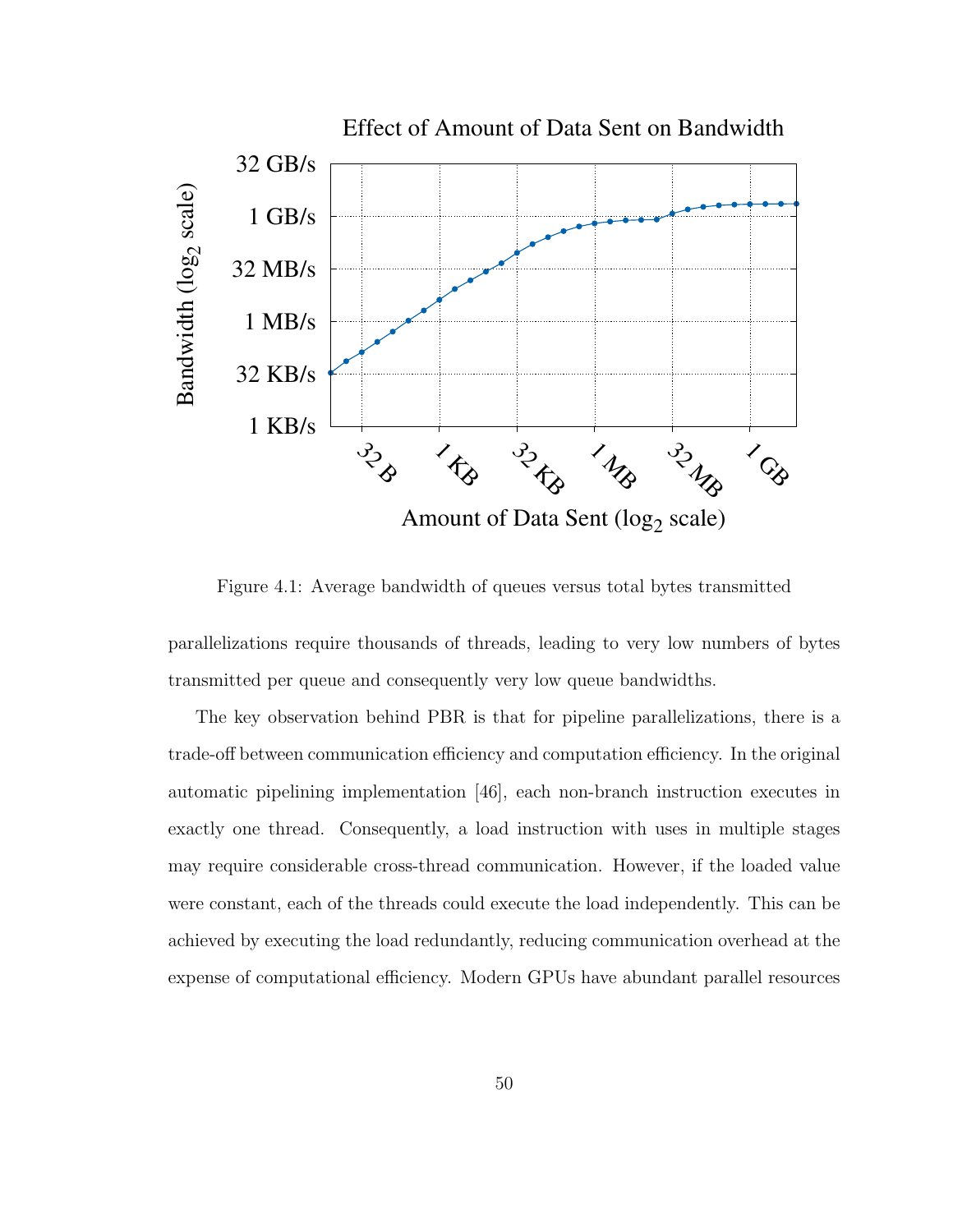Figure 4.1: Average bandwidth of queues versus total bytes transmitted

parallelizations require thousands of threads, leading to very low numbers of bytes transmitted per queue and consequently very low queue bandwidths.

The key observation behind PBR is that for pipeline parallelizations, there is a trade-off between communication efficiency and computation efficiency. In the original automatic pipelining implementation [46], each non-branch instruction executes in exactly one thread. Consequently, a load instruction with uses in multiple stages may require considerable cross-thread communication. However, if the loaded value were constant, each of the threads could execute the load independently. This can be achieved by executing the load redundantly, reducing communication overhead at the expense of computational efficiency. Modern GPUs have abundant parallel resources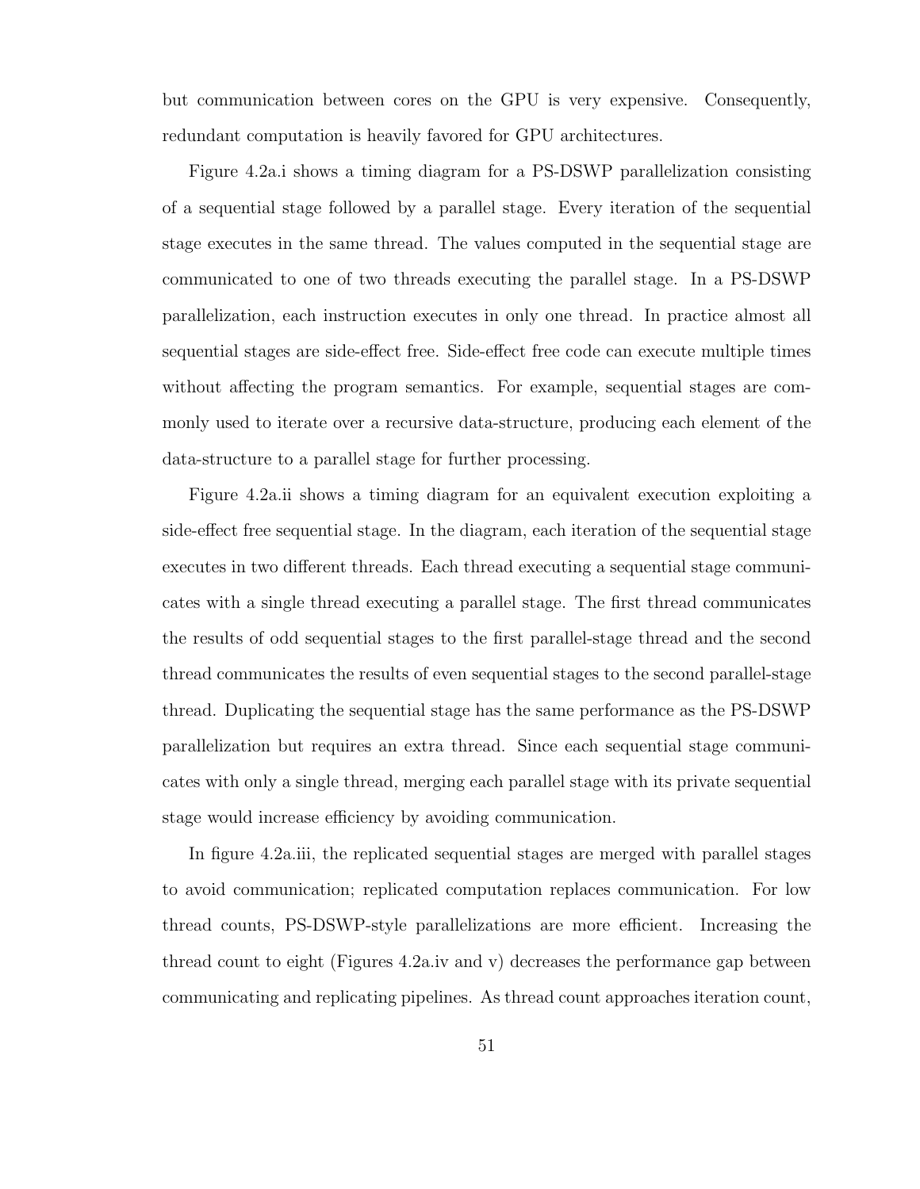but communication between cores on the GPU is very expensive. Consequently, redundant computation is heavily favored for GPU architectures.

Figure 4.2a.i shows a timing diagram for a PS-DSWP parallelization consisting of a sequential stage followed by a parallel stage. Every iteration of the sequential stage executes in the same thread. The values computed in the sequential stage are communicated to one of two threads executing the parallel stage. In a PS-DSWP parallelization, each instruction executes in only one thread. In practice almost all sequential stages are side-effect free. Side-effect free code can execute multiple times without affecting the program semantics. For example, sequential stages are commonly used to iterate over a recursive data-structure, producing each element of the data-structure to a parallel stage for further processing.

Figure 4.2a.ii shows a timing diagram for an equivalent execution exploiting a side-effect free sequential stage. In the diagram, each iteration of the sequential stage executes in two different threads. Each thread executing a sequential stage communicates with a single thread executing a parallel stage. The first thread communicates the results of odd sequential stages to the first parallel-stage thread and the second thread communicates the results of even sequential stages to the second parallel-stage thread. Duplicating the sequential stage has the same performance as the PS-DSWP parallelization but requires an extra thread. Since each sequential stage communicates with only a single thread, merging each parallel stage with its private sequential stage would increase efficiency by avoiding communication.

In figure 4.2a.iii, the replicated sequential stages are merged with parallel stages to avoid communication; replicated computation replaces communication. For low thread counts, PS-DSWP-style parallelizations are more efficient. Increasing the thread count to eight (Figures 4.2a.iv and v) decreases the performance gap between communicating and replicating pipelines. As thread count approaches iteration count,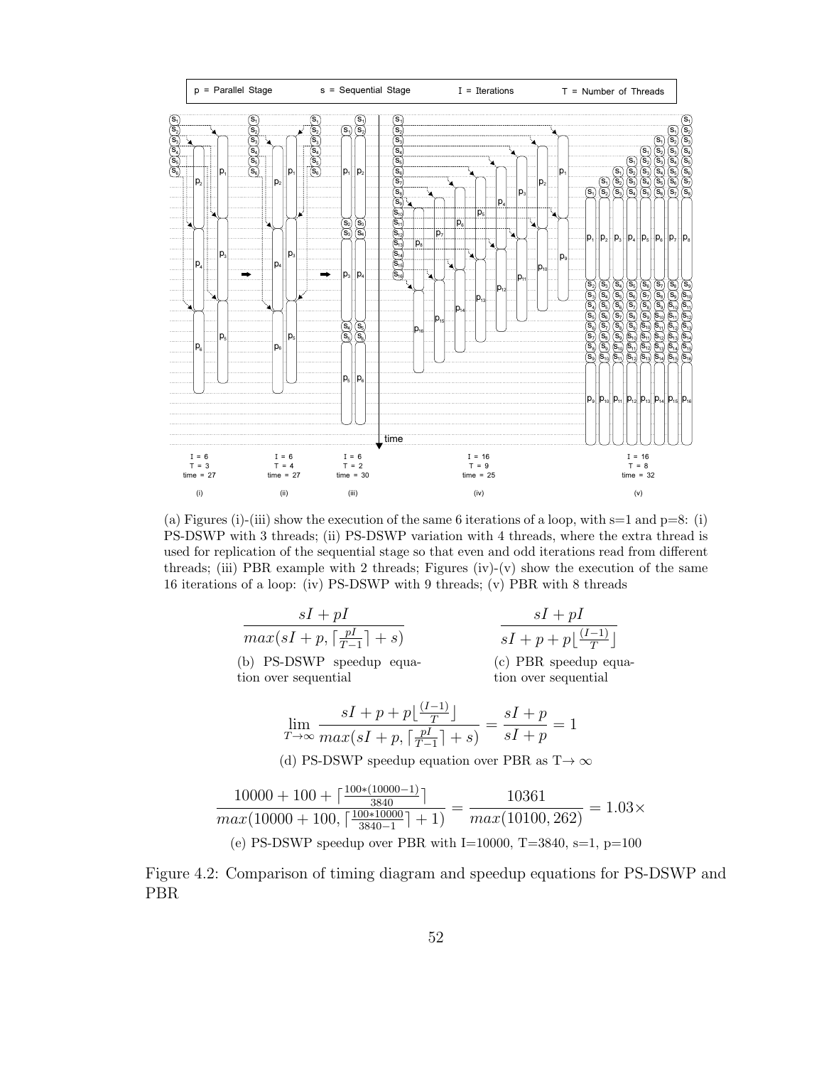p = Parallel Stage    s = Sequential Stage    I = Iterations    T = Number of Threads

(i) I = 6, T = 3, time = 27
(ii) I = 6, T = 4, time = 27
(iii) I = 6, T = 2, time = 30
(iv) I = 16, T = 9, time = 25
(v) I = 16, T = 8, time = 32

(a) Figures (i)-(iii) show the execution of the same 6 iterations of a loop, with s=1 and p=8: (i) PS-DSWP with 3 threads; (ii) PS-DSWP variation with 4 threads, where the extra thread is used for replication of the sequential stage so that even and odd iterations read from different threads; (iii) PBR example with 2 threads; Figures (iv)-(v) show the execution of the same 16 iterations of a loop: (iv) PS-DSWP with 9 threads; (v) PBR with 8 threads

$$\frac{sI + pI}{max(sI + p, \lceil \frac{pI}{T-1} \rceil + s)}$$

(b) PS-DSWP speedup equation over sequential

$$\frac{sI + pI}{sI + p + p\lfloor \frac{(I-1)}{T} \rfloor}$$

(c) PBR speedup equation over sequential

$$\lim_{T \to \infty} \frac{sI + p + p\lfloor \frac{(I-1)}{T} \rfloor}{max(sI + p, \lceil \frac{pI}{T-1} \rceil + s)} = \frac{sI + p}{sI + p} = 1$$

(d) PS-DSWP speedup equation over PBR as T→ ∞

$$\frac{10000 + 100 + \lceil \frac{100*(10000-1)}{3840} \rceil}{max(10000 + 100, \lceil \frac{100*10000}{3840-1} \rceil + 1)} = \frac{10361}{max(10100, 262)} = 1.03\times$$

(e) PS-DSWP speedup over PBR with I=10000, T=3840, s=1, p=100

Figure 4.2: Comparison of timing diagram and speedup equations for PS-DSWP and PBR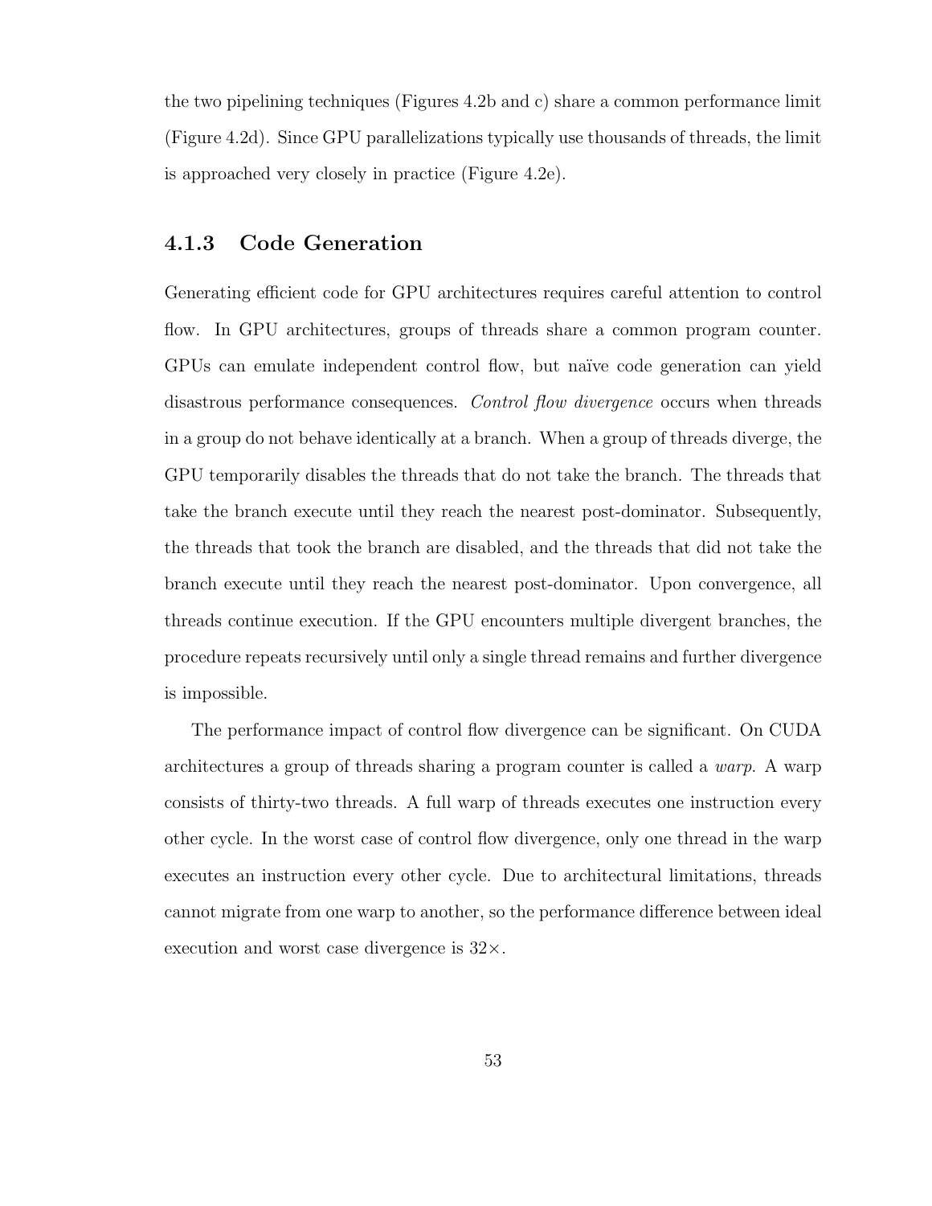the two pipelining techniques (Figures 4.2b and c) share a common performance limit (Figure 4.2d). Since GPU parallelizations typically use thousands of threads, the limit is approached very closely in practice (Figure 4.2e).

### 4.1.3 Code Generation

Generating efficient code for GPU architectures requires careful attention to control flow. In GPU architectures, groups of threads share a common program counter. GPUs can emulate independent control flow, but naïve code generation can yield disastrous performance consequences. *Control flow divergence* occurs when threads in a group do not behave identically at a branch. When a group of threads diverge, the GPU temporarily disables the threads that do not take the branch. The threads that take the branch execute until they reach the nearest post-dominator. Subsequently, the threads that took the branch are disabled, and the threads that did not take the branch execute until they reach the nearest post-dominator. Upon convergence, all threads continue execution. If the GPU encounters multiple divergent branches, the procedure repeats recursively until only a single thread remains and further divergence is impossible.

The performance impact of control flow divergence can be significant. On CUDA architectures a group of threads sharing a program counter is called a *warp*. A warp consists of thirty-two threads. A full warp of threads executes one instruction every other cycle. In the worst case of control flow divergence, only one thread in the warp executes an instruction every other cycle. Due to architectural limitations, threads cannot migrate from one warp to another, so the performance difference between ideal execution and worst case divergence is $32\times$.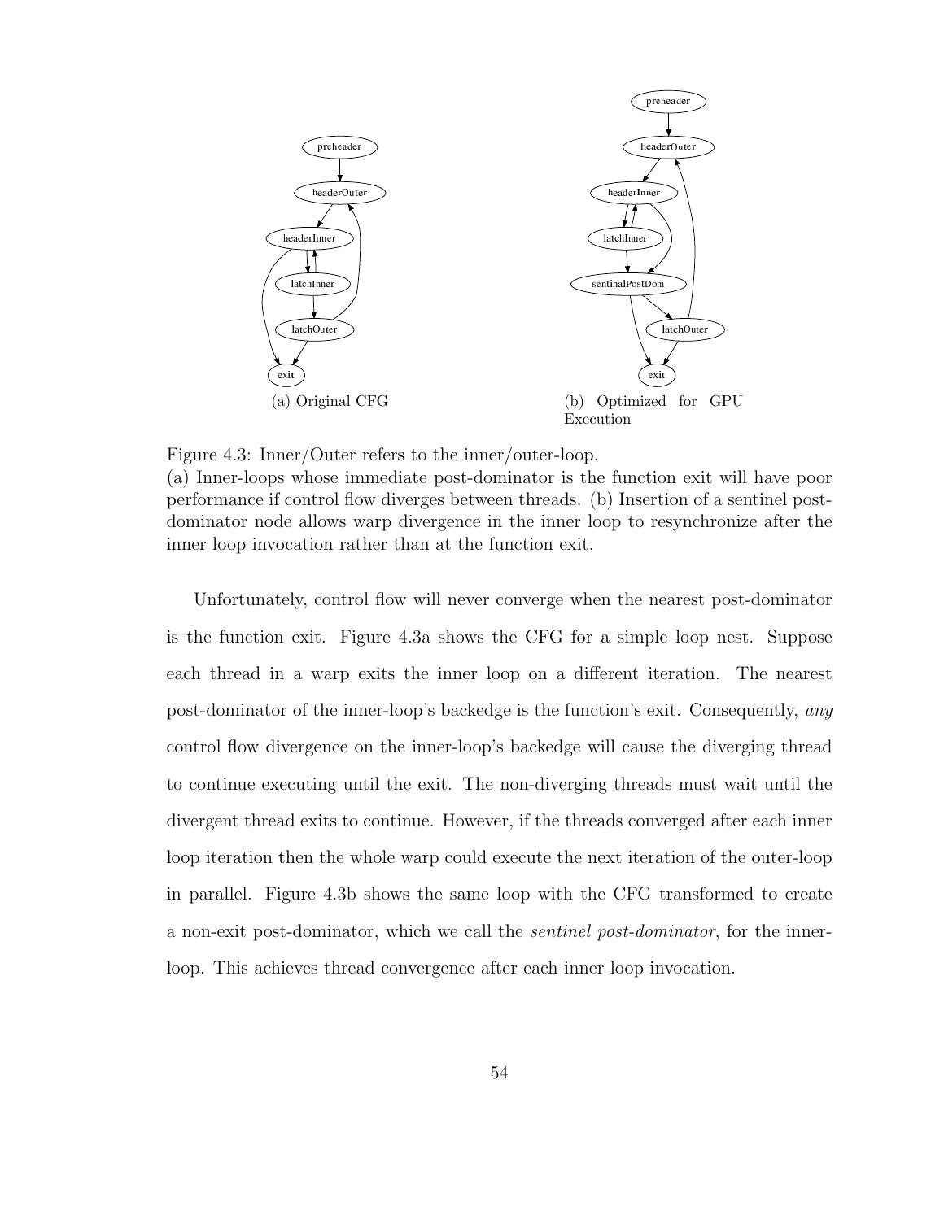(a) Original CFG

(b) Optimized for GPU Execution

Figure 4.3: Inner/Outer refers to the inner/outer-loop.
(a) Inner-loops whose immediate post-dominator is the function exit will have poor performance if control flow diverges between threads. (b) Insertion of a sentinel post-dominator node allows warp divergence in the inner loop to resynchronize after the inner loop invocation rather than at the function exit.

Unfortunately, control flow will never converge when the nearest post-dominator is the function exit. Figure 4.3a shows the CFG for a simple loop nest. Suppose each thread in a warp exits the inner loop on a different iteration. The nearest post-dominator of the inner-loop's backedge is the function's exit. Consequently, *any* control flow divergence on the inner-loop's backedge will cause the diverging thread to continue executing until the exit. The non-diverging threads must wait until the divergent thread exits to continue. However, if the threads converged after each inner loop iteration then the whole warp could execute the next iteration of the outer-loop in parallel. Figure 4.3b shows the same loop with the CFG transformed to create a non-exit post-dominator, which we call the *sentinel post-dominator*, for the inner-loop. This achieves thread convergence after each inner loop invocation.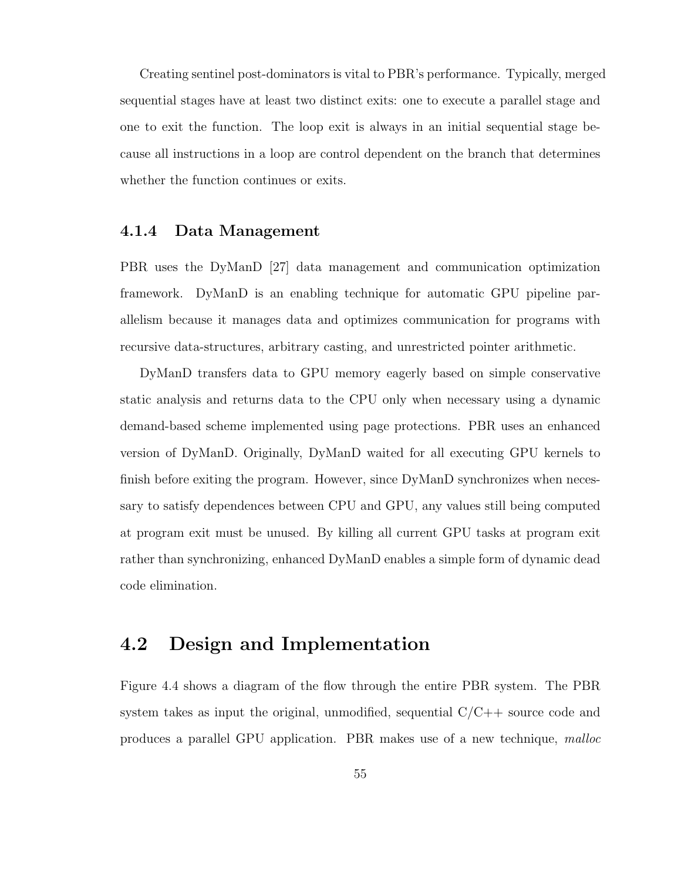Creating sentinel post-dominators is vital to PBR's performance. Typically, merged sequential stages have at least two distinct exits: one to execute a parallel stage and one to exit the function. The loop exit is always in an initial sequential stage because all instructions in a loop are control dependent on the branch that determines whether the function continues or exits.

### 4.1.4 Data Management

PBR uses the DyManD [27] data management and communication optimization framework. DyManD is an enabling technique for automatic GPU pipeline parallelism because it manages data and optimizes communication for programs with recursive data-structures, arbitrary casting, and unrestricted pointer arithmetic.

DyManD transfers data to GPU memory eagerly based on simple conservative static analysis and returns data to the CPU only when necessary using a dynamic demand-based scheme implemented using page protections. PBR uses an enhanced version of DyManD. Originally, DyManD waited for all executing GPU kernels to finish before exiting the program. However, since DyManD synchronizes when necessary to satisfy dependences between CPU and GPU, any values still being computed at program exit must be unused. By killing all current GPU tasks at program exit rather than synchronizing, enhanced DyManD enables a simple form of dynamic dead code elimination.

## 4.2 Design and Implementation

Figure 4.4 shows a diagram of the flow through the entire PBR system. The PBR system takes as input the original, unmodified, sequential C/C++ source code and produces a parallel GPU application. PBR makes use of a new technique, *malloc*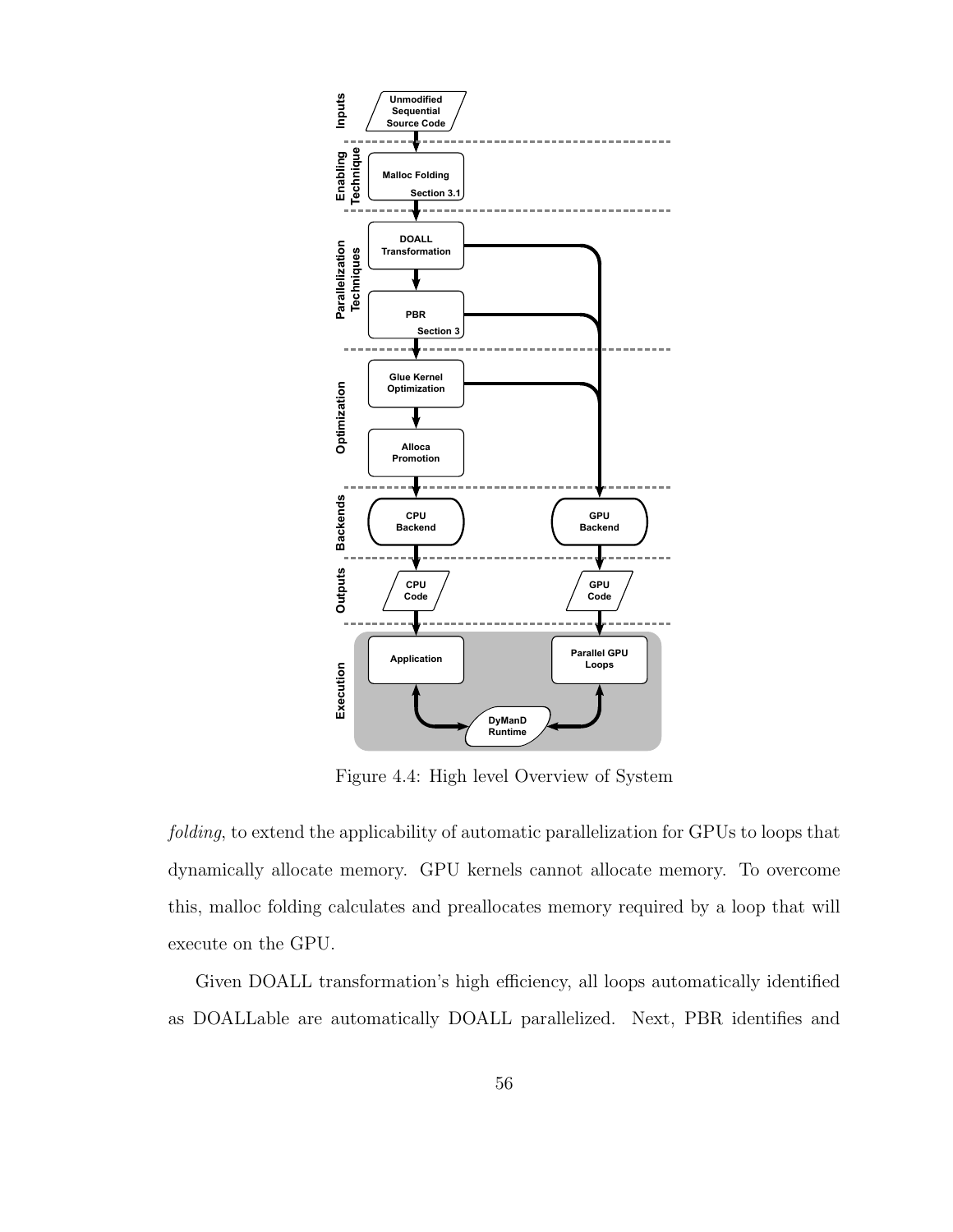Figure 4.4: High level Overview of System

*folding*, to extend the applicability of automatic parallelization for GPUs to loops that dynamically allocate memory. GPU kernels cannot allocate memory. To overcome this, malloc folding calculates and preallocates memory required by a loop that will execute on the GPU.

Given DOALL transformation's high efficiency, all loops automatically identified as DOALLable are automatically DOALL parallelized. Next, PBR identifies and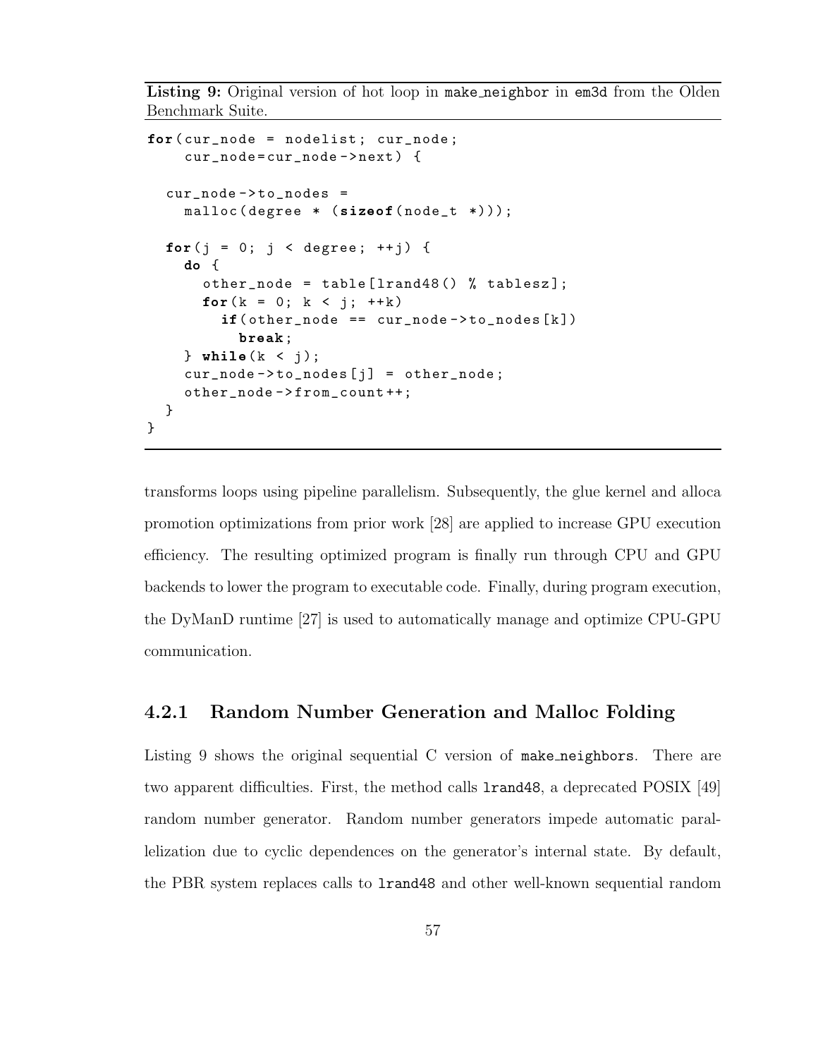**Listing 9:** Original version of hot loop in `make_neighbor` in `em3d` from the Olden Benchmark Suite.

```
for(cur_node = nodelist; cur_node;
    cur_node=cur_node->next) {

  cur_node->to_nodes =
    malloc(degree * (sizeof(node_t *)));

  for(j = 0; j < degree; ++j) {
    do {
      other_node = table[lrand48() % tablesz];
      for(k = 0; k < j; ++k)
        if(other_node == cur_node->to_nodes[k])
          break;
    } while(k < j);
    cur_node->to_nodes[j] = other_node;
    other_node->from_count++;
  }
}
```

transforms loops using pipeline parallelism. Subsequently, the glue kernel and alloca promotion optimizations from prior work [28] are applied to increase GPU execution efficiency. The resulting optimized program is finally run through CPU and GPU backends to lower the program to executable code. Finally, during program execution, the DyManD runtime [27] is used to automatically manage and optimize CPU-GPU communication.

### 4.2.1 Random Number Generation and Malloc Folding

Listing 9 shows the original sequential C version of `make_neighbors`. There are two apparent difficulties. First, the method calls `lrand48`, a deprecated POSIX [49] random number generator. Random number generators impede automatic parallelization due to cyclic dependences on the generator's internal state. By default, the PBR system replaces calls to `lrand48` and other well-known sequential random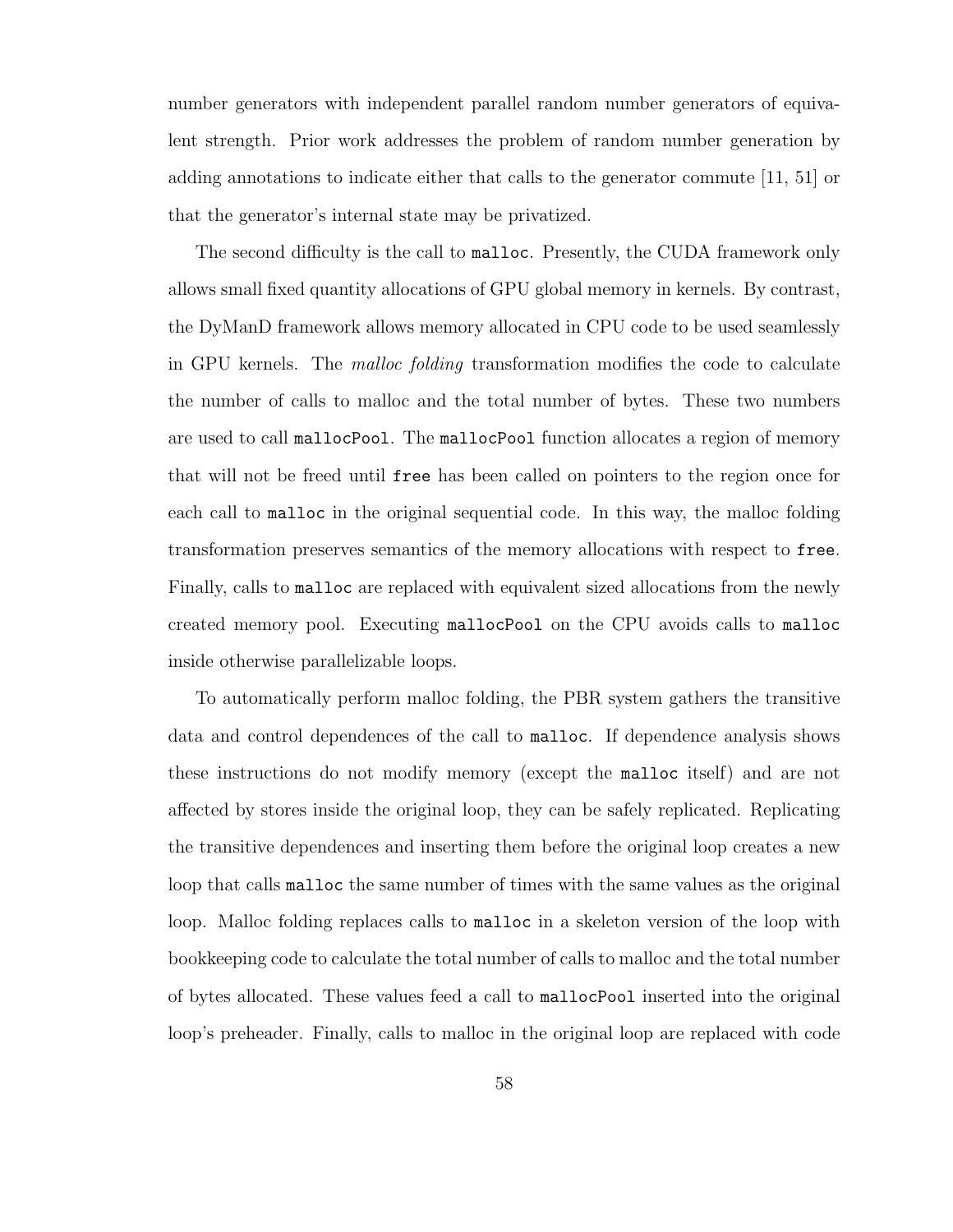number generators with independent parallel random number generators of equivalent strength. Prior work addresses the problem of random number generation by adding annotations to indicate either that calls to the generator commute [11, 51] or that the generator's internal state may be privatized.

The second difficulty is the call to `malloc`. Presently, the CUDA framework only allows small fixed quantity allocations of GPU global memory in kernels. By contrast, the DyManD framework allows memory allocated in CPU code to be used seamlessly in GPU kernels. The *malloc folding* transformation modifies the code to calculate the number of calls to malloc and the total number of bytes. These two numbers are used to call `mallocPool`. The `mallocPool` function allocates a region of memory that will not be freed until `free` has been called on pointers to the region once for each call to `malloc` in the original sequential code. In this way, the malloc folding transformation preserves semantics of the memory allocations with respect to `free`. Finally, calls to `malloc` are replaced with equivalent sized allocations from the newly created memory pool. Executing `mallocPool` on the CPU avoids calls to `malloc` inside otherwise parallelizable loops.

To automatically perform malloc folding, the PBR system gathers the transitive data and control dependences of the call to `malloc`. If dependence analysis shows these instructions do not modify memory (except the `malloc` itself) and are not affected by stores inside the original loop, they can be safely replicated. Replicating the transitive dependences and inserting them before the original loop creates a new loop that calls `malloc` the same number of times with the same values as the original loop. Malloc folding replaces calls to `malloc` in a skeleton version of the loop with bookkeeping code to calculate the total number of calls to malloc and the total number of bytes allocated. These values feed a call to `mallocPool` inserted into the original loop's preheader. Finally, calls to malloc in the original loop are replaced with code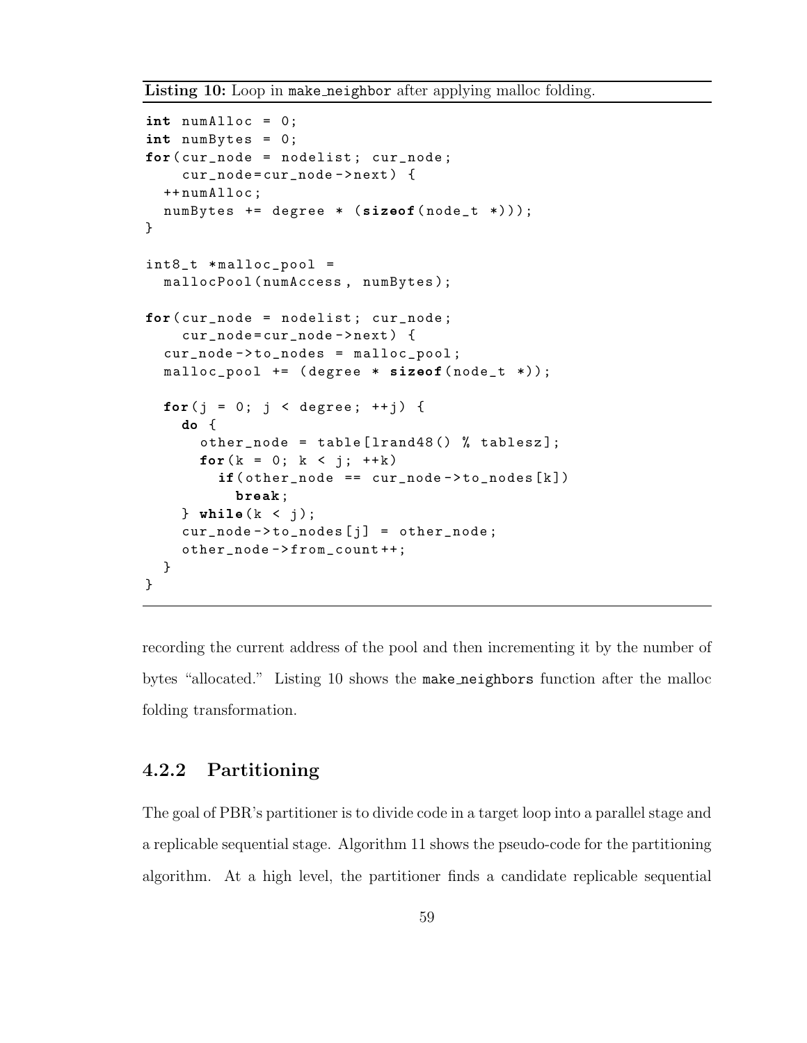**Listing 10:** Loop in `make_neighbor` after applying malloc folding.

```
int numAlloc = 0;
int numBytes = 0;
for(cur_node = nodelist; cur_node;
    cur_node=cur_node->next) {
  ++numAlloc;
  numBytes += degree * (sizeof(node_t *)));
}

int8_t *malloc_pool =
  mallocPool(numAccess, numBytes);

for(cur_node = nodelist; cur_node;
    cur_node=cur_node->next) {
  cur_node->to_nodes = malloc_pool;
  malloc_pool += (degree * sizeof(node_t *));

  for(j = 0; j < degree; ++j) {
    do {
      other_node = table[lrand48() % tablesz];
      for(k = 0; k < j; ++k)
        if(other_node == cur_node->to_nodes[k])
          break;
    } while(k < j);
    cur_node->to_nodes[j] = other_node;
    other_node->from_count++;
  }
}
```

recording the current address of the pool and then incrementing it by the number of bytes "allocated." Listing 10 shows the `make_neighbors` function after the malloc folding transformation.

### 4.2.2 Partitioning

The goal of PBR's partitioner is to divide code in a target loop into a parallel stage and a replicable sequential stage. Algorithm 11 shows the pseudo-code for the partitioning algorithm. At a high level, the partitioner finds a candidate replicable sequential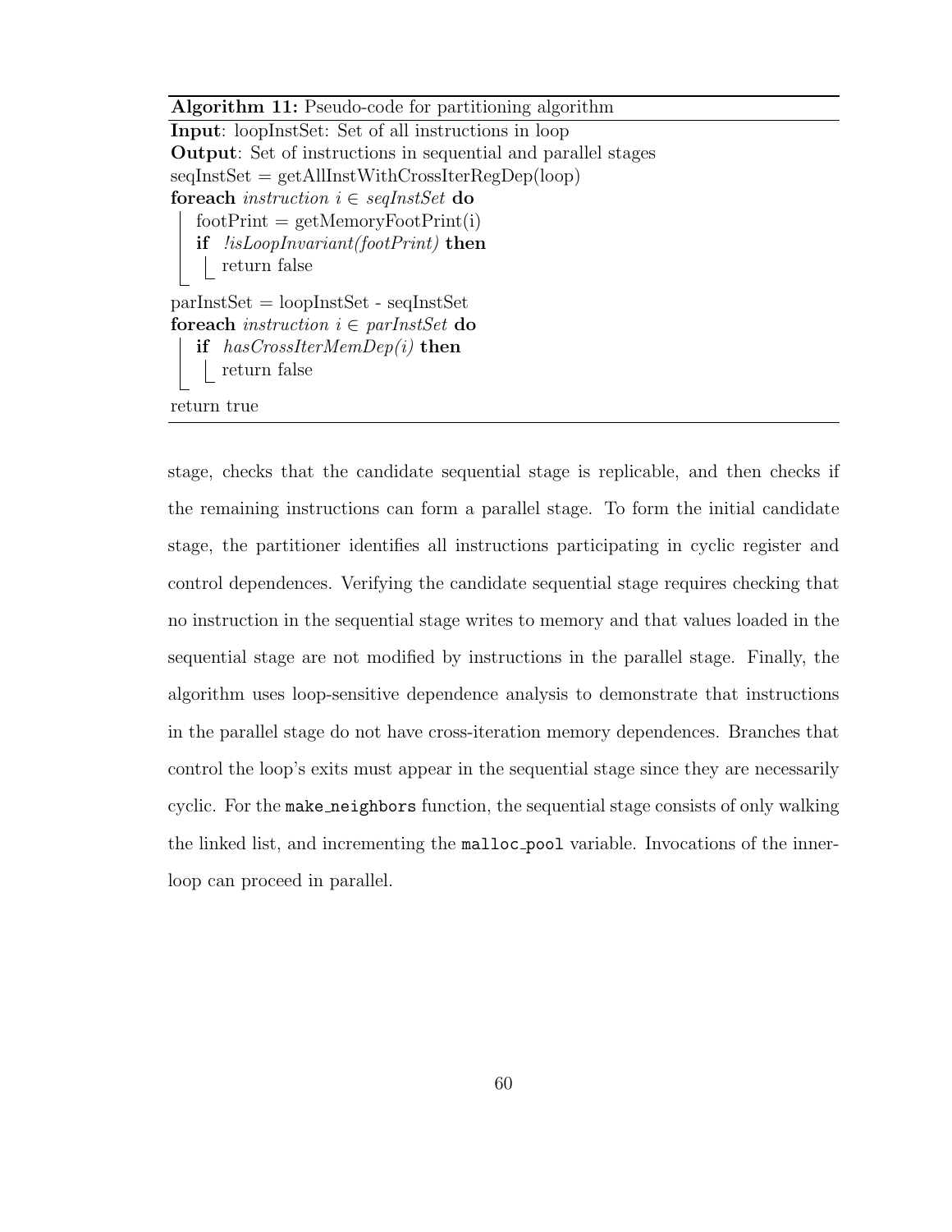**Algorithm 11:** Pseudo-code for partitioning algorithm

```
Input: loopInstSet: Set of all instructions in loop
Output: Set of instructions in sequential and parallel stages
seqInstSet = getAllInstWithCrossIterRegDep(loop)
foreach instruction i ∈ seqInstSet do
    footPrint = getMemoryFootPrint(i)
    if !isLoopInvariant(footPrint) then
        return false
parInstSet = loopInstSet - seqInstSet
foreach instruction i ∈ parInstSet do
    if hasCrossIterMemDep(i) then
        return false
return true
```

stage, checks that the candidate sequential stage is replicable, and then checks if the remaining instructions can form a parallel stage. To form the initial candidate stage, the partitioner identifies all instructions participating in cyclic register and control dependences. Verifying the candidate sequential stage requires checking that no instruction in the sequential stage writes to memory and that values loaded in the sequential stage are not modified by instructions in the parallel stage. Finally, the algorithm uses loop-sensitive dependence analysis to demonstrate that instructions in the parallel stage do not have cross-iteration memory dependences. Branches that control the loop's exits must appear in the sequential stage since they are necessarily cyclic. For the `make_neighbors` function, the sequential stage consists of only walking the linked list, and incrementing the `malloc_pool` variable. Invocations of the inner-loop can proceed in parallel.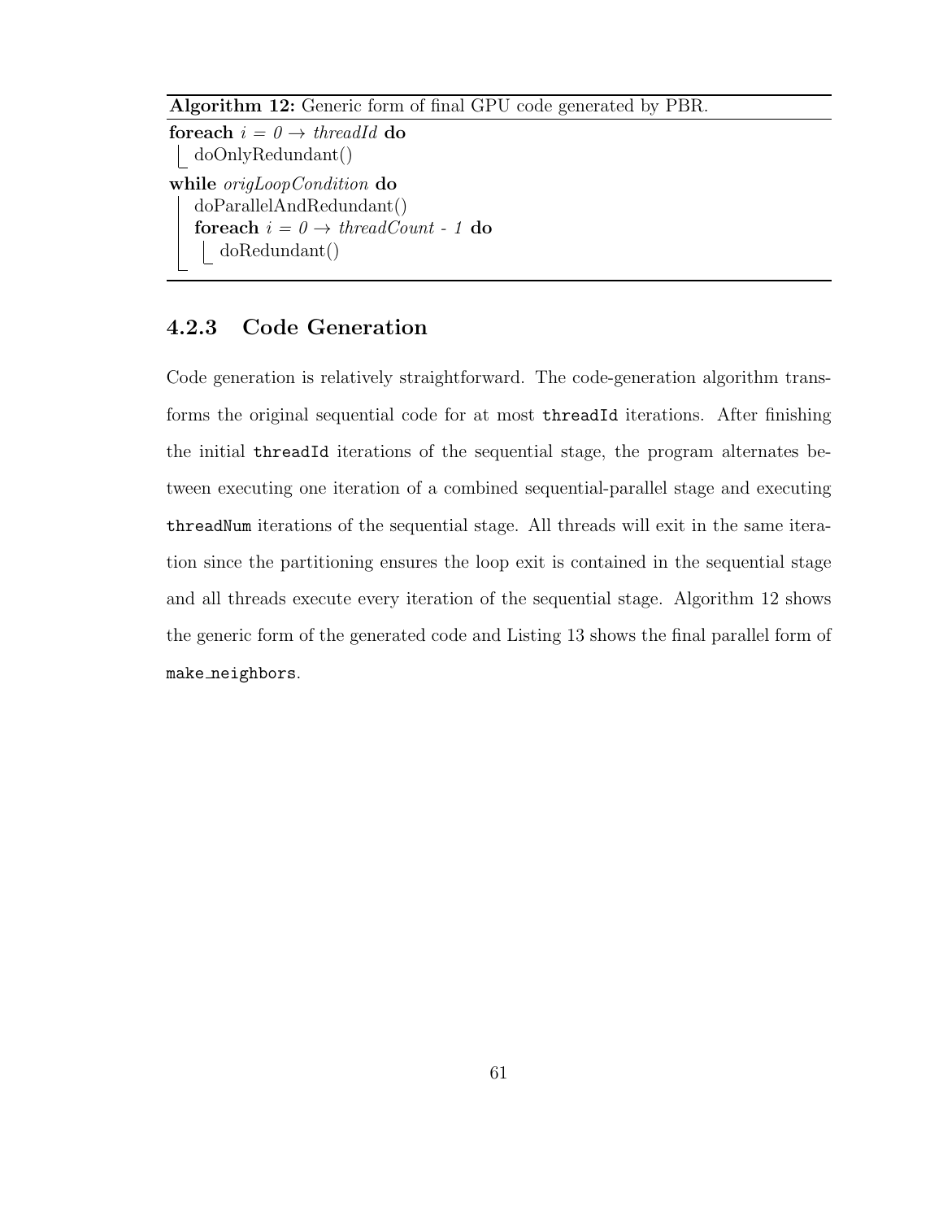**Algorithm 12:** Generic form of final GPU code generated by PBR.

```
foreach i = 0 → threadId do
    doOnlyRedundant()
while origLoopCondition do
    doParallelAndRedundant()
    foreach i = 0 → threadCount - 1 do
        doRedundant()
```

### 4.2.3 Code Generation

Code generation is relatively straightforward. The code-generation algorithm transforms the original sequential code for at most `threadId` iterations. After finishing the initial `threadId` iterations of the sequential stage, the program alternates between executing one iteration of a combined sequential-parallel stage and executing `threadNum` iterations of the sequential stage. All threads will exit in the same iteration since the partitioning ensures the loop exit is contained in the sequential stage and all threads execute every iteration of the sequential stage. Algorithm 12 shows the generic form of the generated code and Listing 13 shows the final parallel form of `make_neighbors`.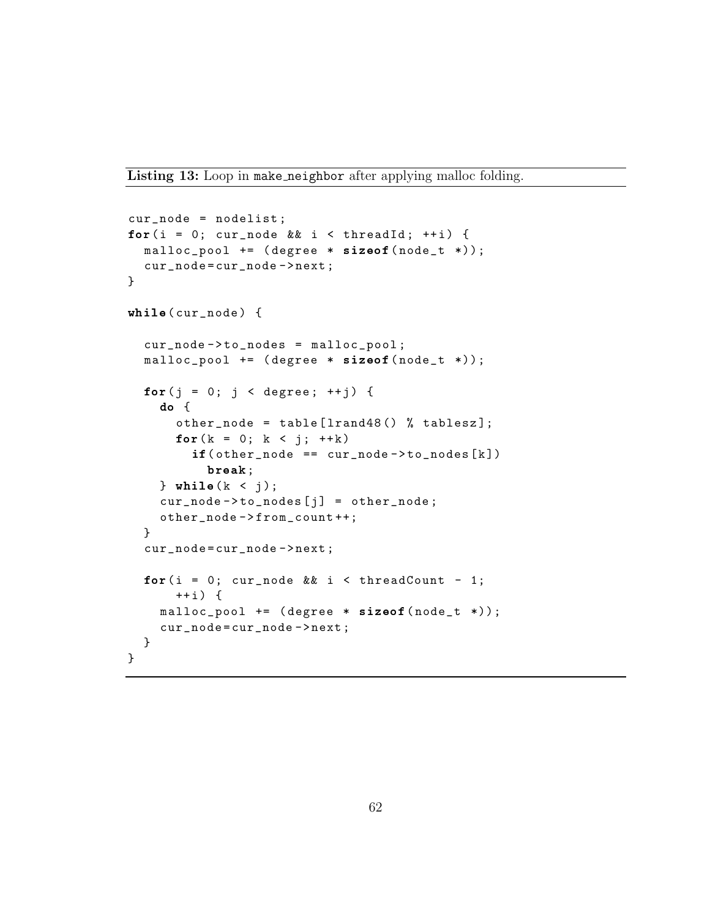**Listing 13:** Loop in make_neighbor after applying malloc folding.

```
cur_node = nodelist;
for(i = 0; cur_node && i < threadId; ++i) {
  malloc_pool += (degree * sizeof(node_t *));
  cur_node=cur_node->next;
}

while(cur_node) {

  cur_node->to_nodes = malloc_pool;
  malloc_pool += (degree * sizeof(node_t *));

  for(j = 0; j < degree; ++j) {
    do {
      other_node = table[lrand48() % tablesz];
      for(k = 0; k < j; ++k)
        if(other_node == cur_node->to_nodes[k])
          break;
    } while(k < j);
    cur_node->to_nodes[j] = other_node;
    other_node->from_count++;
  }
  cur_node=cur_node->next;

  for(i = 0; cur_node && i < threadCount - 1;
      ++i) {
    malloc_pool += (degree * sizeof(node_t *));
    cur_node=cur_node->next;
  }
}
```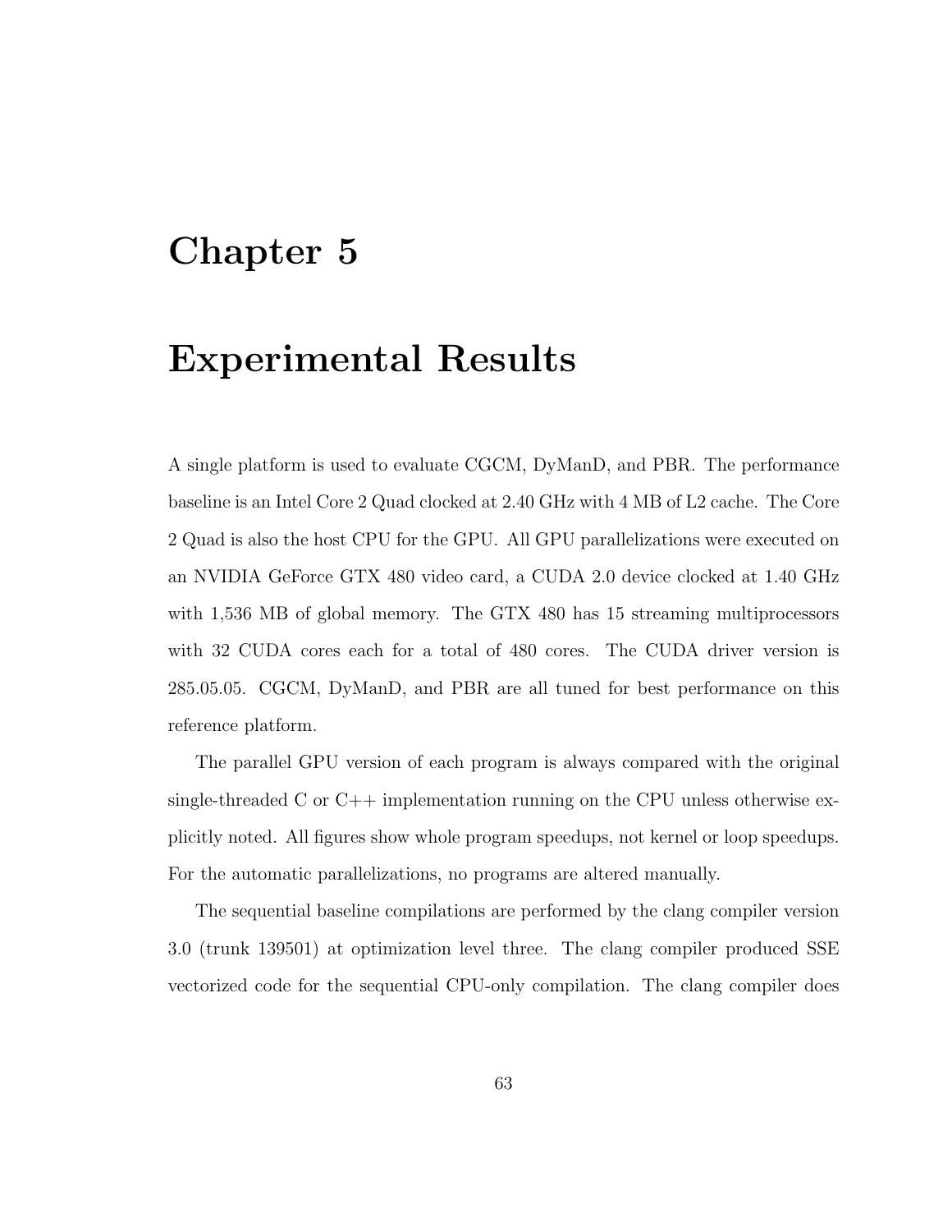# Chapter 5

# Experimental Results

A single platform is used to evaluate CGCM, DyManD, and PBR. The performance baseline is an Intel Core 2 Quad clocked at 2.40 GHz with 4 MB of L2 cache. The Core 2 Quad is also the host CPU for the GPU. All GPU parallelizations were executed on an NVIDIA GeForce GTX 480 video card, a CUDA 2.0 device clocked at 1.40 GHz with 1,536 MB of global memory. The GTX 480 has 15 streaming multiprocessors with 32 CUDA cores each for a total of 480 cores. The CUDA driver version is 285.05.05. CGCM, DyManD, and PBR are all tuned for best performance on this reference platform.

The parallel GPU version of each program is always compared with the original single-threaded C or C++ implementation running on the CPU unless otherwise explicitly noted. All figures show whole program speedups, not kernel or loop speedups. For the automatic parallelizations, no programs are altered manually.

The sequential baseline compilations are performed by the clang compiler version 3.0 (trunk 139501) at optimization level three. The clang compiler produced SSE vectorized code for the sequential CPU-only compilation. The clang compiler does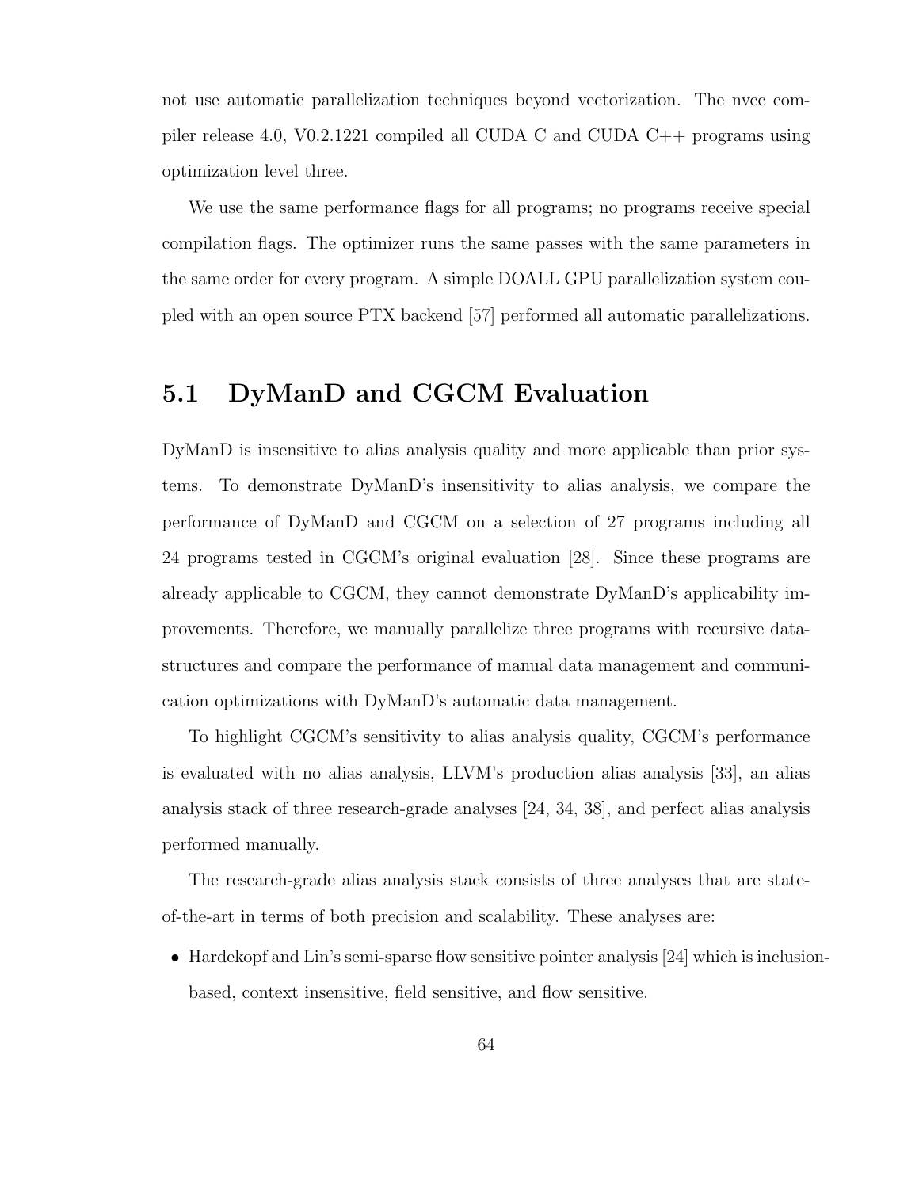not use automatic parallelization techniques beyond vectorization. The nvcc compiler release 4.0, V0.2.1221 compiled all CUDA C and CUDA C++ programs using optimization level three.

We use the same performance flags for all programs; no programs receive special compilation flags. The optimizer runs the same passes with the same parameters in the same order for every program. A simple DOALL GPU parallelization system coupled with an open source PTX backend [57] performed all automatic parallelizations.

## 5.1 DyManD and CGCM Evaluation

DyManD is insensitive to alias analysis quality and more applicable than prior systems. To demonstrate DyManD's insensitivity to alias analysis, we compare the performance of DyManD and CGCM on a selection of 27 programs including all 24 programs tested in CGCM's original evaluation [28]. Since these programs are already applicable to CGCM, they cannot demonstrate DyManD's applicability improvements. Therefore, we manually parallelize three programs with recursive data-structures and compare the performance of manual data management and communication optimizations with DyManD's automatic data management.

To highlight CGCM's sensitivity to alias analysis quality, CGCM's performance is evaluated with no alias analysis, LLVM's production alias analysis [33], an alias analysis stack of three research-grade analyses [24, 34, 38], and perfect alias analysis performed manually.

The research-grade alias analysis stack consists of three analyses that are state-of-the-art in terms of both precision and scalability. These analyses are:

- Hardekopf and Lin's semi-sparse flow sensitive pointer analysis [24] which is inclusion-based, context insensitive, field sensitive, and flow sensitive.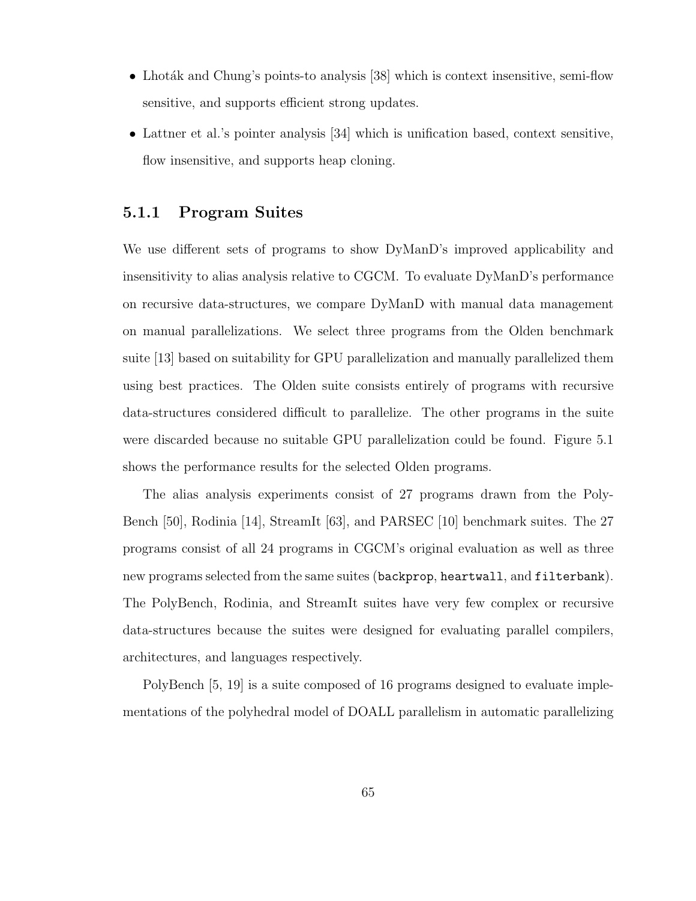- Lhoták and Chung's points-to analysis [38] which is context insensitive, semi-flow sensitive, and supports efficient strong updates.
- Lattner et al.'s pointer analysis [34] which is unification based, context sensitive, flow insensitive, and supports heap cloning.

### 5.1.1 Program Suites

We use different sets of programs to show DyManD's improved applicability and insensitivity to alias analysis relative to CGCM. To evaluate DyManD's performance on recursive data-structures, we compare DyManD with manual data management on manual parallelizations. We select three programs from the Olden benchmark suite [13] based on suitability for GPU parallelization and manually parallelized them using best practices. The Olden suite consists entirely of programs with recursive data-structures considered difficult to parallelize. The other programs in the suite were discarded because no suitable GPU parallelization could be found. Figure 5.1 shows the performance results for the selected Olden programs.

The alias analysis experiments consist of 27 programs drawn from the PolyBench [50], Rodinia [14], StreamIt [63], and PARSEC [10] benchmark suites. The 27 programs consist of all 24 programs in CGCM's original evaluation as well as three new programs selected from the same suites (`backprop`, `heartwall`, and `filterbank`). The PolyBench, Rodinia, and StreamIt suites have very few complex or recursive data-structures because the suites were designed for evaluating parallel compilers, architectures, and languages respectively.

PolyBench [5, 19] is a suite composed of 16 programs designed to evaluate implementations of the polyhedral model of DOALL parallelism in automatic parallelizing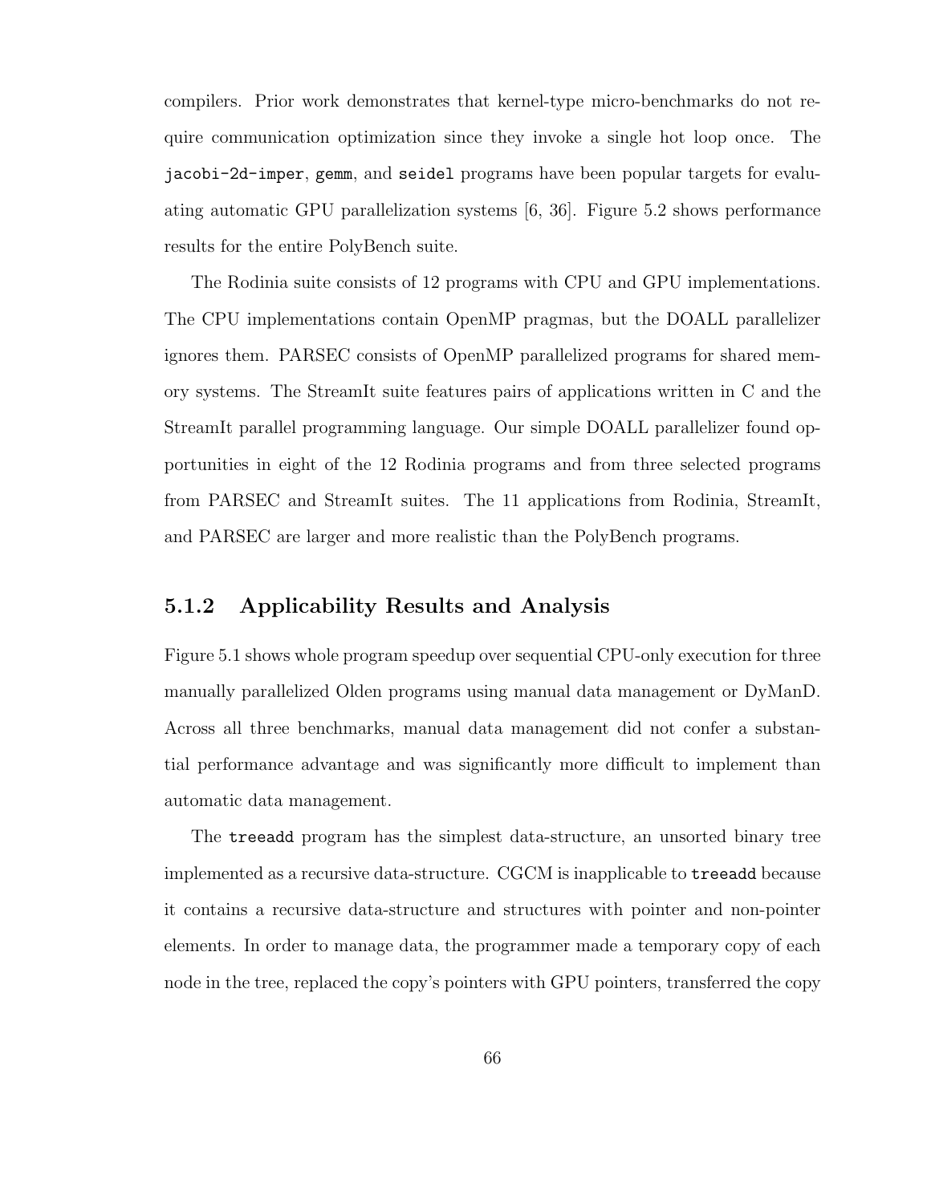compilers. Prior work demonstrates that kernel-type micro-benchmarks do not require communication optimization since they invoke a single hot loop once. The `jacobi-2d-imper`, `gemm`, and `seidel` programs have been popular targets for evaluating automatic GPU parallelization systems [6, 36]. Figure 5.2 shows performance results for the entire PolyBench suite.

The Rodinia suite consists of 12 programs with CPU and GPU implementations. The CPU implementations contain OpenMP pragmas, but the DOALL parallelizer ignores them. PARSEC consists of OpenMP parallelized programs for shared memory systems. The StreamIt suite features pairs of applications written in C and the StreamIt parallel programming language. Our simple DOALL parallelizer found opportunities in eight of the 12 Rodinia programs and from three selected programs from PARSEC and StreamIt suites. The 11 applications from Rodinia, StreamIt, and PARSEC are larger and more realistic than the PolyBench programs.

### 5.1.2 Applicability Results and Analysis

Figure 5.1 shows whole program speedup over sequential CPU-only execution for three manually parallelized Olden programs using manual data management or DyManD. Across all three benchmarks, manual data management did not confer a substantial performance advantage and was significantly more difficult to implement than automatic data management.

The `treeadd` program has the simplest data-structure, an unsorted binary tree implemented as a recursive data-structure. CGCM is inapplicable to `treeadd` because it contains a recursive data-structure and structures with pointer and non-pointer elements. In order to manage data, the programmer made a temporary copy of each node in the tree, replaced the copy's pointers with GPU pointers, transferred the copy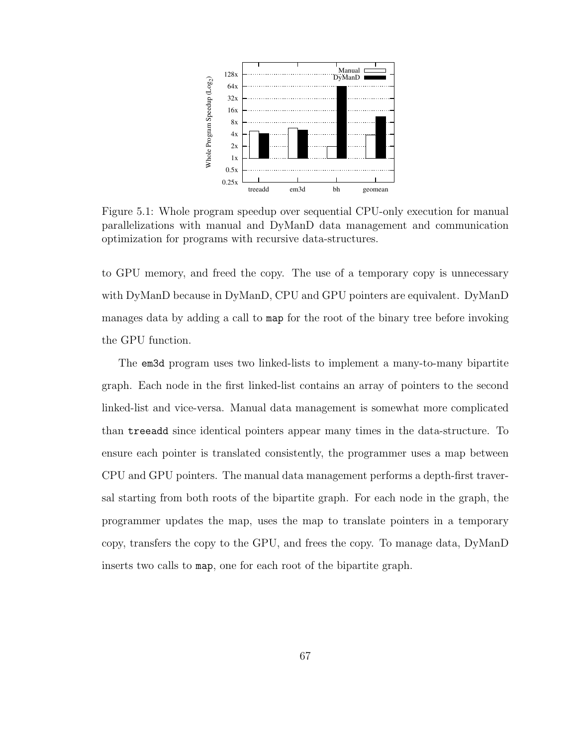Figure 5.1: Whole program speedup over sequential CPU-only execution for manual parallelizations with manual and DyManD data management and communication optimization for programs with recursive data-structures.

to GPU memory, and freed the copy. The use of a temporary copy is unnecessary with DyManD because in DyManD, CPU and GPU pointers are equivalent. DyManD manages data by adding a call to `map` for the root of the binary tree before invoking the GPU function.

The `em3d` program uses two linked-lists to implement a many-to-many bipartite graph. Each node in the first linked-list contains an array of pointers to the second linked-list and vice-versa. Manual data management is somewhat more complicated than `treeadd` since identical pointers appear many times in the data-structure. To ensure each pointer is translated consistently, the programmer uses a map between CPU and GPU pointers. The manual data management performs a depth-first traversal starting from both roots of the bipartite graph. For each node in the graph, the programmer updates the map, uses the map to translate pointers in a temporary copy, transfers the copy to the GPU, and frees the copy. To manage data, DyManD inserts two calls to `map`, one for each root of the bipartite graph.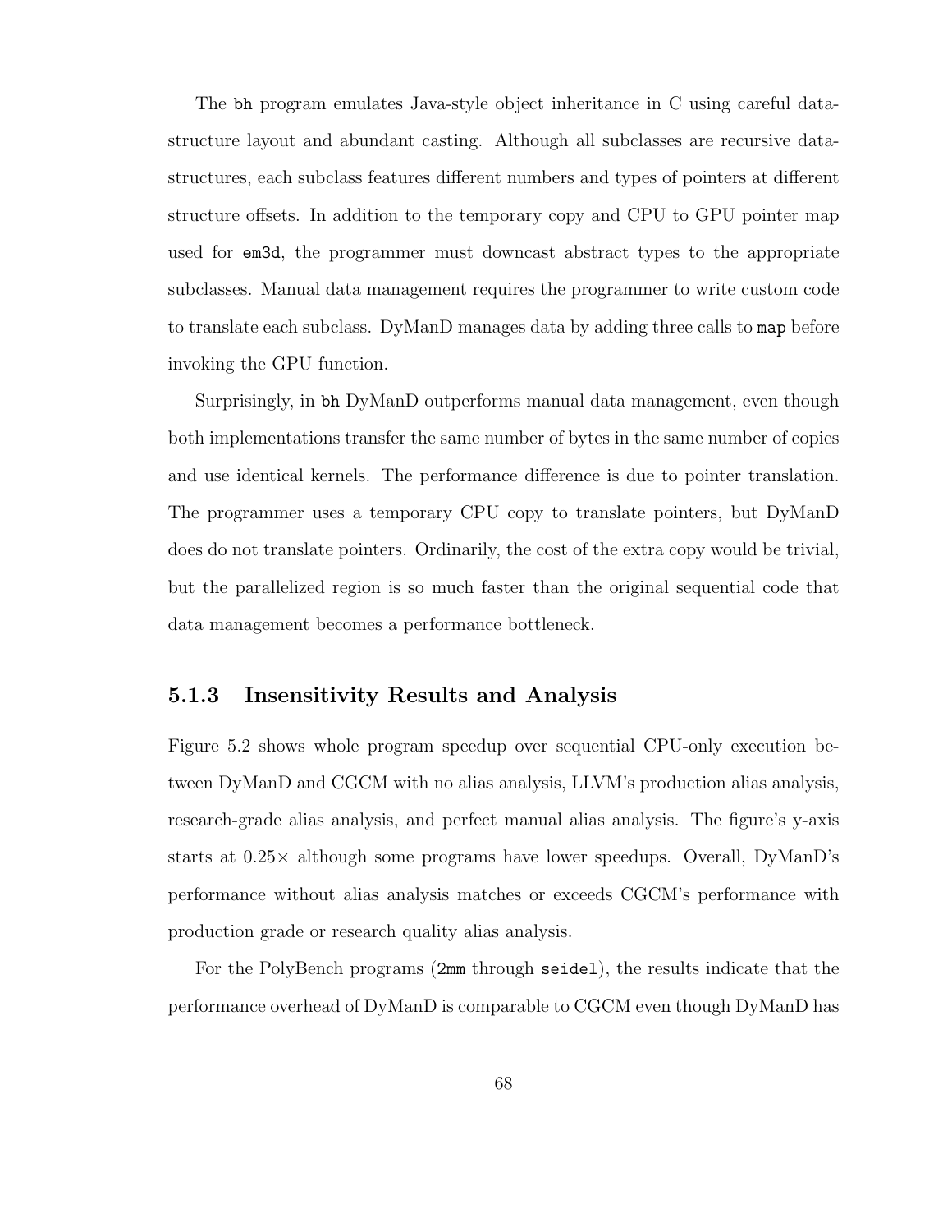The `bh` program emulates Java-style object inheritance in C using careful data-structure layout and abundant casting. Although all subclasses are recursive data-structures, each subclass features different numbers and types of pointers at different structure offsets. In addition to the temporary copy and CPU to GPU pointer map used for `em3d`, the programmer must downcast abstract types to the appropriate subclasses. Manual data management requires the programmer to write custom code to translate each subclass. DyManD manages data by adding three calls to `map` before invoking the GPU function.

Surprisingly, in `bh` DyManD outperforms manual data management, even though both implementations transfer the same number of bytes in the same number of copies and use identical kernels. The performance difference is due to pointer translation. The programmer uses a temporary CPU copy to translate pointers, but DyManD does do not translate pointers. Ordinarily, the cost of the extra copy would be trivial, but the parallelized region is so much faster than the original sequential code that data management becomes a performance bottleneck.

### 5.1.3 Insensitivity Results and Analysis

Figure 5.2 shows whole program speedup over sequential CPU-only execution between DyManD and CGCM with no alias analysis, LLVM's production alias analysis, research-grade alias analysis, and perfect manual alias analysis. The figure's y-axis starts at $0.25\times$ although some programs have lower speedups. Overall, DyManD's performance without alias analysis matches or exceeds CGCM's performance with production grade or research quality alias analysis.

For the PolyBench programs (`2mm` through `seidel`), the results indicate that the performance overhead of DyManD is comparable to CGCM even though DyManD has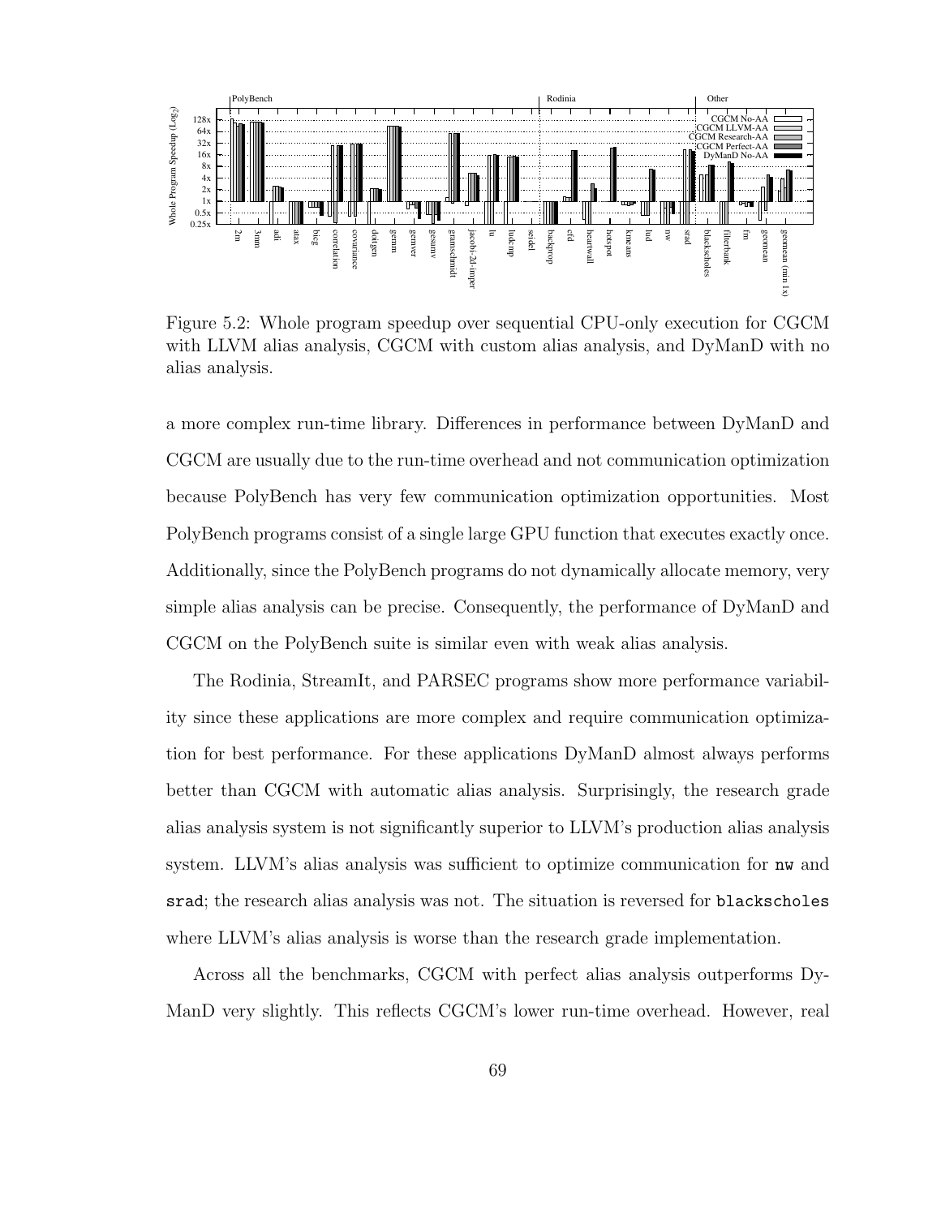Figure 5.2: Whole program speedup over sequential CPU-only execution for CGCM with LLVM alias analysis, CGCM with custom alias analysis, and DyManD with no alias analysis.

a more complex run-time library. Differences in performance between DyManD and CGCM are usually due to the run-time overhead and not communication optimization because PolyBench has very few communication optimization opportunities. Most PolyBench programs consist of a single large GPU function that executes exactly once. Additionally, since the PolyBench programs do not dynamically allocate memory, very simple alias analysis can be precise. Consequently, the performance of DyManD and CGCM on the PolyBench suite is similar even with weak alias analysis.

The Rodinia, StreamIt, and PARSEC programs show more performance variability since these applications are more complex and require communication optimization for best performance. For these applications DyManD almost always performs better than CGCM with automatic alias analysis. Surprisingly, the research grade alias analysis system is not significantly superior to LLVM's production alias analysis system. LLVM's alias analysis was sufficient to optimize communication for `nw` and `srad`; the research alias analysis was not. The situation is reversed for `blackscholes` where LLVM's alias analysis is worse than the research grade implementation.

Across all the benchmarks, CGCM with perfect alias analysis outperforms DyManD very slightly. This reflects CGCM's lower run-time overhead. However, real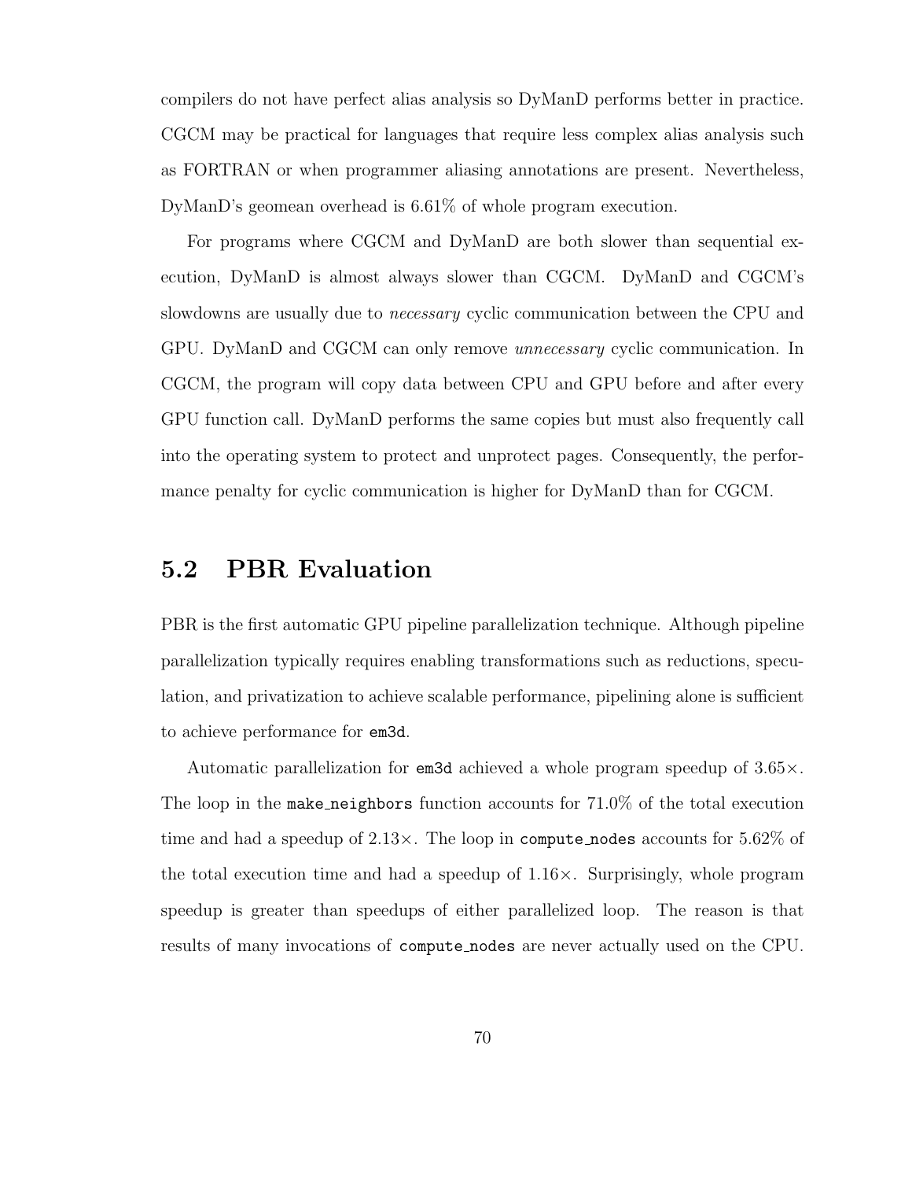compilers do not have perfect alias analysis so DyManD performs better in practice. CGCM may be practical for languages that require less complex alias analysis such as FORTRAN or when programmer aliasing annotations are present. Nevertheless, DyManD's geomean overhead is 6.61% of whole program execution.

For programs where CGCM and DyManD are both slower than sequential execution, DyManD is almost always slower than CGCM. DyManD and CGCM's slowdowns are usually due to *necessary* cyclic communication between the CPU and GPU. DyManD and CGCM can only remove *unnecessary* cyclic communication. In CGCM, the program will copy data between CPU and GPU before and after every GPU function call. DyManD performs the same copies but must also frequently call into the operating system to protect and unprotect pages. Consequently, the performance penalty for cyclic communication is higher for DyManD than for CGCM.

## 5.2 PBR Evaluation

PBR is the first automatic GPU pipeline parallelization technique. Although pipeline parallelization typically requires enabling transformations such as reductions, speculation, and privatization to achieve scalable performance, pipelining alone is sufficient to achieve performance for `em3d`.

Automatic parallelization for `em3d` achieved a whole program speedup of 3.65×. The loop in the `make_neighbors` function accounts for 71.0% of the total execution time and had a speedup of 2.13×. The loop in `compute_nodes` accounts for 5.62% of the total execution time and had a speedup of 1.16×. Surprisingly, whole program speedup is greater than speedups of either parallelized loop. The reason is that results of many invocations of `compute_nodes` are never actually used on the CPU.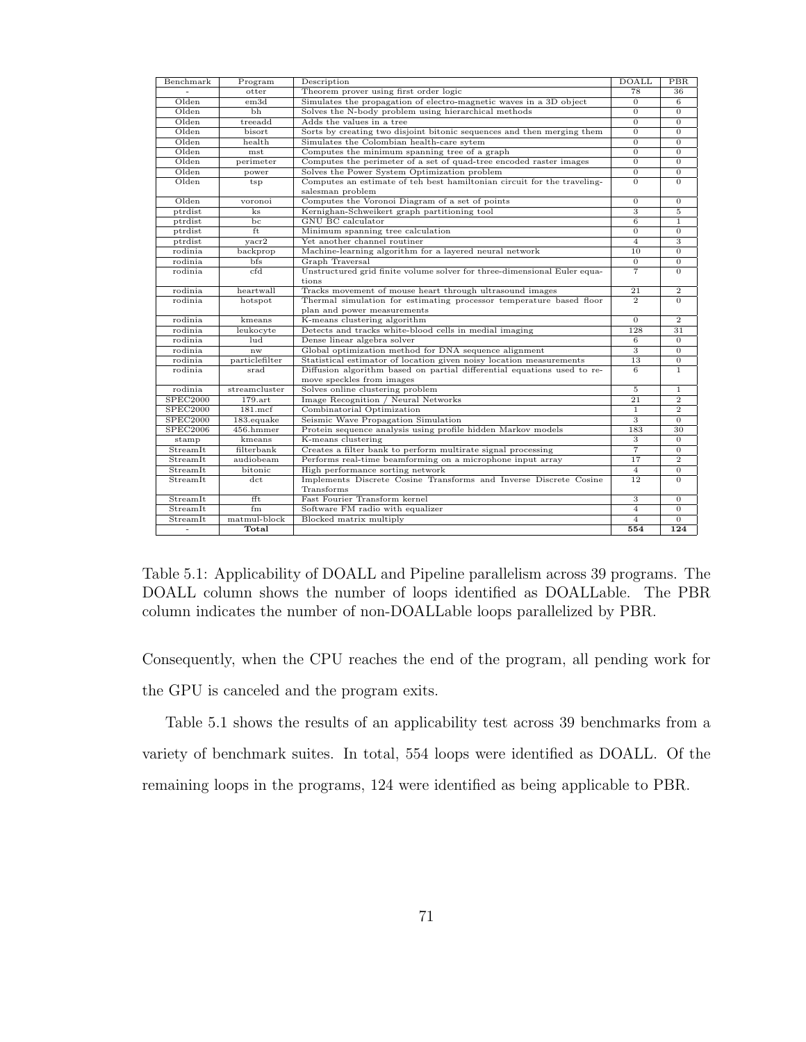| Benchmark | Program | Description | DOALL | PBR |
|---|---|---|---|---|
| - | otter | Theorem prover using first order logic | 78 | 36 |
| Olden | em3d | Simulates the propagation of electro-magnetic waves in a 3D object | 0 | 6 |
| Olden | bh | Solves the N-body problem using hierarchical methods | 0 | 0 |
| Olden | treeadd | Adds the values in a tree | 0 | 0 |
| Olden | bisort | Sorts by creating two disjoint bitonic sequences and then merging them | 0 | 0 |
| Olden | health | Simulates the Colombian health-care sytem | 0 | 0 |
| Olden | mst | Computes the minimum spanning tree of a graph | 0 | 0 |
| Olden | perimeter | Computes the perimeter of a set of quad-tree encoded raster images | 0 | 0 |
| Olden | power | Solves the Power System Optimization problem | 0 | 0 |
| Olden | tsp | Computes an estimate of teh best hamiltonian circuit for the traveling-salesman problem | 0 | 0 |
| Olden | voronoi | Computes the Voronoi Diagram of a set of points | 0 | 0 |
| ptrdist | ks | Kernighan-Schweikert graph partitioning tool | 3 | 5 |
| ptrdist | bc | GNU BC calculator | 6 | 1 |
| ptrdist | ft | Minimum spanning tree calculation | 0 | 0 |
| ptrdist | yacr2 | Yet another channel routiner | 4 | 3 |
| rodinia | backprop | Machine-learning algorithm for a layered neural network | 10 | 0 |
| rodinia | bfs | Graph Traversal | 0 | 0 |
| rodinia | cfd | Unstructured grid finite volume solver for three-dimensional Euler equations | 7 | 0 |
| rodinia | heartwall | Tracks movement of mouse heart through ultrasound images | 21 | 2 |
| rodinia | hotspot | Thermal simulation for estimating processor temperature based floor plan and power measurements | 2 | 0 |
| rodinia | kmeans | K-means clustering algorithm | 0 | 2 |
| rodinia | leukocyte | Detects and tracks white-blood cells in medial imaging | 128 | 31 |
| rodinia | lud | Dense linear algebra solver | 6 | 0 |
| rodinia | nw | Global optimization method for DNA sequence alignment | 3 | 0 |
| rodinia | particlefilter | Statistical estimator of location given noisy location measurements | 13 | 0 |
| rodinia | srad | Diffusion algorithm based on partial differential equations used to remove speckles from images | 6 | 1 |
| rodinia | streamcluster | Solves online clustering problem | 5 | 1 |
| SPEC2000 | 179.art | Image Recognition / Neural Networks | 21 | 2 |
| SPEC2000 | 181.mcf | Combinatorial Optimization | 1 | 2 |
| SPEC2000 | 183.equake | Seismic Wave Propagation Simulation | 3 | 0 |
| SPEC2006 | 456.hmmer | Protein sequence analysis using profile hidden Markov models | 183 | 30 |
| stamp | kmeans | K-means clustering | 3 | 0 |
| StreamIt | filterbank | Creates a filter bank to perform multirate signal processing | 7 | 0 |
| StreamIt | audiobeam | Performs real-time beamforming on a microphone input array | 17 | 2 |
| StreamIt | bitonic | High performance sorting network | 4 | 0 |
| StreamIt | dct | Implements Discrete Cosine Transforms and Inverse Discrete Cosine Transforms | 12 | 0 |
| StreamIt | fft | Fast Fourier Transform kernel | 3 | 0 |
| StreamIt | fm | Software FM radio with equalizer | 4 | 0 |
| StreamIt | matmul-block | Blocked matrix multiply | 4 | 0 |
| - | **Total** | | **554** | **124** |

Table 5.1: Applicability of DOALL and Pipeline parallelism across 39 programs. The DOALL column shows the number of loops identified as DOALLable. The PBR column indicates the number of non-DOALLable loops parallelized by PBR.

Consequently, when the CPU reaches the end of the program, all pending work for the GPU is canceled and the program exits.

Table 5.1 shows the results of an applicability test across 39 benchmarks from a variety of benchmark suites. In total, 554 loops were identified as DOALL. Of the remaining loops in the programs, 124 were identified as being applicable to PBR.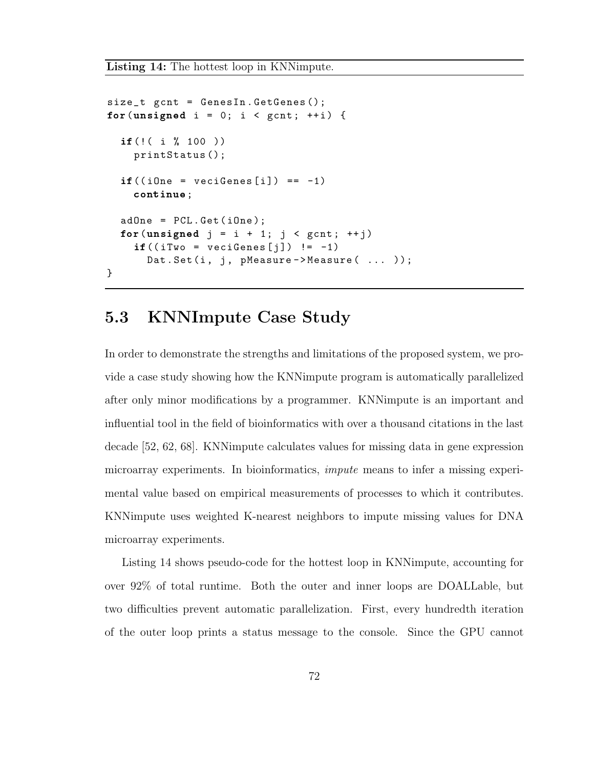**Listing 14:** The hottest loop in KNNimpute.

```
size_t gcnt = GenesIn.GetGenes();
for(unsigned i = 0; i < gcnt; ++i) {

  if(!( i % 100 ))
    printStatus();

  if((iOne = veciGenes[i]) == -1)
    continue;

  adOne = PCL.Get(iOne);
  for(unsigned j = i + 1; j < gcnt; ++j)
    if((iTwo = veciGenes[j]) != -1)
      Dat.Set(i, j, pMeasure->Measure( ... ));
}
```

## 5.3 KNNImpute Case Study

In order to demonstrate the strengths and limitations of the proposed system, we provide a case study showing how the KNNimpute program is automatically parallelized after only minor modifications by a programmer. KNNimpute is an important and influential tool in the field of bioinformatics with over a thousand citations in the last decade [52, 62, 68]. KNNimpute calculates values for missing data in gene expression microarray experiments. In bioinformatics, *impute* means to infer a missing experimental value based on empirical measurements of processes to which it contributes. KNNimpute uses weighted K-nearest neighbors to impute missing values for DNA microarray experiments.

Listing 14 shows pseudo-code for the hottest loop in KNNimpute, accounting for over 92% of total runtime. Both the outer and inner loops are DOALLable, but two difficulties prevent automatic parallelization. First, every hundredth iteration of the outer loop prints a status message to the console. Since the GPU cannot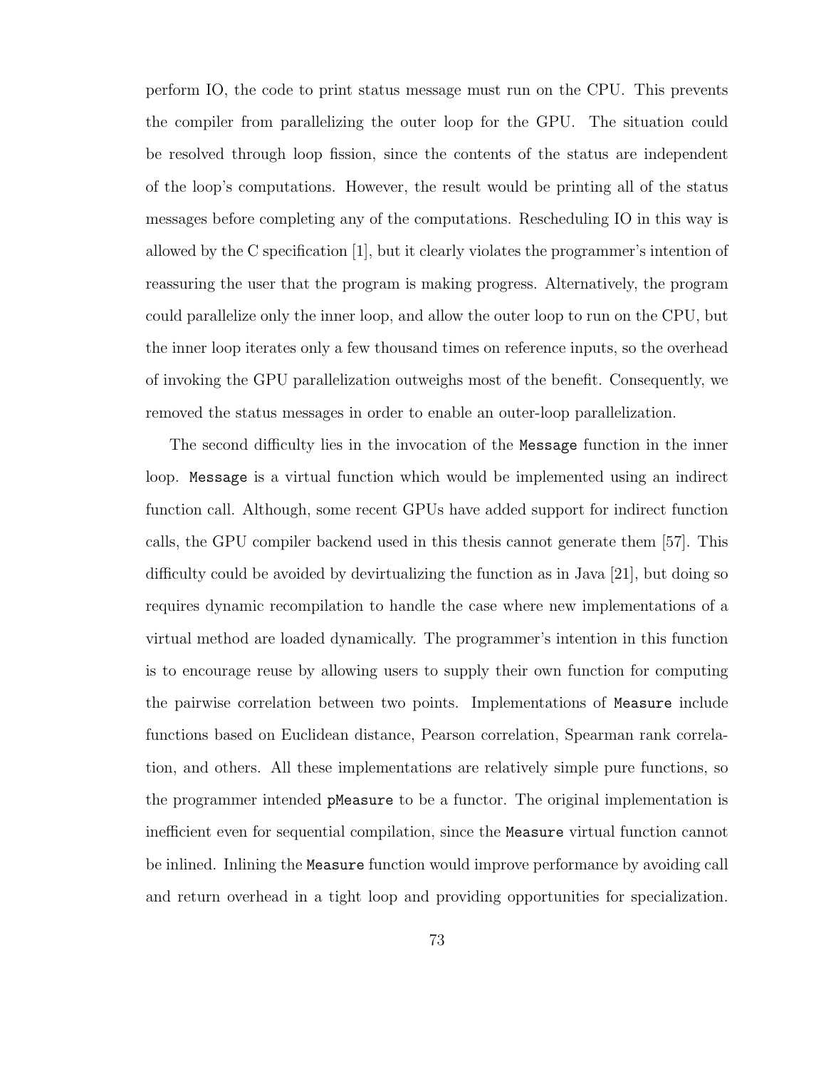perform IO, the code to print status message must run on the CPU. This prevents the compiler from parallelizing the outer loop for the GPU. The situation could be resolved through loop fission, since the contents of the status are independent of the loop's computations. However, the result would be printing all of the status messages before completing any of the computations. Rescheduling IO in this way is allowed by the C specification [1], but it clearly violates the programmer's intention of reassuring the user that the program is making progress. Alternatively, the program could parallelize only the inner loop, and allow the outer loop to run on the CPU, but the inner loop iterates only a few thousand times on reference inputs, so the overhead of invoking the GPU parallelization outweighs most of the benefit. Consequently, we removed the status messages in order to enable an outer-loop parallelization.

The second difficulty lies in the invocation of the `Message` function in the inner loop. `Message` is a virtual function which would be implemented using an indirect function call. Although, some recent GPUs have added support for indirect function calls, the GPU compiler backend used in this thesis cannot generate them [57]. This difficulty could be avoided by devirtualizing the function as in Java [21], but doing so requires dynamic recompilation to handle the case where new implementations of a virtual method are loaded dynamically. The programmer's intention in this function is to encourage reuse by allowing users to supply their own function for computing the pairwise correlation between two points. Implementations of `Measure` include functions based on Euclidean distance, Pearson correlation, Spearman rank correlation, and others. All these implementations are relatively simple pure functions, so the programmer intended `pMeasure` to be a functor. The original implementation is inefficient even for sequential compilation, since the `Measure` virtual function cannot be inlined. Inlining the `Measure` function would improve performance by avoiding call and return overhead in a tight loop and providing opportunities for specialization.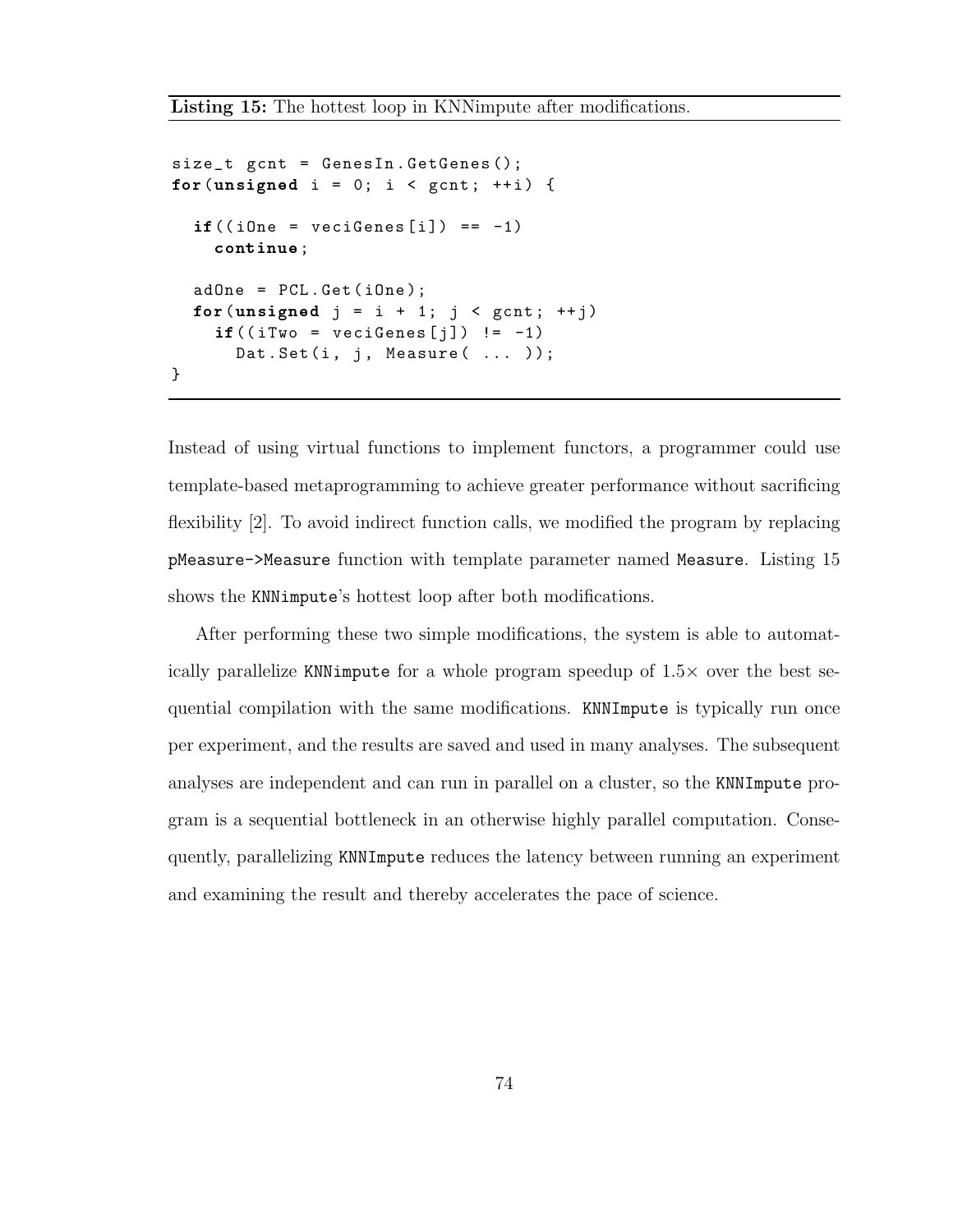**Listing 15:** The hottest loop in KNNimpute after modifications.

```
size_t gcnt = GenesIn.GetGenes();
for(unsigned i = 0; i < gcnt; ++i) {

  if((iOne = veciGenes[i]) == -1)
    continue;

  adOne = PCL.Get(iOne);
  for(unsigned j = i + 1; j < gcnt; ++j)
    if((iTwo = veciGenes[j]) != -1)
      Dat.Set(i, j, Measure( ... ));
}
```

Instead of using virtual functions to implement functors, a programmer could use template-based metaprogramming to achieve greater performance without sacrificing flexibility [2]. To avoid indirect function calls, we modified the program by replacing `pMeasure->Measure` function with template parameter named `Measure`. Listing 15 shows the `KNNimpute`'s hottest loop after both modifications.

After performing these two simple modifications, the system is able to automatically parallelize `KNNimpute` for a whole program speedup of $1.5\times$ over the best sequential compilation with the same modifications. `KNNImpute` is typically run once per experiment, and the results are saved and used in many analyses. The subsequent analyses are independent and can run in parallel on a cluster, so the `KNNImpute` program is a sequential bottleneck in an otherwise highly parallel computation. Consequently, parallelizing `KNNImpute` reduces the latency between running an experiment and examining the result and thereby accelerates the pace of science.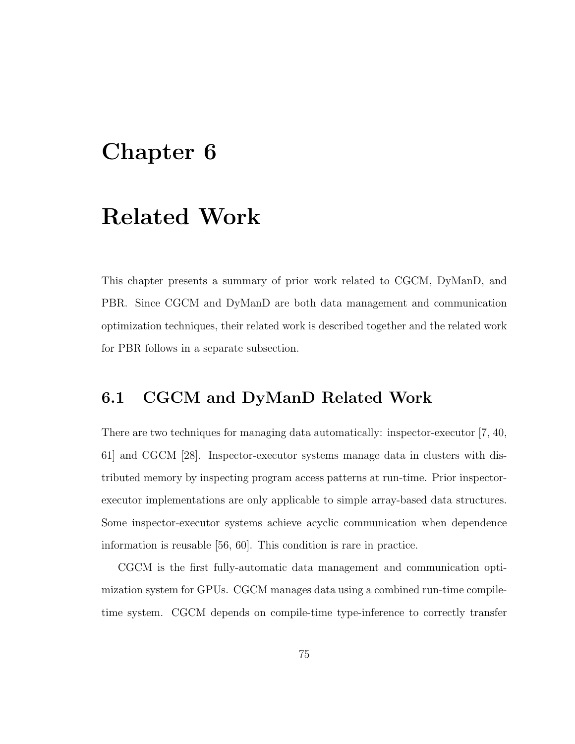# Chapter 6

# Related Work

This chapter presents a summary of prior work related to CGCM, DyManD, and PBR. Since CGCM and DyManD are both data management and communication optimization techniques, their related work is described together and the related work for PBR follows in a separate subsection.

## 6.1 CGCM and DyManD Related Work

There are two techniques for managing data automatically: inspector-executor [7, 40, 61] and CGCM [28]. Inspector-executor systems manage data in clusters with distributed memory by inspecting program access patterns at run-time. Prior inspector-executor implementations are only applicable to simple array-based data structures. Some inspector-executor systems achieve acyclic communication when dependence information is reusable [56, 60]. This condition is rare in practice.

CGCM is the first fully-automatic data management and communication optimization system for GPUs. CGCM manages data using a combined run-time compile-time system. CGCM depends on compile-time type-inference to correctly transfer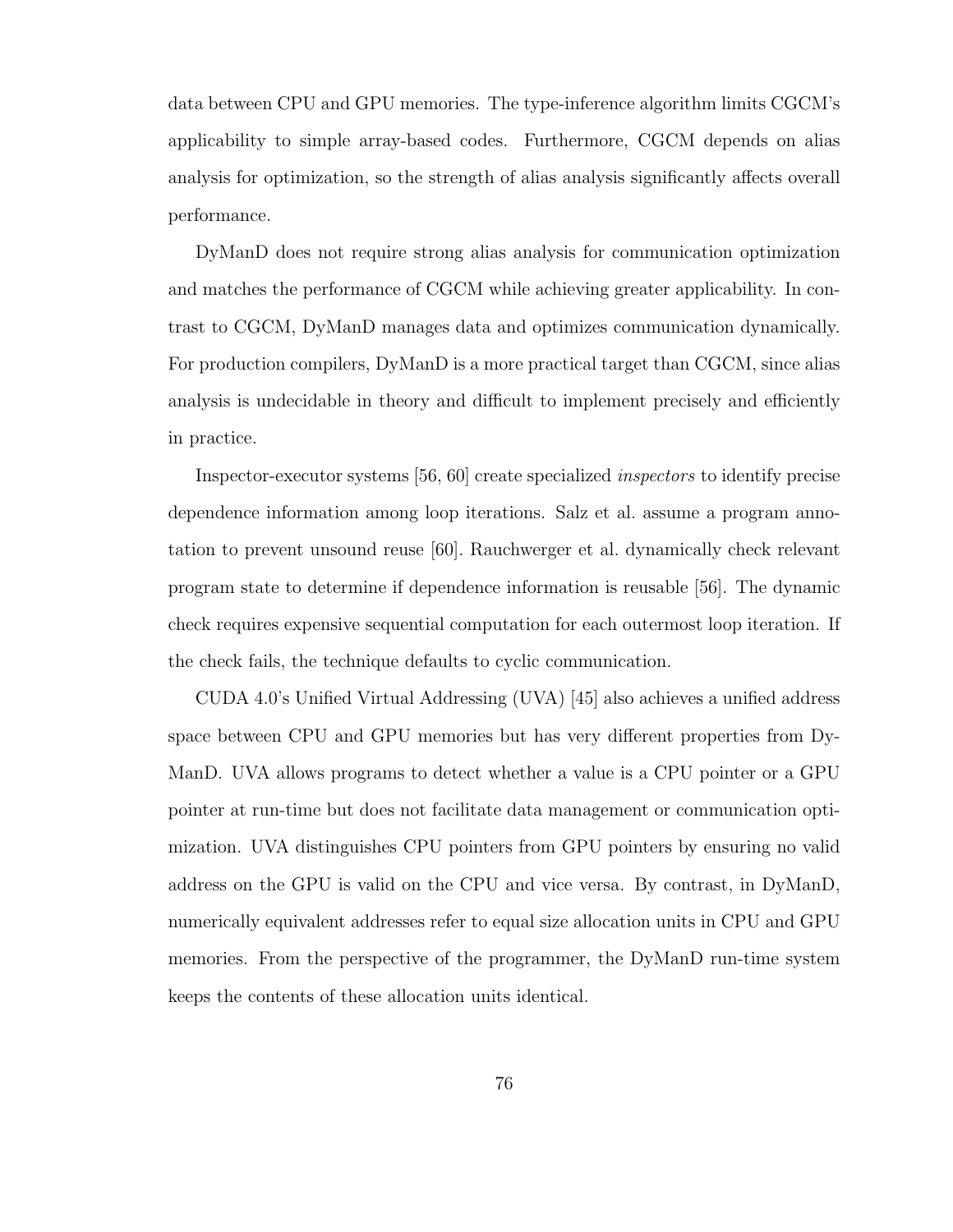data between CPU and GPU memories. The type-inference algorithm limits CGCM's applicability to simple array-based codes. Furthermore, CGCM depends on alias analysis for optimization, so the strength of alias analysis significantly affects overall performance.

DyManD does not require strong alias analysis for communication optimization and matches the performance of CGCM while achieving greater applicability. In contrast to CGCM, DyManD manages data and optimizes communication dynamically. For production compilers, DyManD is a more practical target than CGCM, since alias analysis is undecidable in theory and difficult to implement precisely and efficiently in practice.

Inspector-executor systems [56, 60] create specialized *inspectors* to identify precise dependence information among loop iterations. Salz et al. assume a program annotation to prevent unsound reuse [60]. Rauchwerger et al. dynamically check relevant program state to determine if dependence information is reusable [56]. The dynamic check requires expensive sequential computation for each outermost loop iteration. If the check fails, the technique defaults to cyclic communication.

CUDA 4.0's Unified Virtual Addressing (UVA) [45] also achieves a unified address space between CPU and GPU memories but has very different properties from DyManD. UVA allows programs to detect whether a value is a CPU pointer or a GPU pointer at run-time but does not facilitate data management or communication optimization. UVA distinguishes CPU pointers from GPU pointers by ensuring no valid address on the GPU is valid on the CPU and vice versa. By contrast, in DyManD, numerically equivalent addresses refer to equal size allocation units in CPU and GPU memories. From the perspective of the programmer, the DyManD run-time system keeps the contents of these allocation units identical.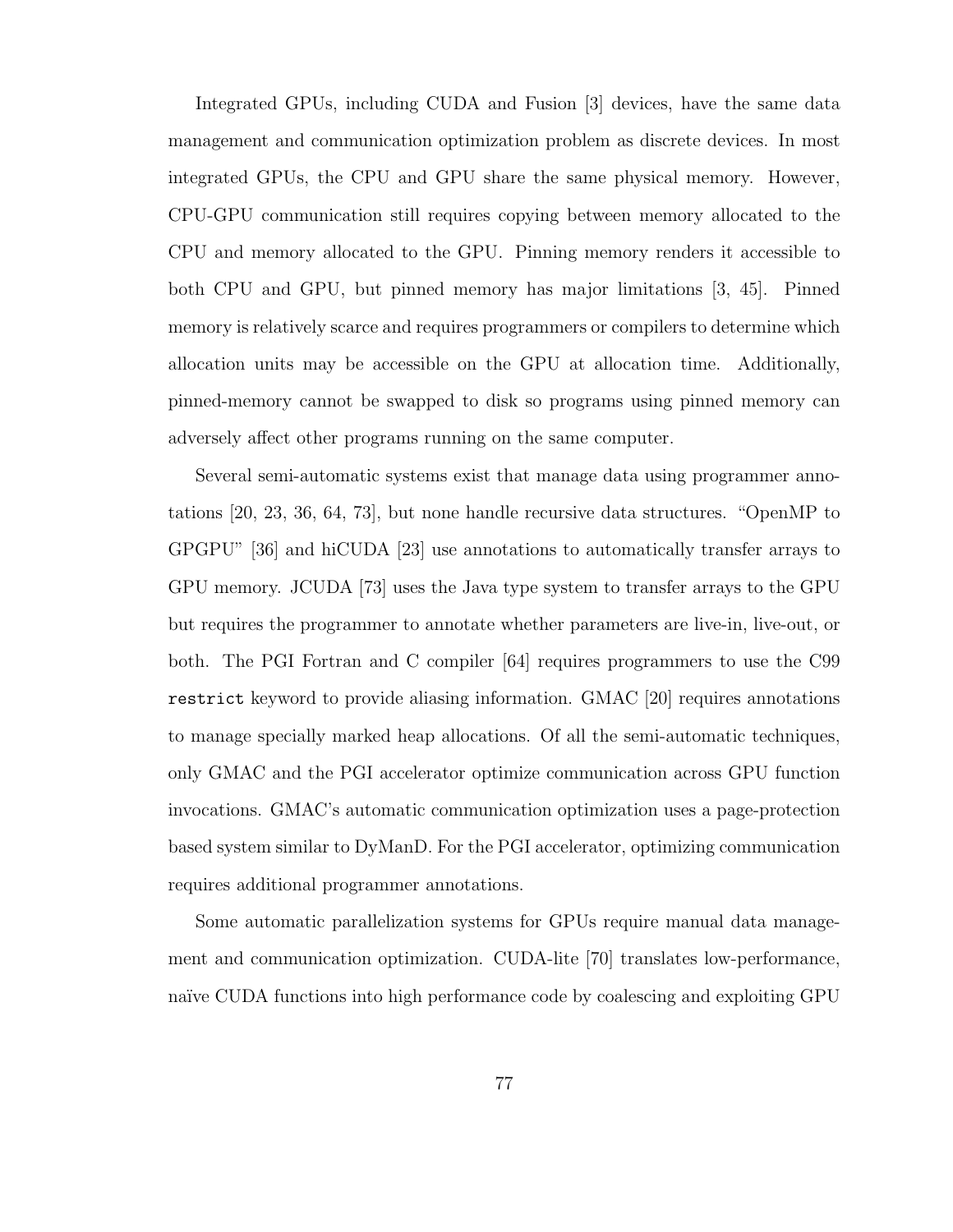Integrated GPUs, including CUDA and Fusion [3] devices, have the same data management and communication optimization problem as discrete devices. In most integrated GPUs, the CPU and GPU share the same physical memory. However, CPU-GPU communication still requires copying between memory allocated to the CPU and memory allocated to the GPU. Pinning memory renders it accessible to both CPU and GPU, but pinned memory has major limitations [3, 45]. Pinned memory is relatively scarce and requires programmers or compilers to determine which allocation units may be accessible on the GPU at allocation time. Additionally, pinned-memory cannot be swapped to disk so programs using pinned memory can adversely affect other programs running on the same computer.

Several semi-automatic systems exist that manage data using programmer annotations [20, 23, 36, 64, 73], but none handle recursive data structures. "OpenMP to GPGPU" [36] and hiCUDA [23] use annotations to automatically transfer arrays to GPU memory. JCUDA [73] uses the Java type system to transfer arrays to the GPU but requires the programmer to annotate whether parameters are live-in, live-out, or both. The PGI Fortran and C compiler [64] requires programmers to use the C99 `restrict` keyword to provide aliasing information. GMAC [20] requires annotations to manage specially marked heap allocations. Of all the semi-automatic techniques, only GMAC and the PGI accelerator optimize communication across GPU function invocations. GMAC's automatic communication optimization uses a page-protection based system similar to DyManD. For the PGI accelerator, optimizing communication requires additional programmer annotations.

Some automatic parallelization systems for GPUs require manual data management and communication optimization. CUDA-lite [70] translates low-performance, naïve CUDA functions into high performance code by coalescing and exploiting GPU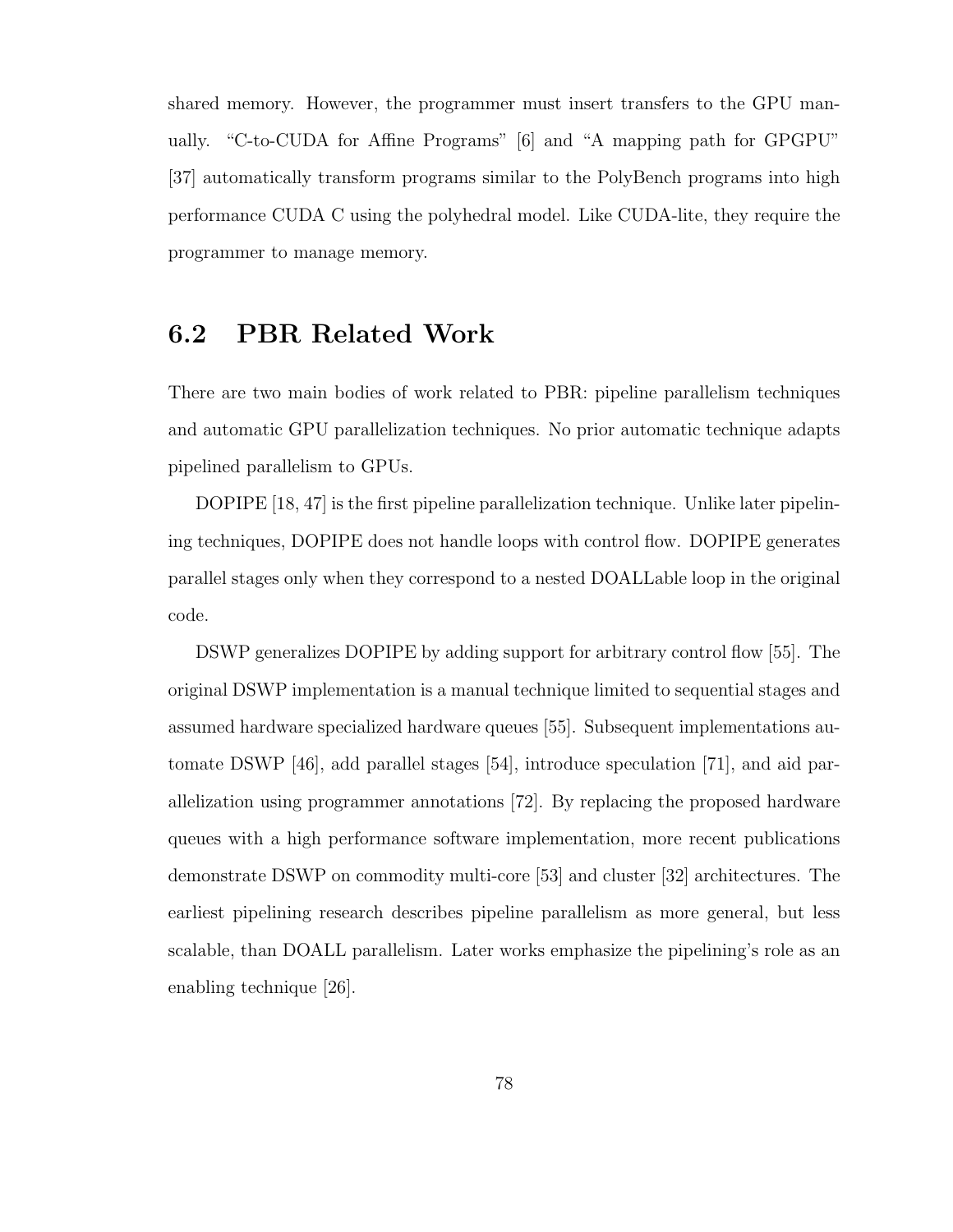shared memory. However, the programmer must insert transfers to the GPU manually. "C-to-CUDA for Affine Programs" [6] and "A mapping path for GPGPU" [37] automatically transform programs similar to the PolyBench programs into high performance CUDA C using the polyhedral model. Like CUDA-lite, they require the programmer to manage memory.

## 6.2 PBR Related Work

There are two main bodies of work related to PBR: pipeline parallelism techniques and automatic GPU parallelization techniques. No prior automatic technique adapts pipelined parallelism to GPUs.

DOPIPE [18, 47] is the first pipeline parallelization technique. Unlike later pipelining techniques, DOPIPE does not handle loops with control flow. DOPIPE generates parallel stages only when they correspond to a nested DOALLable loop in the original code.

DSWP generalizes DOPIPE by adding support for arbitrary control flow [55]. The original DSWP implementation is a manual technique limited to sequential stages and assumed hardware specialized hardware queues [55]. Subsequent implementations automate DSWP [46], add parallel stages [54], introduce speculation [71], and aid parallelization using programmer annotations [72]. By replacing the proposed hardware queues with a high performance software implementation, more recent publications demonstrate DSWP on commodity multi-core [53] and cluster [32] architectures. The earliest pipelining research describes pipeline parallelism as more general, but less scalable, than DOALL parallelism. Later works emphasize the pipelining's role as an enabling technique [26].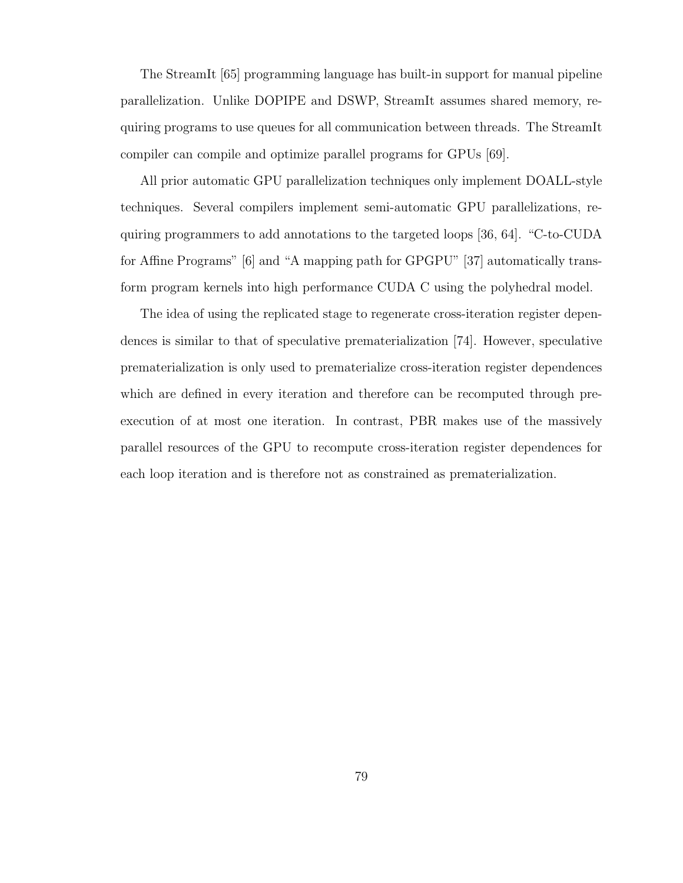The StreamIt [65] programming language has built-in support for manual pipeline parallelization. Unlike DOPIPE and DSWP, StreamIt assumes shared memory, requiring programs to use queues for all communication between threads. The StreamIt compiler can compile and optimize parallel programs for GPUs [69].

All prior automatic GPU parallelization techniques only implement DOALL-style techniques. Several compilers implement semi-automatic GPU parallelizations, requiring programmers to add annotations to the targeted loops [36, 64]. "C-to-CUDA for Affine Programs" [6] and "A mapping path for GPGPU" [37] automatically transform program kernels into high performance CUDA C using the polyhedral model.

The idea of using the replicated stage to regenerate cross-iteration register dependences is similar to that of speculative prematerialization [74]. However, speculative prematerialization is only used to prematerialize cross-iteration register dependences which are defined in every iteration and therefore can be recomputed through pre-execution of at most one iteration. In contrast, PBR makes use of the massively parallel resources of the GPU to recompute cross-iteration register dependences for each loop iteration and is therefore not as constrained as prematerialization.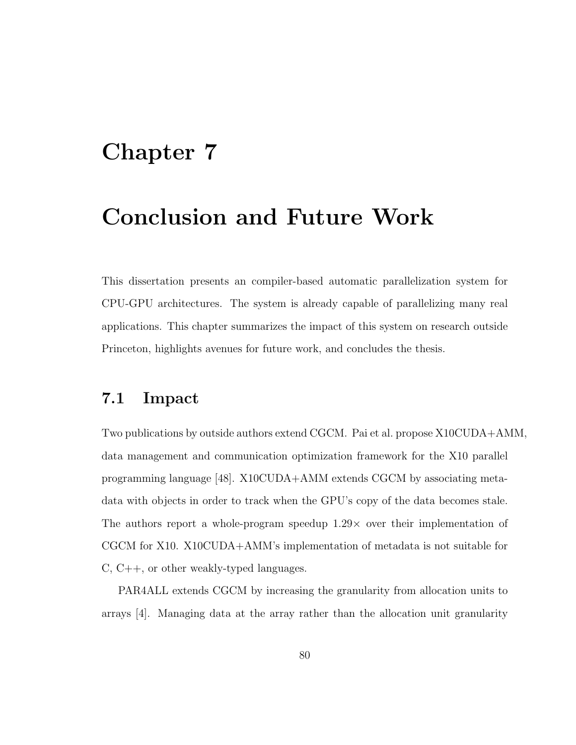# Chapter 7

# Conclusion and Future Work

This dissertation presents an compiler-based automatic parallelization system for CPU-GPU architectures. The system is already capable of parallelizing many real applications. This chapter summarizes the impact of this system on research outside Princeton, highlights avenues for future work, and concludes the thesis.

## 7.1 Impact

Two publications by outside authors extend CGCM. Pai et al. propose X10CUDA+AMM, data management and communication optimization framework for the X10 parallel programming language [48]. X10CUDA+AMM extends CGCM by associating metadata with objects in order to track when the GPU's copy of the data becomes stale. The authors report a whole-program speedup 1.29× over their implementation of CGCM for X10. X10CUDA+AMM's implementation of metadata is not suitable for C, C++, or other weakly-typed languages.

PAR4ALL extends CGCM by increasing the granularity from allocation units to arrays [4]. Managing data at the array rather than the allocation unit granularity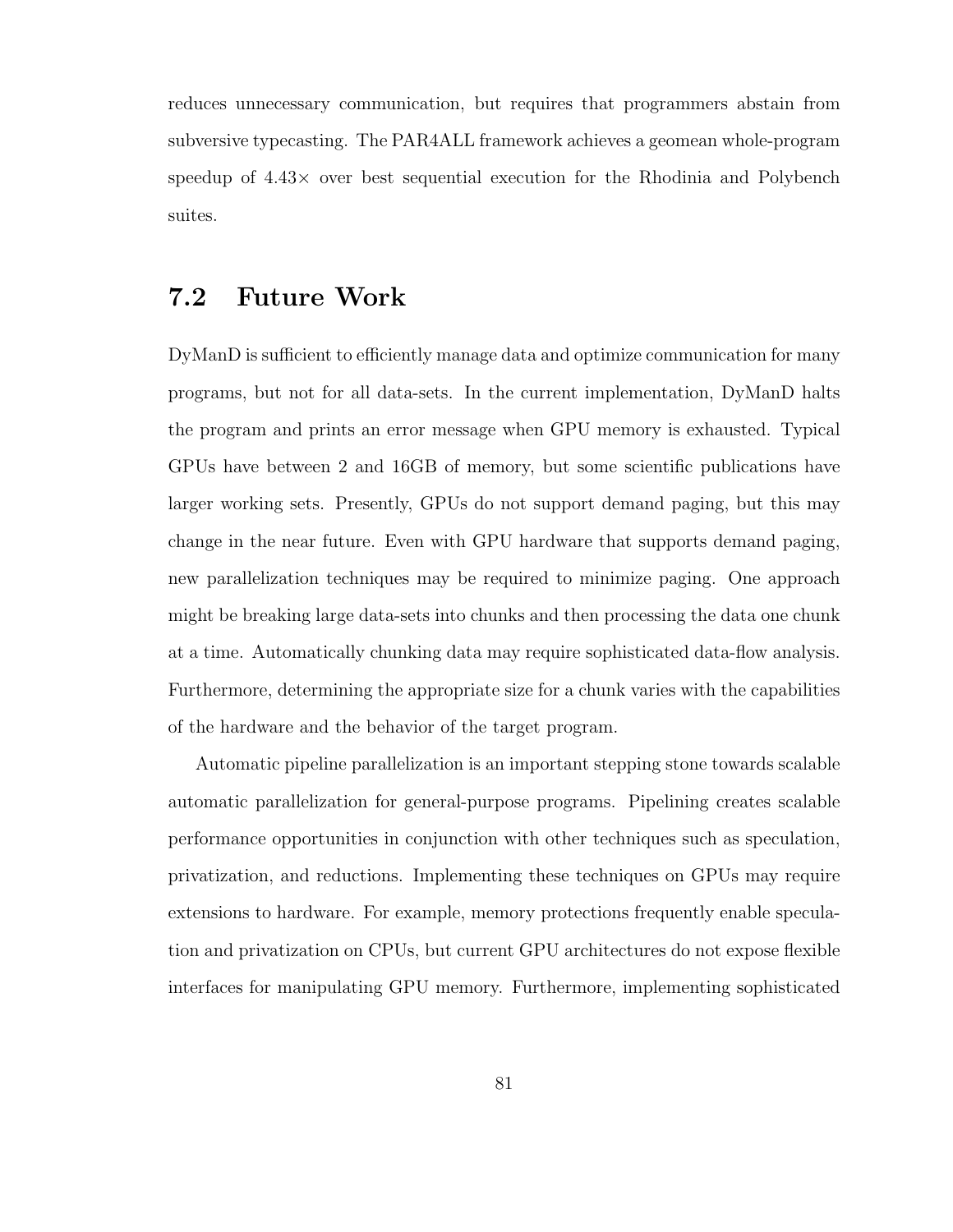reduces unnecessary communication, but requires that programmers abstain from subversive typecasting. The PAR4ALL framework achieves a geomean whole-program speedup of 4.43× over best sequential execution for the Rhodinia and Polybench suites.

## 7.2 Future Work

DyManD is sufficient to efficiently manage data and optimize communication for many programs, but not for all data-sets. In the current implementation, DyManD halts the program and prints an error message when GPU memory is exhausted. Typical GPUs have between 2 and 16GB of memory, but some scientific publications have larger working sets. Presently, GPUs do not support demand paging, but this may change in the near future. Even with GPU hardware that supports demand paging, new parallelization techniques may be required to minimize paging. One approach might be breaking large data-sets into chunks and then processing the data one chunk at a time. Automatically chunking data may require sophisticated data-flow analysis. Furthermore, determining the appropriate size for a chunk varies with the capabilities of the hardware and the behavior of the target program.

Automatic pipeline parallelization is an important stepping stone towards scalable automatic parallelization for general-purpose programs. Pipelining creates scalable performance opportunities in conjunction with other techniques such as speculation, privatization, and reductions. Implementing these techniques on GPUs may require extensions to hardware. For example, memory protections frequently enable speculation and privatization on CPUs, but current GPU architectures do not expose flexible interfaces for manipulating GPU memory. Furthermore, implementing sophisticated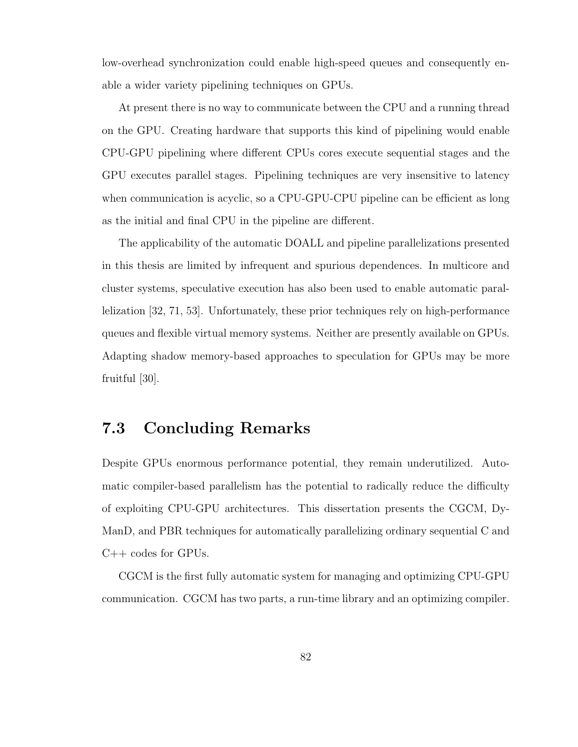low-overhead synchronization could enable high-speed queues and consequently enable a wider variety pipelining techniques on GPUs.

At present there is no way to communicate between the CPU and a running thread on the GPU. Creating hardware that supports this kind of pipelining would enable CPU-GPU pipelining where different CPUs cores execute sequential stages and the GPU executes parallel stages. Pipelining techniques are very insensitive to latency when communication is acyclic, so a CPU-GPU-CPU pipeline can be efficient as long as the initial and final CPU in the pipeline are different.

The applicability of the automatic DOALL and pipeline parallelizations presented in this thesis are limited by infrequent and spurious dependences. In multicore and cluster systems, speculative execution has also been used to enable automatic parallelization [32, 71, 53]. Unfortunately, these prior techniques rely on high-performance queues and flexible virtual memory systems. Neither are presently available on GPUs. Adapting shadow memory-based approaches to speculation for GPUs may be more fruitful [30].

## 7.3 Concluding Remarks

Despite GPUs enormous performance potential, they remain underutilized. Automatic compiler-based parallelism has the potential to radically reduce the difficulty of exploiting CPU-GPU architectures. This dissertation presents the CGCM, DyManD, and PBR techniques for automatically parallelizing ordinary sequential C and C++ codes for GPUs.

CGCM is the first fully automatic system for managing and optimizing CPU-GPU communication. CGCM has two parts, a run-time library and an optimizing compiler.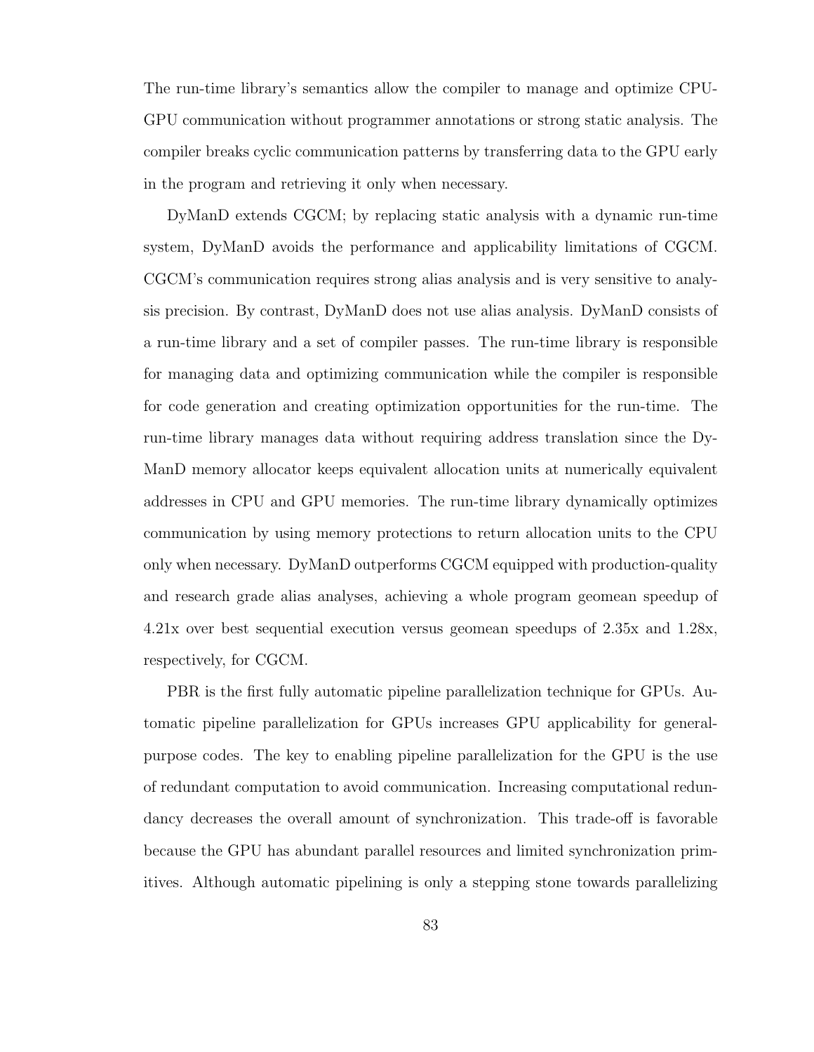The run-time library's semantics allow the compiler to manage and optimize CPU-GPU communication without programmer annotations or strong static analysis. The compiler breaks cyclic communication patterns by transferring data to the GPU early in the program and retrieving it only when necessary.

DyManD extends CGCM; by replacing static analysis with a dynamic run-time system, DyManD avoids the performance and applicability limitations of CGCM. CGCM's communication requires strong alias analysis and is very sensitive to analysis precision. By contrast, DyManD does not use alias analysis. DyManD consists of a run-time library and a set of compiler passes. The run-time library is responsible for managing data and optimizing communication while the compiler is responsible for code generation and creating optimization opportunities for the run-time. The run-time library manages data without requiring address translation since the DyManD memory allocator keeps equivalent allocation units at numerically equivalent addresses in CPU and GPU memories. The run-time library dynamically optimizes communication by using memory protections to return allocation units to the CPU only when necessary. DyManD outperforms CGCM equipped with production-quality and research grade alias analyses, achieving a whole program geomean speedup of 4.21x over best sequential execution versus geomean speedups of 2.35x and 1.28x, respectively, for CGCM.

PBR is the first fully automatic pipeline parallelization technique for GPUs. Automatic pipeline parallelization for GPUs increases GPU applicability for general-purpose codes. The key to enabling pipeline parallelization for the GPU is the use of redundant computation to avoid communication. Increasing computational redundancy decreases the overall amount of synchronization. This trade-off is favorable because the GPU has abundant parallel resources and limited synchronization primitives. Although automatic pipelining is only a stepping stone towards parallelizing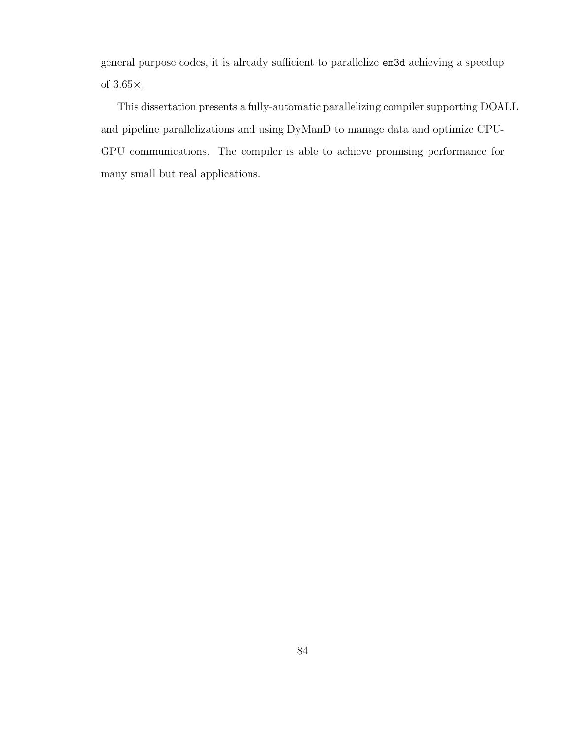general purpose codes, it is already sufficient to parallelize `em3d` achieving a speedup of 3.65×.

This dissertation presents a fully-automatic parallelizing compiler supporting DOALL and pipeline parallelizations and using DyManD to manage data and optimize CPU-GPU communications. The compiler is able to achieve promising performance for many small but real applications.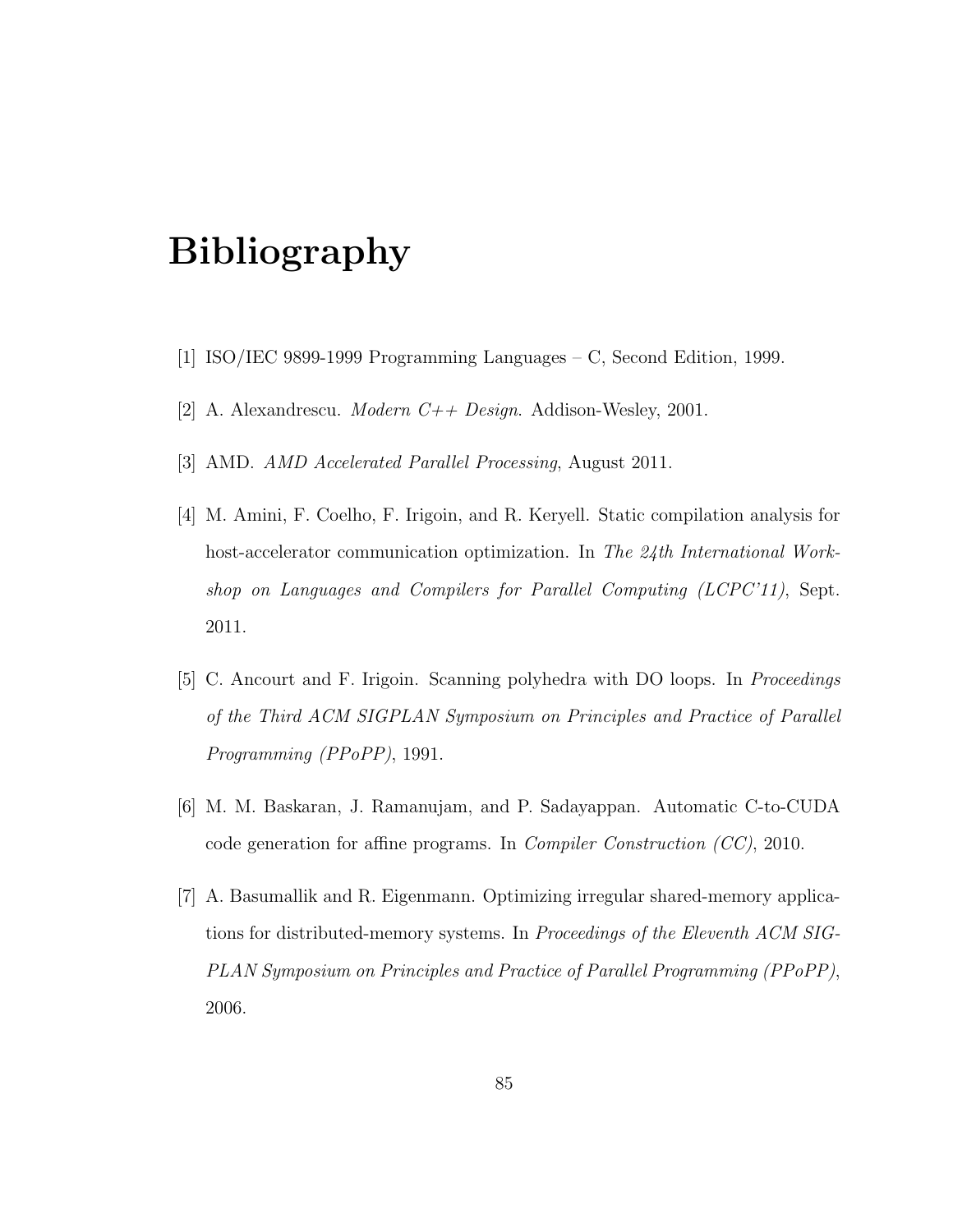# Bibliography

[1] ISO/IEC 9899-1999 Programming Languages – C, Second Edition, 1999.

[2] A. Alexandrescu. *Modern C++ Design*. Addison-Wesley, 2001.

[3] AMD. *AMD Accelerated Parallel Processing*, August 2011.

[4] M. Amini, F. Coelho, F. Irigoin, and R. Keryell. Static compilation analysis for host-accelerator communication optimization. In *The 24th International Workshop on Languages and Compilers for Parallel Computing (LCPC'11)*, Sept. 2011.

[5] C. Ancourt and F. Irigoin. Scanning polyhedra with DO loops. In *Proceedings of the Third ACM SIGPLAN Symposium on Principles and Practice of Parallel Programming (PPoPP)*, 1991.

[6] M. M. Baskaran, J. Ramanujam, and P. Sadayappan. Automatic C-to-CUDA code generation for affine programs. In *Compiler Construction (CC)*, 2010.

[7] A. Basumallik and R. Eigenmann. Optimizing irregular shared-memory applications for distributed-memory systems. In *Proceedings of the Eleventh ACM SIGPLAN Symposium on Principles and Practice of Parallel Programming (PPoPP)*, 2006.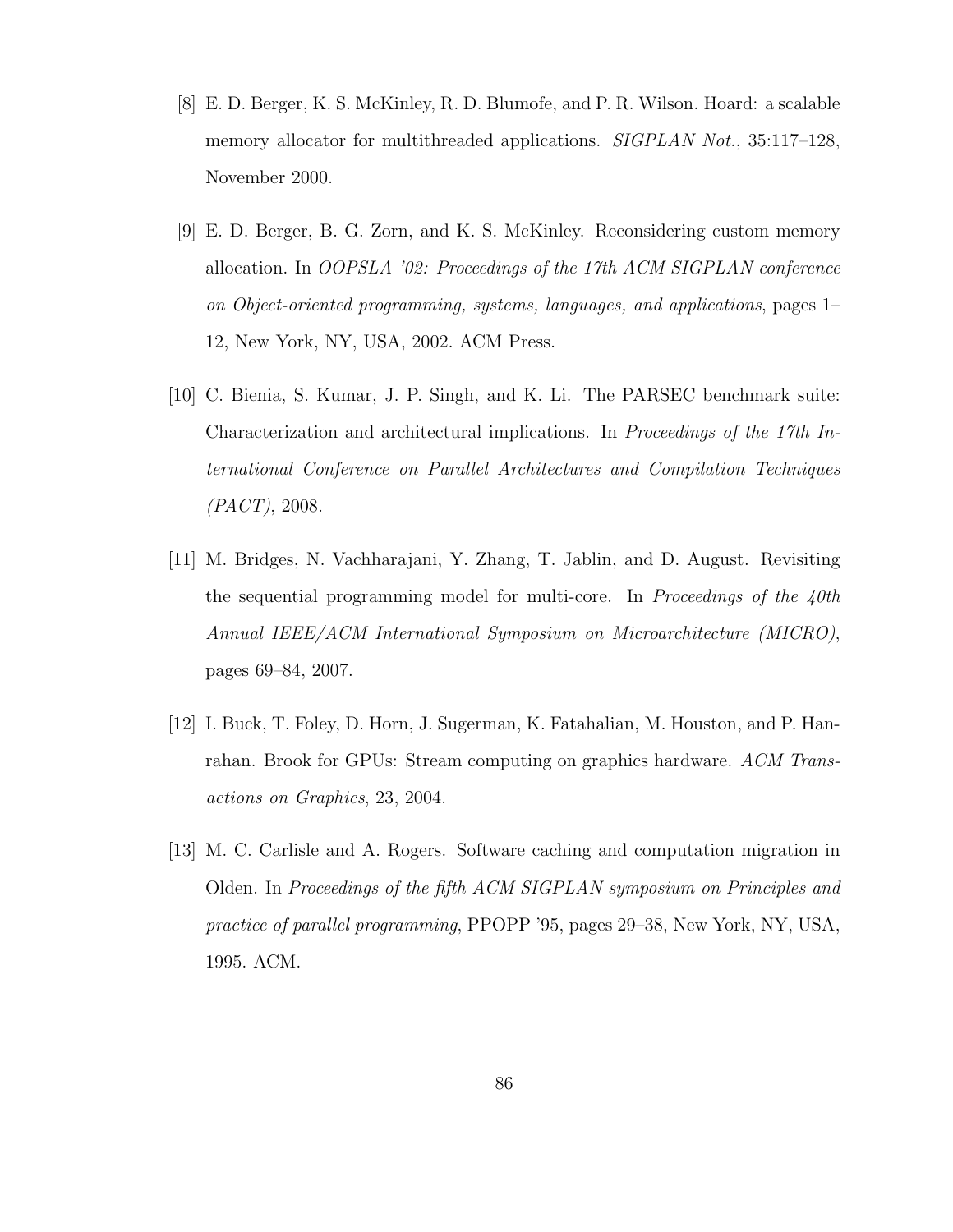[8] E. D. Berger, K. S. McKinley, R. D. Blumofe, and P. R. Wilson. Hoard: a scalable memory allocator for multithreaded applications. *SIGPLAN Not.*, 35:117–128, November 2000.

[9] E. D. Berger, B. G. Zorn, and K. S. McKinley. Reconsidering custom memory allocation. In *OOPSLA '02: Proceedings of the 17th ACM SIGPLAN conference on Object-oriented programming, systems, languages, and applications*, pages 1–12, New York, NY, USA, 2002. ACM Press.

[10] C. Bienia, S. Kumar, J. P. Singh, and K. Li. The PARSEC benchmark suite: Characterization and architectural implications. In *Proceedings of the 17th International Conference on Parallel Architectures and Compilation Techniques (PACT)*, 2008.

[11] M. Bridges, N. Vachharajani, Y. Zhang, T. Jablin, and D. August. Revisiting the sequential programming model for multi-core. In *Proceedings of the 40th Annual IEEE/ACM International Symposium on Microarchitecture (MICRO)*, pages 69–84, 2007.

[12] I. Buck, T. Foley, D. Horn, J. Sugerman, K. Fatahalian, M. Houston, and P. Hanrahan. Brook for GPUs: Stream computing on graphics hardware. *ACM Transactions on Graphics*, 23, 2004.

[13] M. C. Carlisle and A. Rogers. Software caching and computation migration in Olden. In *Proceedings of the fifth ACM SIGPLAN symposium on Principles and practice of parallel programming*, PPOPP '95, pages 29–38, New York, NY, USA, 1995. ACM.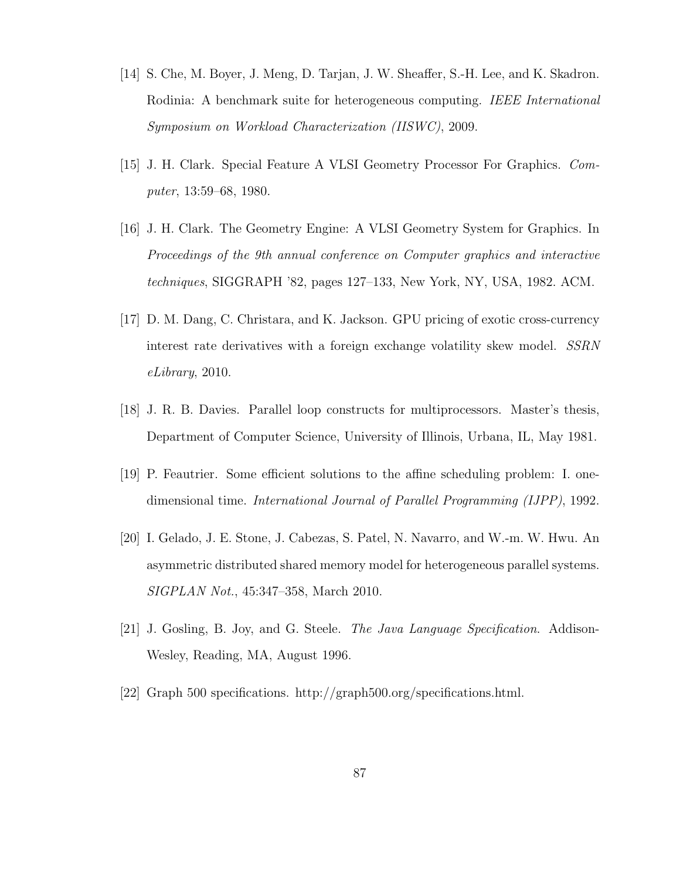[14] S. Che, M. Boyer, J. Meng, D. Tarjan, J. W. Sheaffer, S.-H. Lee, and K. Skadron. Rodinia: A benchmark suite for heterogeneous computing. *IEEE International Symposium on Workload Characterization (IISWC)*, 2009.

[15] J. H. Clark. Special Feature A VLSI Geometry Processor For Graphics. *Computer*, 13:59–68, 1980.

[16] J. H. Clark. The Geometry Engine: A VLSI Geometry System for Graphics. In *Proceedings of the 9th annual conference on Computer graphics and interactive techniques*, SIGGRAPH '82, pages 127–133, New York, NY, USA, 1982. ACM.

[17] D. M. Dang, C. Christara, and K. Jackson. GPU pricing of exotic cross-currency interest rate derivatives with a foreign exchange volatility skew model. *SSRN eLibrary*, 2010.

[18] J. R. B. Davies. Parallel loop constructs for multiprocessors. Master's thesis, Department of Computer Science, University of Illinois, Urbana, IL, May 1981.

[19] P. Feautrier. Some efficient solutions to the affine scheduling problem: I. one-dimensional time. *International Journal of Parallel Programming (IJPP)*, 1992.

[20] I. Gelado, J. E. Stone, J. Cabezas, S. Patel, N. Navarro, and W.-m. W. Hwu. An asymmetric distributed shared memory model for heterogeneous parallel systems. *SIGPLAN Not.*, 45:347–358, March 2010.

[21] J. Gosling, B. Joy, and G. Steele. *The Java Language Specification*. Addison-Wesley, Reading, MA, August 1996.

[22] Graph 500 specifications. http://graph500.org/specifications.html.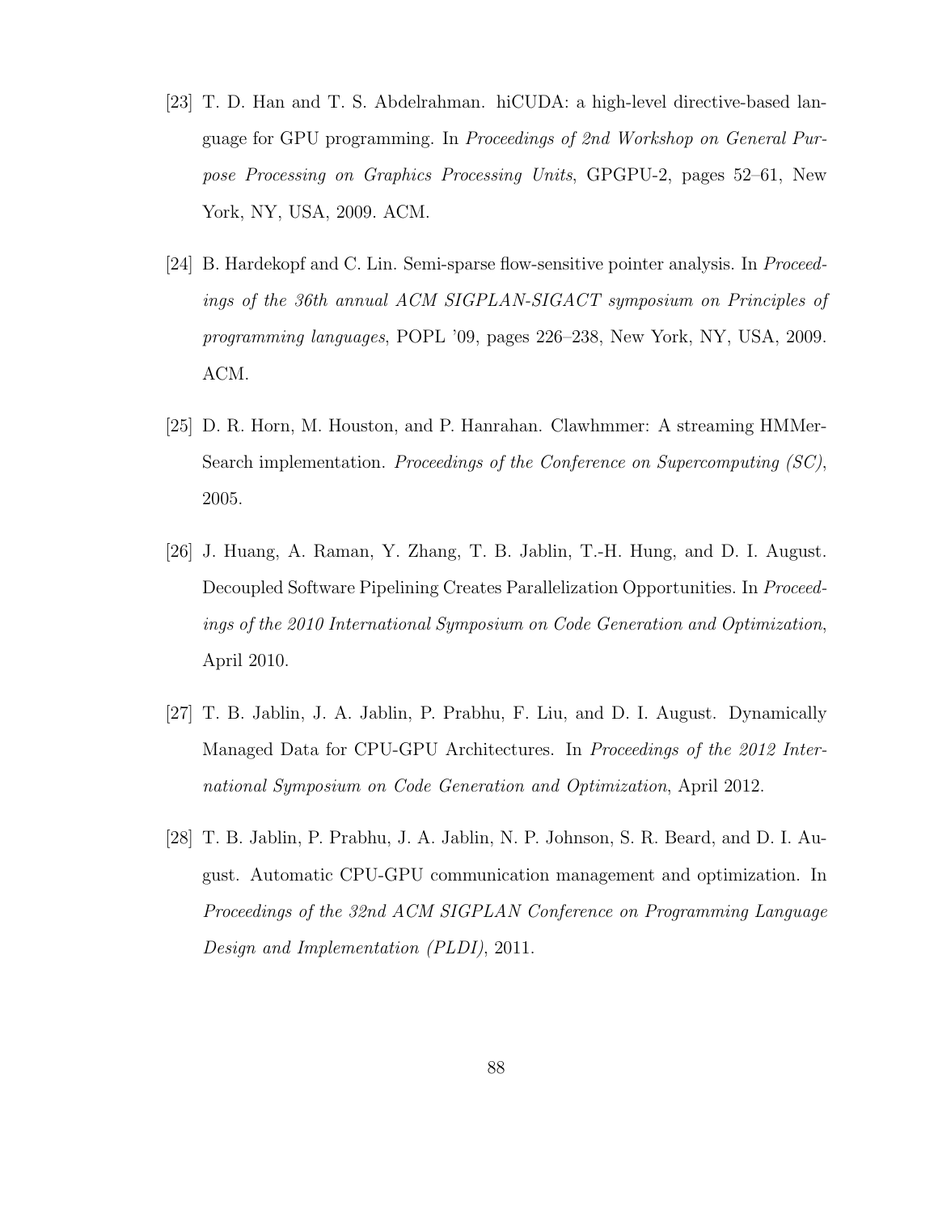[23] T. D. Han and T. S. Abdelrahman. hiCUDA: a high-level directive-based language for GPU programming. In *Proceedings of 2nd Workshop on General Purpose Processing on Graphics Processing Units*, GPGPU-2, pages 52–61, New York, NY, USA, 2009. ACM.

[24] B. Hardekopf and C. Lin. Semi-sparse flow-sensitive pointer analysis. In *Proceedings of the 36th annual ACM SIGPLAN-SIGACT symposium on Principles of programming languages*, POPL '09, pages 226–238, New York, NY, USA, 2009. ACM.

[25] D. R. Horn, M. Houston, and P. Hanrahan. Clawhmmer: A streaming HMMer-Search implementation. *Proceedings of the Conference on Supercomputing (SC)*, 2005.

[26] J. Huang, A. Raman, Y. Zhang, T. B. Jablin, T.-H. Hung, and D. I. August. Decoupled Software Pipelining Creates Parallelization Opportunities. In *Proceedings of the 2010 International Symposium on Code Generation and Optimization*, April 2010.

[27] T. B. Jablin, J. A. Jablin, P. Prabhu, F. Liu, and D. I. August. Dynamically Managed Data for CPU-GPU Architectures. In *Proceedings of the 2012 International Symposium on Code Generation and Optimization*, April 2012.

[28] T. B. Jablin, P. Prabhu, J. A. Jablin, N. P. Johnson, S. R. Beard, and D. I. August. Automatic CPU-GPU communication management and optimization. In *Proceedings of the 32nd ACM SIGPLAN Conference on Programming Language Design and Implementation (PLDI)*, 2011.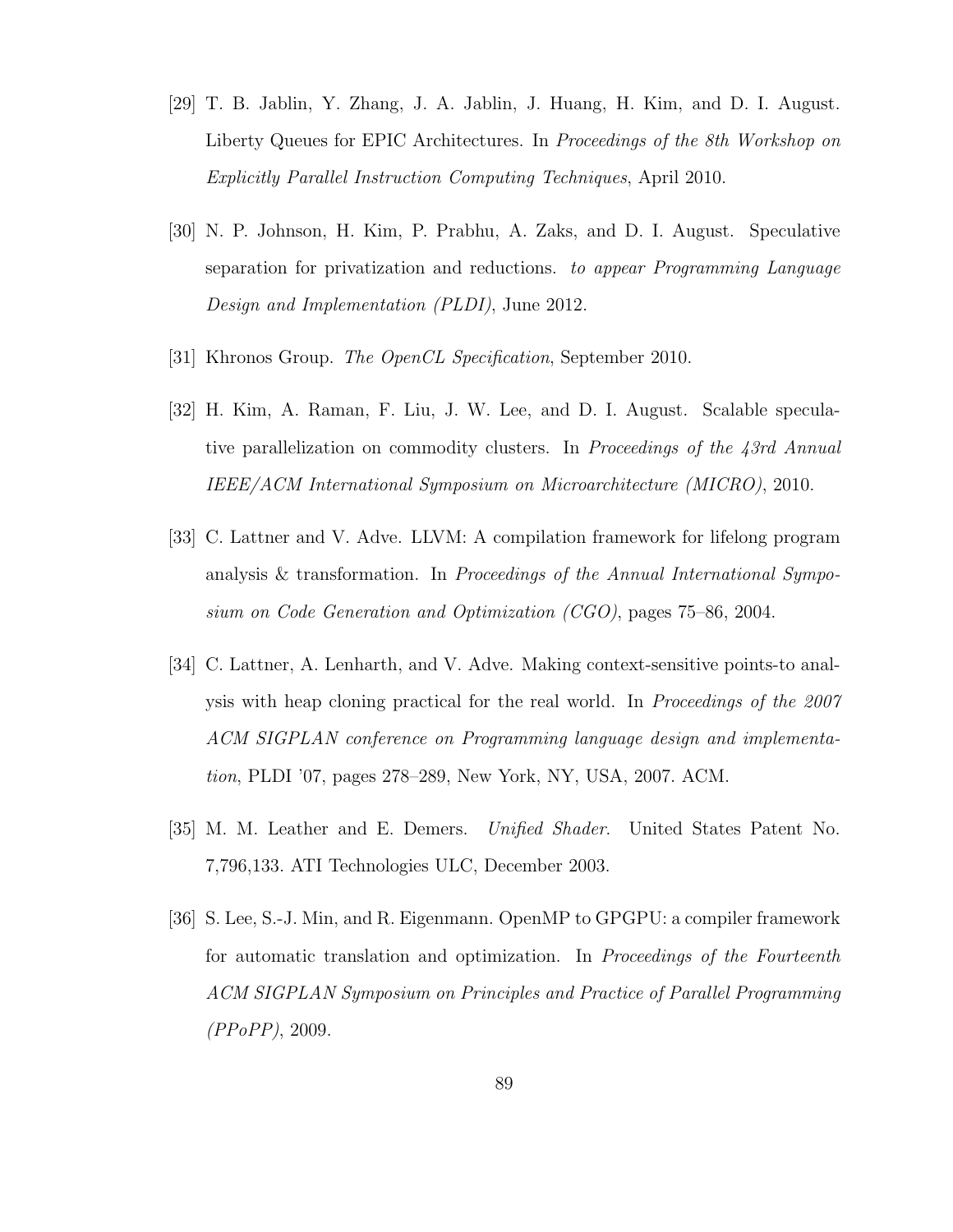[29] T. B. Jablin, Y. Zhang, J. A. Jablin, J. Huang, H. Kim, and D. I. August. Liberty Queues for EPIC Architectures. In *Proceedings of the 8th Workshop on Explicitly Parallel Instruction Computing Techniques*, April 2010.

[30] N. P. Johnson, H. Kim, P. Prabhu, A. Zaks, and D. I. August. Speculative separation for privatization and reductions. *to appear Programming Language Design and Implementation (PLDI)*, June 2012.

[31] Khronos Group. *The OpenCL Specification*, September 2010.

[32] H. Kim, A. Raman, F. Liu, J. W. Lee, and D. I. August. Scalable speculative parallelization on commodity clusters. In *Proceedings of the 43rd Annual IEEE/ACM International Symposium on Microarchitecture (MICRO)*, 2010.

[33] C. Lattner and V. Adve. LLVM: A compilation framework for lifelong program analysis & transformation. In *Proceedings of the Annual International Symposium on Code Generation and Optimization (CGO)*, pages 75–86, 2004.

[34] C. Lattner, A. Lenharth, and V. Adve. Making context-sensitive points-to analysis with heap cloning practical for the real world. In *Proceedings of the 2007 ACM SIGPLAN conference on Programming language design and implementation*, PLDI '07, pages 278–289, New York, NY, USA, 2007. ACM.

[35] M. M. Leather and E. Demers. *Unified Shader*. United States Patent No. 7,796,133. ATI Technologies ULC, December 2003.

[36] S. Lee, S.-J. Min, and R. Eigenmann. OpenMP to GPGPU: a compiler framework for automatic translation and optimization. In *Proceedings of the Fourteenth ACM SIGPLAN Symposium on Principles and Practice of Parallel Programming (PPoPP)*, 2009.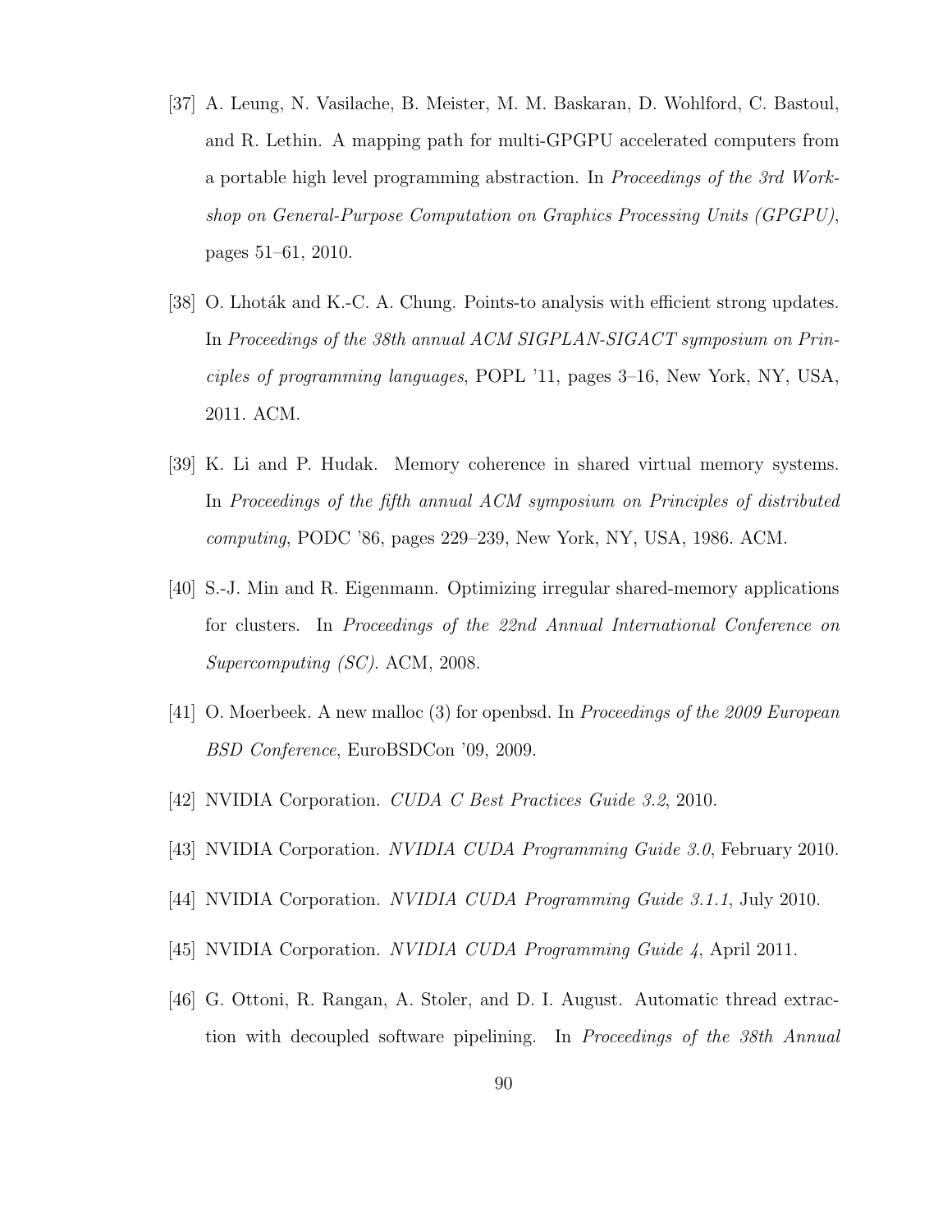[37] A. Leung, N. Vasilache, B. Meister, M. M. Baskaran, D. Wohlford, C. Bastoul, and R. Lethin. A mapping path for multi-GPGPU accelerated computers from a portable high level programming abstraction. In *Proceedings of the 3rd Workshop on General-Purpose Computation on Graphics Processing Units (GPGPU)*, pages 51–61, 2010.

[38] O. Lhoták and K.-C. A. Chung. Points-to analysis with efficient strong updates. In *Proceedings of the 38th annual ACM SIGPLAN-SIGACT symposium on Principles of programming languages*, POPL '11, pages 3–16, New York, NY, USA, 2011. ACM.

[39] K. Li and P. Hudak. Memory coherence in shared virtual memory systems. In *Proceedings of the fifth annual ACM symposium on Principles of distributed computing*, PODC '86, pages 229–239, New York, NY, USA, 1986. ACM.

[40] S.-J. Min and R. Eigenmann. Optimizing irregular shared-memory applications for clusters. In *Proceedings of the 22nd Annual International Conference on Supercomputing (SC)*. ACM, 2008.

[41] O. Moerbeek. A new malloc (3) for openbsd. In *Proceedings of the 2009 European BSD Conference*, EuroBSDCon '09, 2009.

[42] NVIDIA Corporation. *CUDA C Best Practices Guide 3.2*, 2010.

[43] NVIDIA Corporation. *NVIDIA CUDA Programming Guide 3.0*, February 2010.

[44] NVIDIA Corporation. *NVIDIA CUDA Programming Guide 3.1.1*, July 2010.

[45] NVIDIA Corporation. *NVIDIA CUDA Programming Guide 4*, April 2011.

[46] G. Ottoni, R. Rangan, A. Stoler, and D. I. August. Automatic thread extraction with decoupled software pipelining. In *Proceedings of the 38th Annual*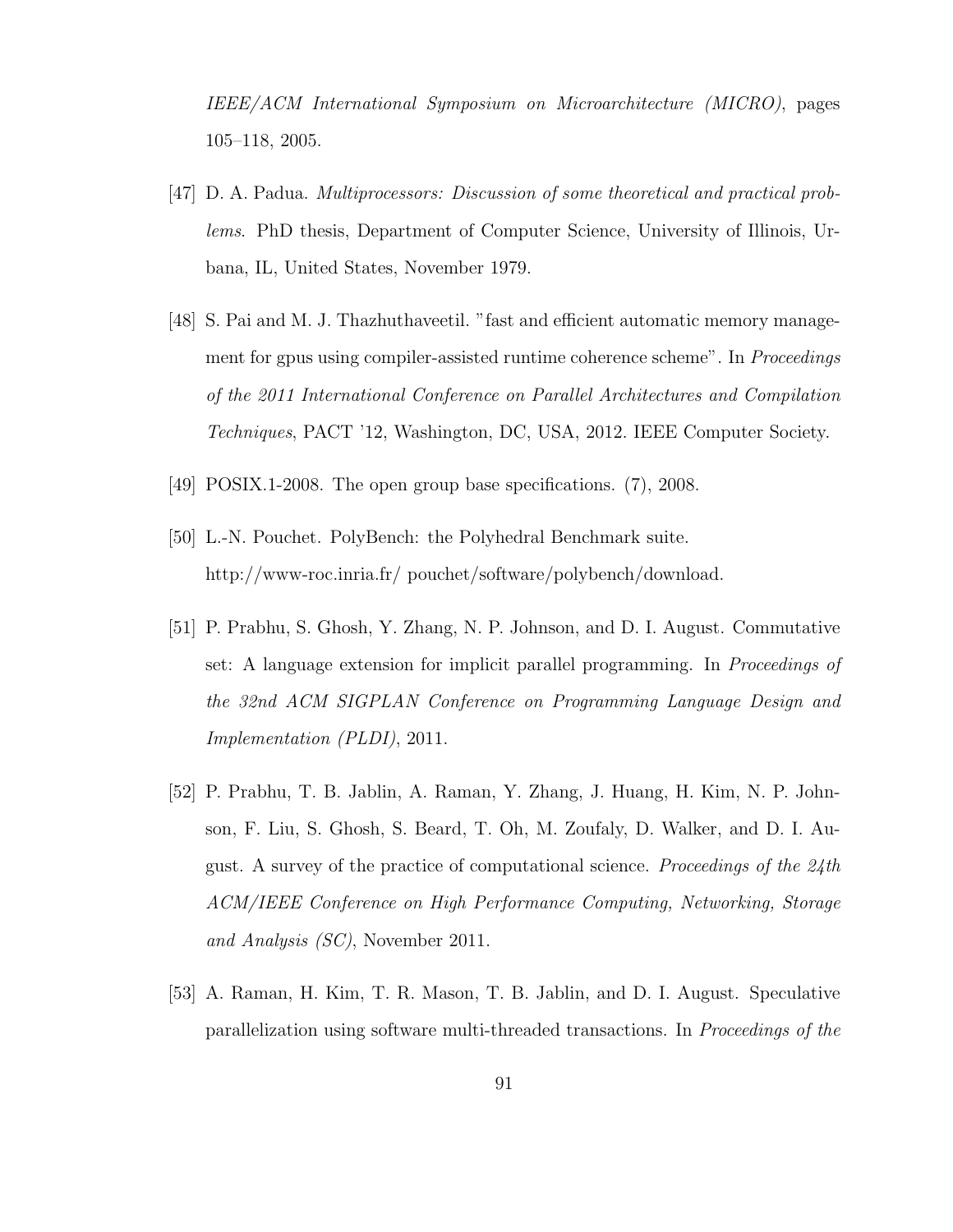*IEEE/ACM International Symposium on Microarchitecture (MICRO)*, pages 105–118, 2005.

[47] D. A. Padua. *Multiprocessors: Discussion of some theoretical and practical problems*. PhD thesis, Department of Computer Science, University of Illinois, Urbana, IL, United States, November 1979.

[48] S. Pai and M. J. Thazhuthaveetil. "fast and efficient automatic memory management for gpus using compiler-assisted runtime coherence scheme". In *Proceedings of the 2011 International Conference on Parallel Architectures and Compilation Techniques*, PACT '12, Washington, DC, USA, 2012. IEEE Computer Society.

[49] POSIX.1-2008. The open group base specifications. (7), 2008.

[50] L.-N. Pouchet. PolyBench: the Polyhedral Benchmark suite. http://www-roc.inria.fr/ pouchet/software/polybench/download.

[51] P. Prabhu, S. Ghosh, Y. Zhang, N. P. Johnson, and D. I. August. Commutative set: A language extension for implicit parallel programming. In *Proceedings of the 32nd ACM SIGPLAN Conference on Programming Language Design and Implementation (PLDI)*, 2011.

[52] P. Prabhu, T. B. Jablin, A. Raman, Y. Zhang, J. Huang, H. Kim, N. P. Johnson, F. Liu, S. Ghosh, S. Beard, T. Oh, M. Zoufaly, D. Walker, and D. I. August. A survey of the practice of computational science. *Proceedings of the 24th ACM/IEEE Conference on High Performance Computing, Networking, Storage and Analysis (SC)*, November 2011.

[53] A. Raman, H. Kim, T. R. Mason, T. B. Jablin, and D. I. August. Speculative parallelization using software multi-threaded transactions. In *Proceedings of the*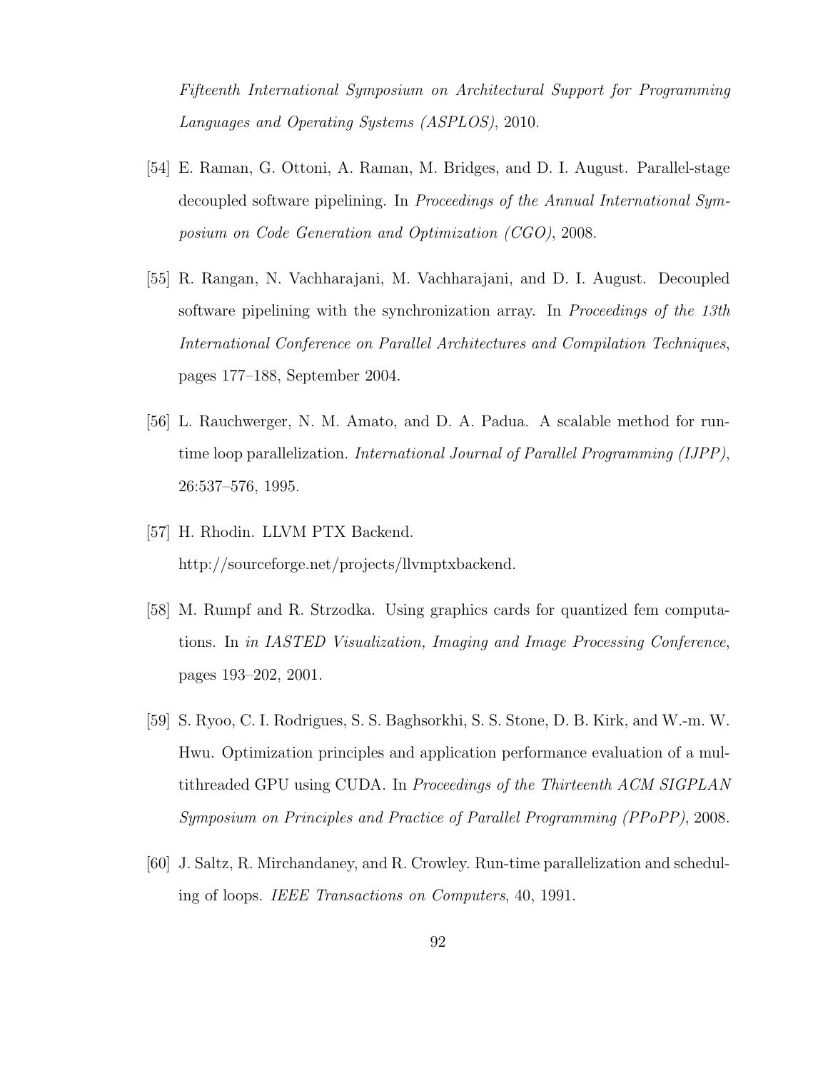*Fifteenth International Symposium on Architectural Support for Programming Languages and Operating Systems (ASPLOS)*, 2010.

[54] E. Raman, G. Ottoni, A. Raman, M. Bridges, and D. I. August. Parallel-stage decoupled software pipelining. In *Proceedings of the Annual International Symposium on Code Generation and Optimization (CGO)*, 2008.

[55] R. Rangan, N. Vachharajani, M. Vachharajani, and D. I. August. Decoupled software pipelining with the synchronization array. In *Proceedings of the 13th International Conference on Parallel Architectures and Compilation Techniques*, pages 177–188, September 2004.

[56] L. Rauchwerger, N. M. Amato, and D. A. Padua. A scalable method for run-time loop parallelization. *International Journal of Parallel Programming (IJPP)*, 26:537–576, 1995.

[57] H. Rhodin. LLVM PTX Backend. http://sourceforge.net/projects/llvmptxbackend.

[58] M. Rumpf and R. Strzodka. Using graphics cards for quantized fem computations. In *in IASTED Visualization, Imaging and Image Processing Conference*, pages 193–202, 2001.

[59] S. Ryoo, C. I. Rodrigues, S. S. Baghsorkhi, S. S. Stone, D. B. Kirk, and W.-m. W. Hwu. Optimization principles and application performance evaluation of a multithreaded GPU using CUDA. In *Proceedings of the Thirteenth ACM SIGPLAN Symposium on Principles and Practice of Parallel Programming (PPoPP)*, 2008.

[60] J. Saltz, R. Mirchandaney, and R. Crowley. Run-time parallelization and scheduling of loops. *IEEE Transactions on Computers*, 40, 1991.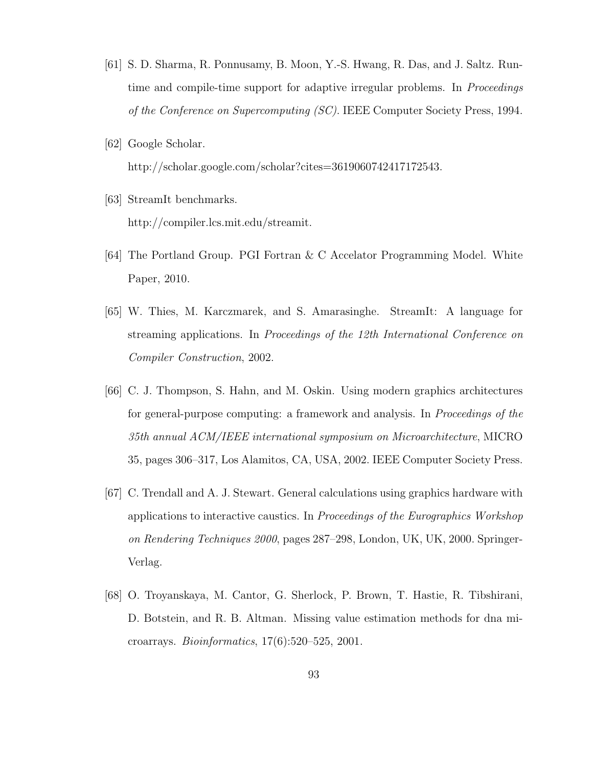[61] S. D. Sharma, R. Ponnusamy, B. Moon, Y.-S. Hwang, R. Das, and J. Saltz. Run-time and compile-time support for adaptive irregular problems. In *Proceedings of the Conference on Supercomputing (SC)*. IEEE Computer Society Press, 1994.

[62] Google Scholar.
http://scholar.google.com/scholar?cites=3619060742417172543.

[63] StreamIt benchmarks.
http://compiler.lcs.mit.edu/streamit.

[64] The Portland Group. PGI Fortran & C Accelator Programming Model. White Paper, 2010.

[65] W. Thies, M. Karczmarek, and S. Amarasinghe. StreamIt: A language for streaming applications. In *Proceedings of the 12th International Conference on Compiler Construction*, 2002.

[66] C. J. Thompson, S. Hahn, and M. Oskin. Using modern graphics architectures for general-purpose computing: a framework and analysis. In *Proceedings of the 35th annual ACM/IEEE international symposium on Microarchitecture*, MICRO 35, pages 306–317, Los Alamitos, CA, USA, 2002. IEEE Computer Society Press.

[67] C. Trendall and A. J. Stewart. General calculations using graphics hardware with applications to interactive caustics. In *Proceedings of the Eurographics Workshop on Rendering Techniques 2000*, pages 287–298, London, UK, UK, 2000. Springer-Verlag.

[68] O. Troyanskaya, M. Cantor, G. Sherlock, P. Brown, T. Hastie, R. Tibshirani, D. Botstein, and R. B. Altman. Missing value estimation methods for dna microarrays. *Bioinformatics*, 17(6):520–525, 2001.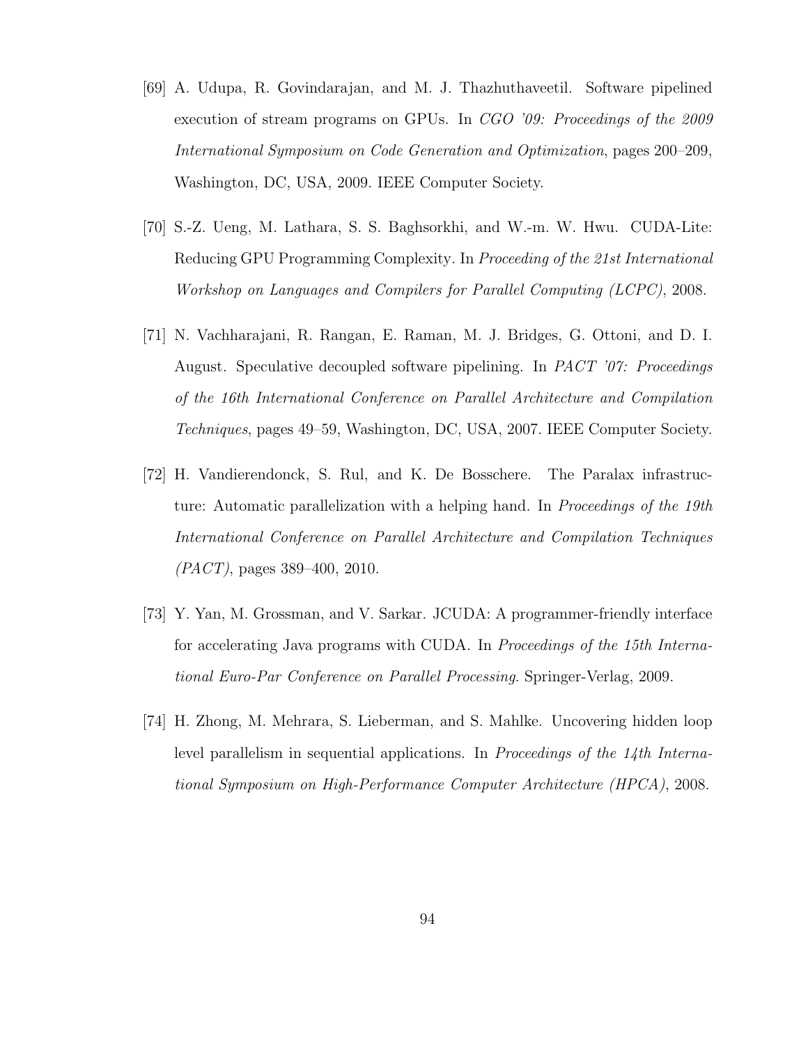[69] A. Udupa, R. Govindarajan, and M. J. Thazhuthaveetil. Software pipelined execution of stream programs on GPUs. In *CGO '09: Proceedings of the 2009 International Symposium on Code Generation and Optimization*, pages 200–209, Washington, DC, USA, 2009. IEEE Computer Society.

[70] S.-Z. Ueng, M. Lathara, S. S. Baghsorkhi, and W.-m. W. Hwu. CUDA-Lite: Reducing GPU Programming Complexity. In *Proceeding of the 21st International Workshop on Languages and Compilers for Parallel Computing (LCPC)*, 2008.

[71] N. Vachharajani, R. Rangan, E. Raman, M. J. Bridges, G. Ottoni, and D. I. August. Speculative decoupled software pipelining. In *PACT '07: Proceedings of the 16th International Conference on Parallel Architecture and Compilation Techniques*, pages 49–59, Washington, DC, USA, 2007. IEEE Computer Society.

[72] H. Vandierendonck, S. Rul, and K. De Bosschere. The Paralax infrastructure: Automatic parallelization with a helping hand. In *Proceedings of the 19th International Conference on Parallel Architecture and Compilation Techniques (PACT)*, pages 389–400, 2010.

[73] Y. Yan, M. Grossman, and V. Sarkar. JCUDA: A programmer-friendly interface for accelerating Java programs with CUDA. In *Proceedings of the 15th International Euro-Par Conference on Parallel Processing*. Springer-Verlag, 2009.

[74] H. Zhong, M. Mehrara, S. Lieberman, and S. Mahlke. Uncovering hidden loop level parallelism in sequential applications. In *Proceedings of the 14th International Symposium on High-Performance Computer Architecture (HPCA)*, 2008.